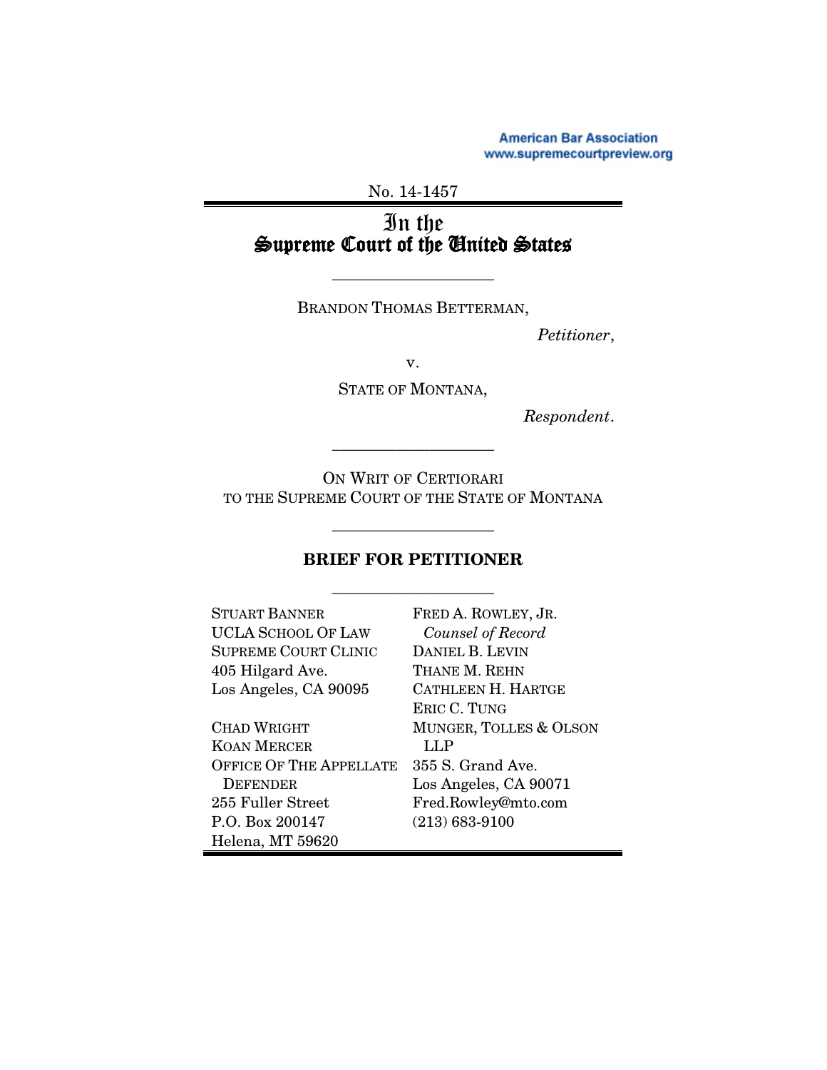American Bar Association
www.supremecourtpreview.org

No. 14-1457

# In the Supreme Court of the United States

---

BRANDON THOMAS BETTERMAN,

*Petitioner*,

v.

STATE OF MONTANA,

*Respondent*.

---

ON WRIT OF CERTIORARI TO THE SUPREME COURT OF THE STATE OF MONTANA

---

## BRIEF FOR PETITIONER

---

STUART BANNER
UCLA SCHOOL OF LAW
SUPREME COURT CLINIC
405 Hilgard Ave.
Los Angeles, CA 90095

CHAD WRIGHT
KOAN MERCER
OFFICE OF THE APPELLATE DEFENDER
255 Fuller Street
P.O. Box 200147
Helena, MT 59620

FRED A. ROWLEY, JR.
*Counsel of Record*
DANIEL B. LEVIN
THANE M. REHN
CATHLEEN H. HARTGE
ERIC C. TUNG
MUNGER, TOLLES & OLSON LLP
355 S. Grand Ave.
Los Angeles, CA 90071
Fred.Rowley@mto.com
(213) 683-9100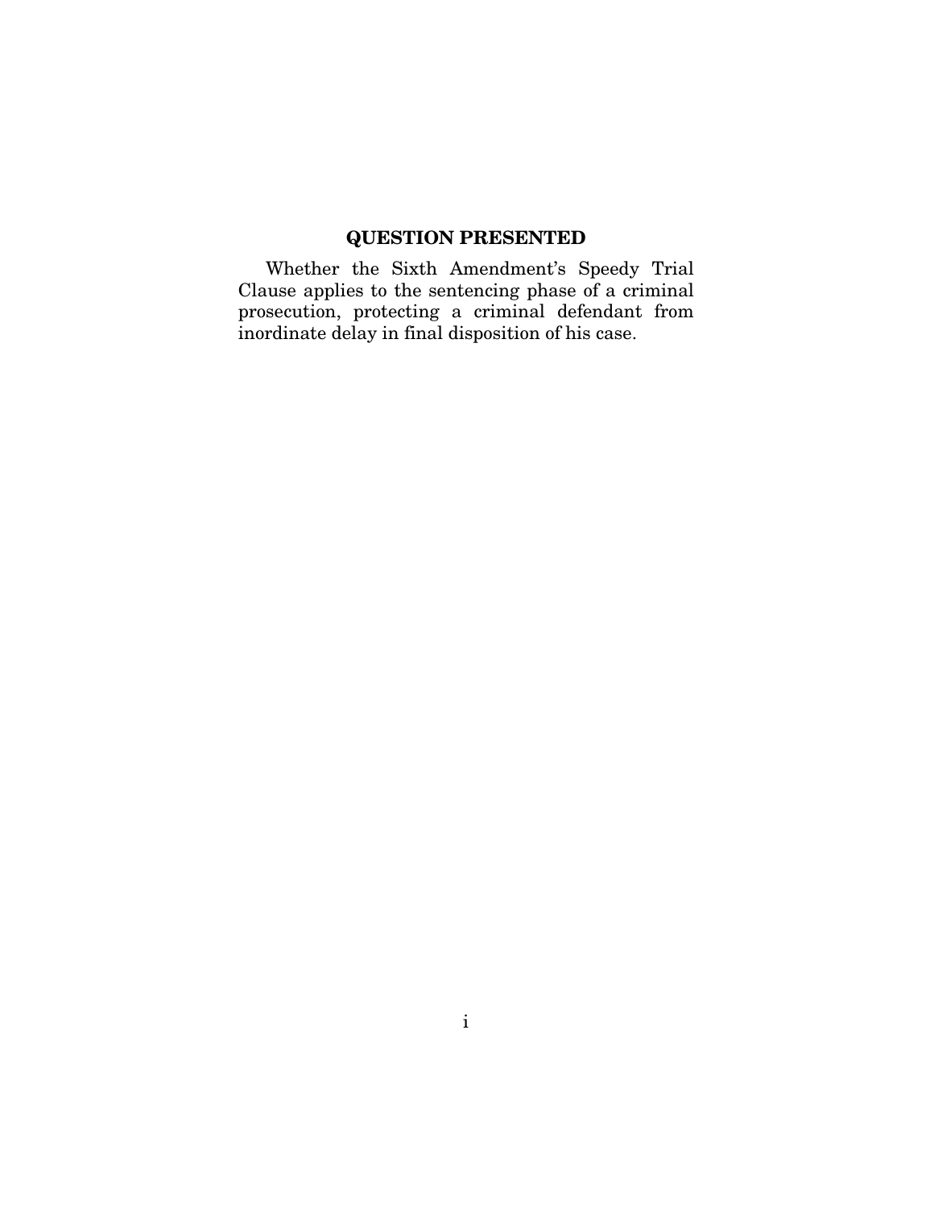## QUESTION PRESENTED

Whether the Sixth Amendment's Speedy Trial Clause applies to the sentencing phase of a criminal prosecution, protecting a criminal defendant from inordinate delay in final disposition of his case.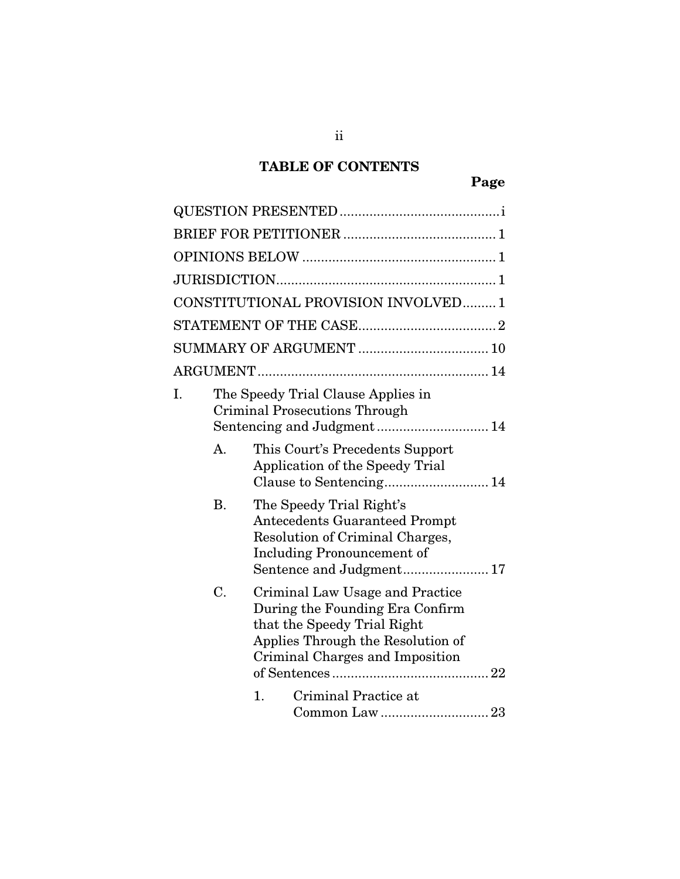## TABLE OF CONTENTS

**Page**

QUESTION PRESENTED .......................................... i

BRIEF FOR PETITIONER ........................................ 1

OPINIONS BELOW ................................................... 1

JURISDICTION.......................................................... 1

CONSTITUTIONAL PROVISION INVOLVED......... 1

STATEMENT OF THE CASE..................................... 2

SUMMARY OF ARGUMENT .................................. 10

ARGUMENT ............................................................. 14

I. The Speedy Trial Clause Applies in Criminal Prosecutions Through Sentencing and Judgment ............................. 14

   A. This Court's Precedents Support Application of the Speedy Trial Clause to Sentencing............................ 14

   B. The Speedy Trial Right's Antecedents Guaranteed Prompt Resolution of Criminal Charges, Including Pronouncement of Sentence and Judgment....................... 17

   C. Criminal Law Usage and Practice During the Founding Era Confirm that the Speedy Trial Right Applies Through the Resolution of Criminal Charges and Imposition of Sentences ......................................... 22

      1. Criminal Practice at Common Law ............................ 23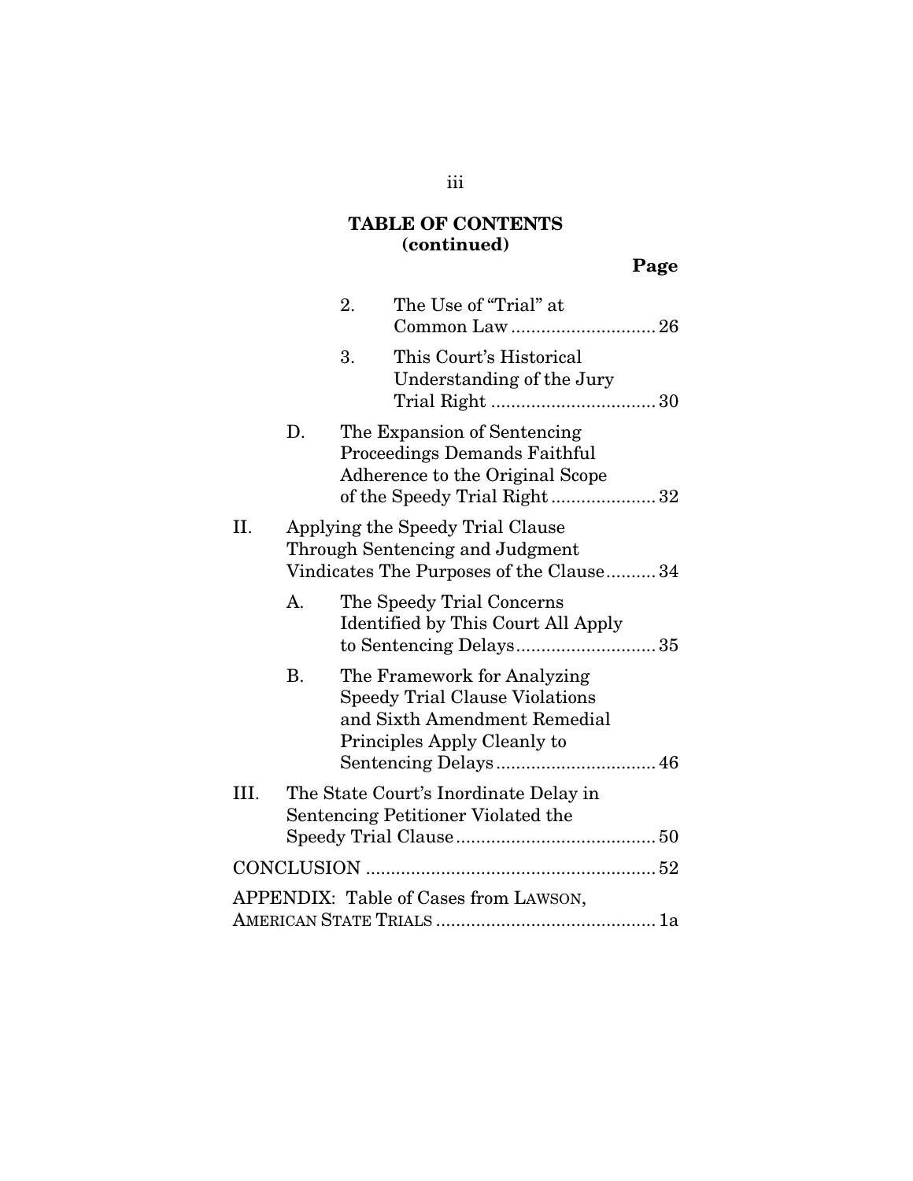**TABLE OF CONTENTS (continued)**

| | Page |
|---|---|
| 2. The Use of "Trial" at Common Law | 26 |
| 3. This Court's Historical Understanding of the Jury Trial Right | 30 |
| D. The Expansion of Sentencing Proceedings Demands Faithful Adherence to the Original Scope of the Speedy Trial Right | 32 |
| II. Applying the Speedy Trial Clause Through Sentencing and Judgment Vindicates The Purposes of the Clause | 34 |
| A. The Speedy Trial Concerns Identified by This Court All Apply to Sentencing Delays | 35 |
| B. The Framework for Analyzing Speedy Trial Clause Violations and Sixth Amendment Remedial Principles Apply Cleanly to Sentencing Delays | 46 |
| III. The State Court's Inordinate Delay in Sentencing Petitioner Violated the Speedy Trial Clause | 50 |
| CONCLUSION | 52 |
| APPENDIX: Table of Cases from LAWSON, AMERICAN STATE TRIALS | 1a |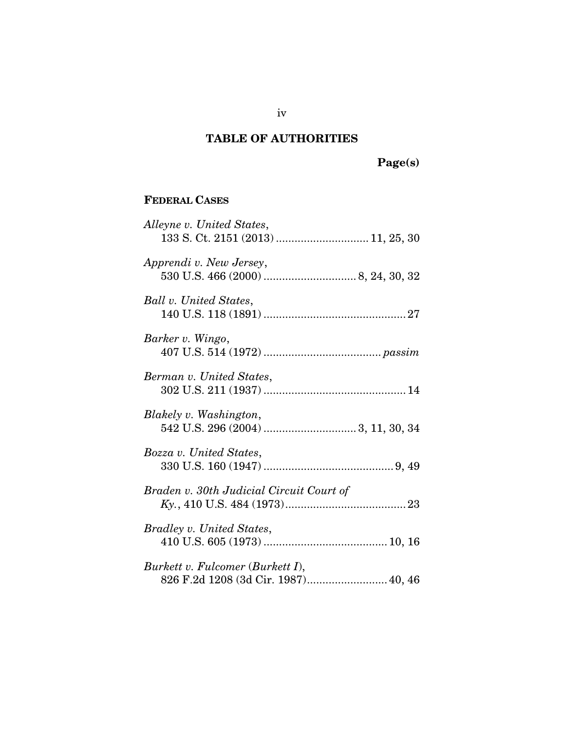## TABLE OF AUTHORITIES

**Page(s)**

### FEDERAL CASES

*Alleyne v. United States*,
133 S. Ct. 2151 (2013) .............................. 11, 25, 30

*Apprendi v. New Jersey*,
530 U.S. 466 (2000) .............................. 8, 24, 30, 32

*Ball v. United States*,
140 U.S. 118 (1891) .............................................. 27

*Barker v. Wingo*,
407 U.S. 514 (1972) ...................................... *passim*

*Berman v. United States*,
302 U.S. 211 (1937) .............................................. 14

*Blakely v. Washington*,
542 U.S. 296 (2004) .............................. 3, 11, 30, 34

*Bozza v. United States*,
330 U.S. 160 (1947) .......................................... 9, 49

*Braden v. 30th Judicial Circuit Court of Ky.*, 410 U.S. 484 (1973) ....................................... 23

*Bradley v. United States*,
410 U.S. 605 (1973) ........................................ 10, 16

*Burkett v. Fulcomer* (*Burkett I*),
826 F.2d 1208 (3d Cir. 1987).......................... 40, 46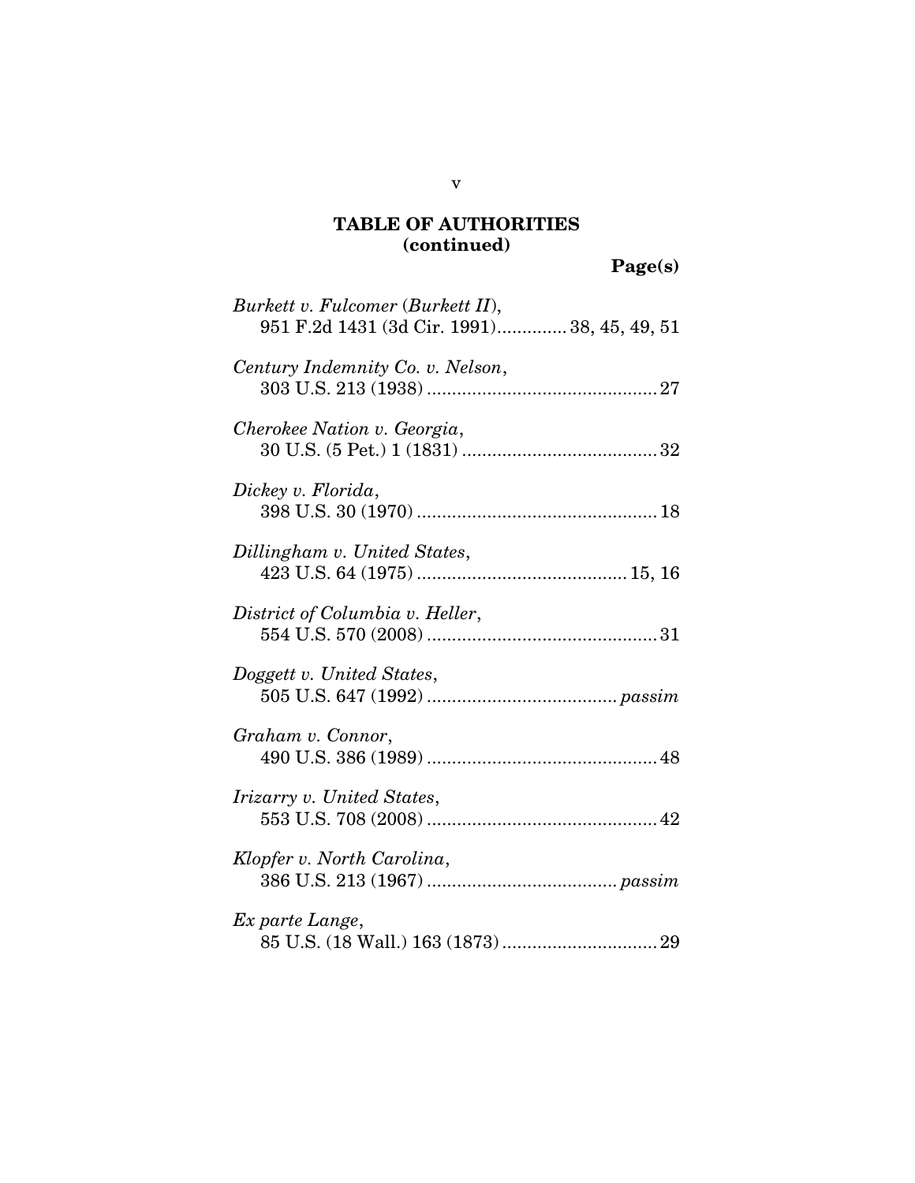## TABLE OF AUTHORITIES (continued)

**Page(s)**

*Burkett v. Fulcomer* (*Burkett II*),
951 F.2d 1431 (3d Cir. 1991)............. 38, 45, 49, 51

*Century Indemnity Co. v. Nelson*,
303 U.S. 213 (1938) ............................................. 27

*Cherokee Nation v. Georgia*,
30 U.S. (5 Pet.) 1 (1831) ...................................... 32

*Dickey v. Florida*,
398 U.S. 30 (1970) ............................................... 18

*Dillingham v. United States*,
423 U.S. 64 (1975) ......................................... 15, 16

*District of Columbia v. Heller*,
554 U.S. 570 (2008) ............................................. 31

*Doggett v. United States*,
505 U.S. 647 (1992) ..................................... *passim*

*Graham v. Connor*,
490 U.S. 386 (1989) ............................................. 48

*Irizarry v. United States*,
553 U.S. 708 (2008) ............................................. 42

*Klopfer v. North Carolina*,
386 U.S. 213 (1967) ..................................... *passim*

*Ex parte Lange*,
85 U.S. (18 Wall.) 163 (1873) .............................. 29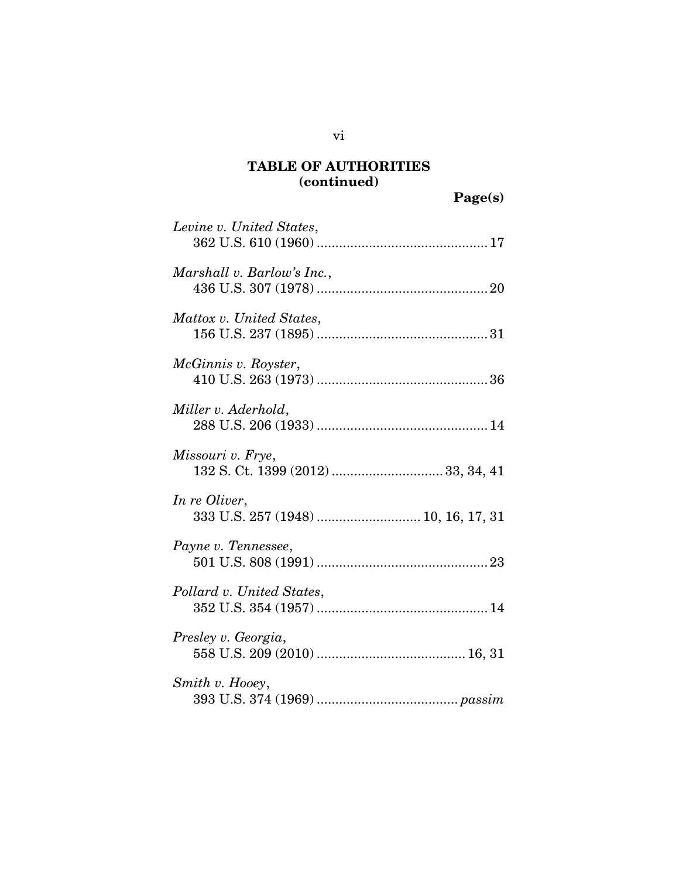## TABLE OF AUTHORITIES (continued)

**Page(s)**

*Levine v. United States*,
362 U.S. 610 (1960) .............................................. 17

*Marshall v. Barlow's Inc.*,
436 U.S. 307 (1978) .............................................. 20

*Mattox v. United States*,
156 U.S. 237 (1895) .............................................. 31

*McGinnis v. Royster*,
410 U.S. 263 (1973) .............................................. 36

*Miller v. Aderhold*,
288 U.S. 206 (1933) .............................................. 14

*Missouri v. Frye*,
132 S. Ct. 1399 (2012) .............................. 33, 34, 41

*In re Oliver*,
333 U.S. 257 (1948) ............................ 10, 16, 17, 31

*Payne v. Tennessee*,
501 U.S. 808 (1991) .............................................. 23

*Pollard v. United States*,
352 U.S. 354 (1957) .............................................. 14

*Presley v. Georgia*,
558 U.S. 209 (2010) ........................................ 16, 31

*Smith v. Hooey*,
393 U.S. 374 (1969) ...................................... *passim*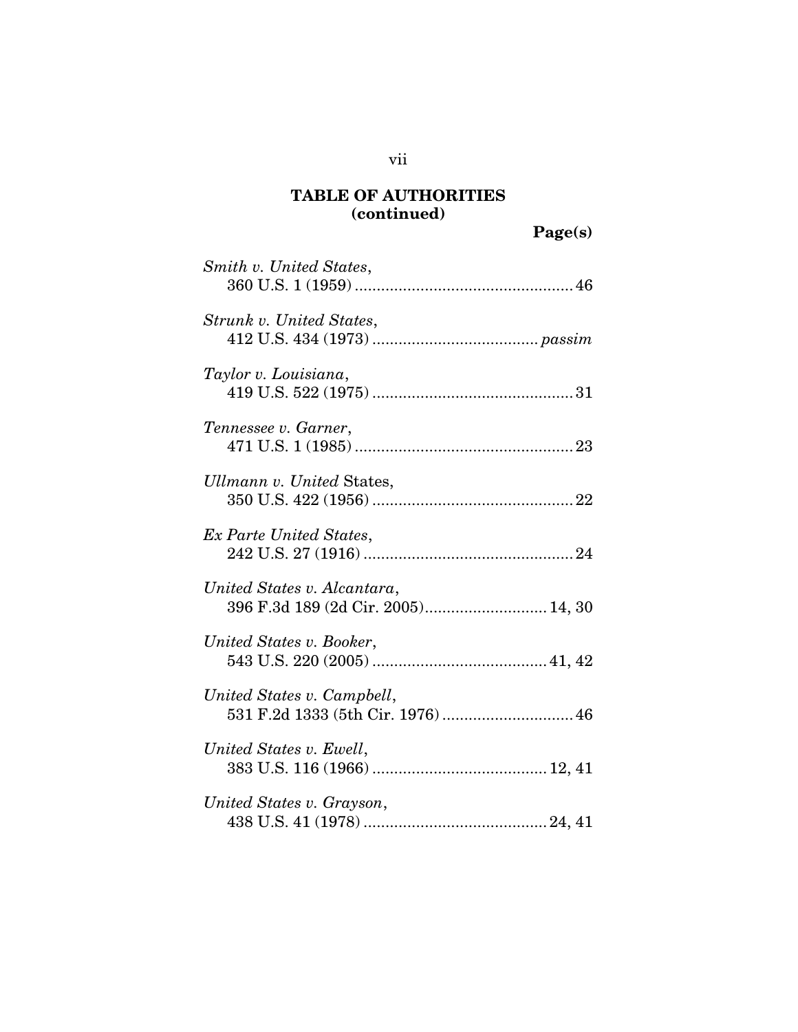## TABLE OF AUTHORITIES (continued)

**Page(s)**

*Smith v. United States*,
360 U.S. 1 (1959) .................................................. 46

*Strunk v. United States*,
412 U.S. 434 (1973) ..................................... *passim*

*Taylor v. Louisiana*,
419 U.S. 522 (1975) ............................................. 31

*Tennessee v. Garner*,
471 U.S. 1 (1985) .................................................. 23

*Ullmann v. United* States,
350 U.S. 422 (1956) ............................................. 22

*Ex Parte United States*,
242 U.S. 27 (1916) ................................................ 24

*United States v. Alcantara*,
396 F.3d 189 (2d Cir. 2005)........................... 14, 30

*United States v. Booker*,
543 U.S. 220 (2005) ....................................... 41, 42

*United States v. Campbell*,
531 F.2d 1333 (5th Cir. 1976) ............................. 46

*United States v. Ewell*,
383 U.S. 116 (1966) ....................................... 12, 41

*United States v. Grayson*,
438 U.S. 41 (1978) ......................................... 24, 41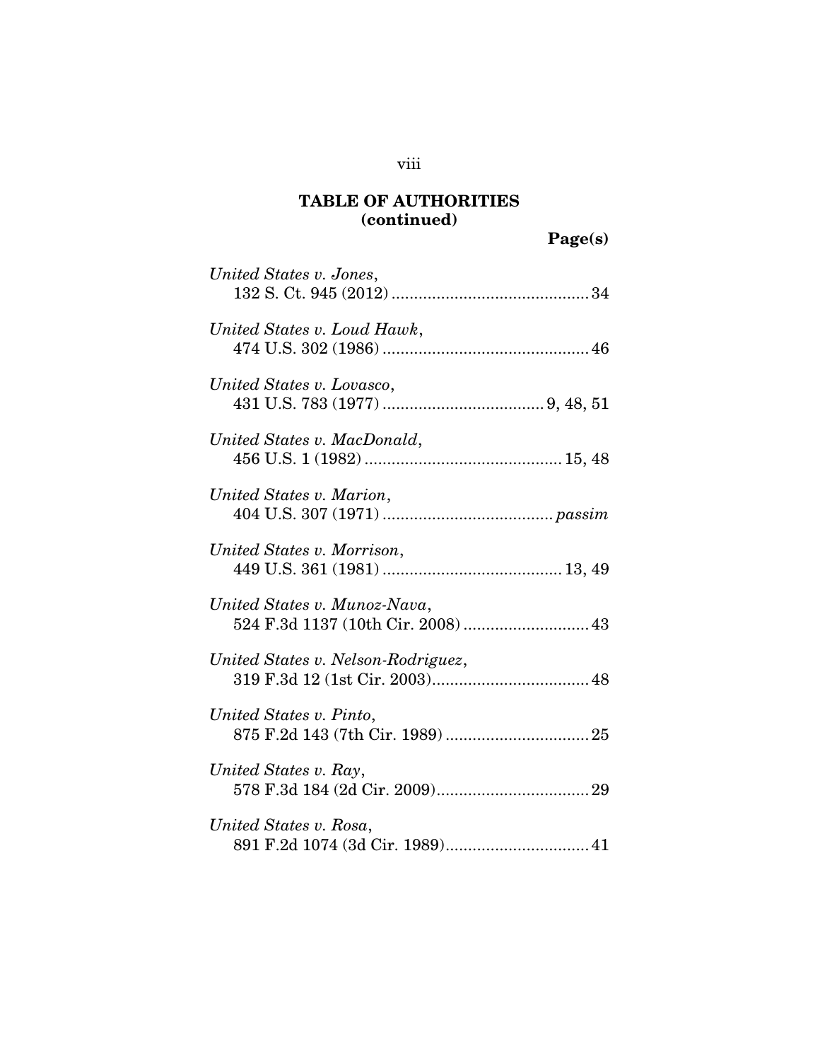## TABLE OF AUTHORITIES (continued)

**Page(s)**

*United States v. Jones*,
132 S. Ct. 945 (2012) ........................................... 34

*United States v. Loud Hawk*,
474 U.S. 302 (1986) ............................................. 46

*United States v. Lovasco*,
431 U.S. 783 (1977) ................................... 9, 48, 51

*United States v. MacDonald*,
456 U.S. 1 (1982) ........................................... 15, 48

*United States v. Marion*,
404 U.S. 307 (1971) ..................................... *passim*

*United States v. Morrison*,
449 U.S. 361 (1981) ....................................... 13, 49

*United States v. Munoz-Nava*,
524 F.3d 1137 (10th Cir. 2008) ........................... 43

*United States v. Nelson-Rodriguez*,
319 F.3d 12 (1st Cir. 2003).................................. 48

*United States v. Pinto*,
875 F.2d 143 (7th Cir. 1989) ................................ 25

*United States v. Ray*,
578 F.3d 184 (2d Cir. 2009).................................. 29

*United States v. Rosa*,
891 F.2d 1074 (3d Cir. 1989)................................ 41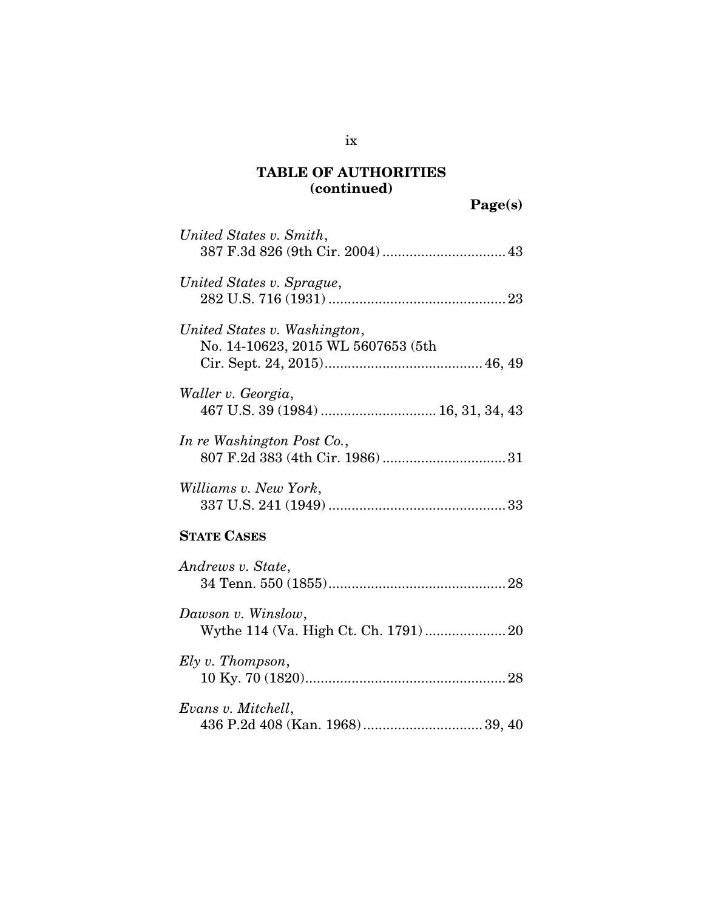## TABLE OF AUTHORITIES (continued)

**Page(s)**

*United States v. Smith*,
387 F.3d 826 (9th Cir. 2004) ................................ 43

*United States v. Sprague*,
282 U.S. 716 (1931) .............................................. 23

*United States v. Washington*,
No. 14-10623, 2015 WL 5607653 (5th Cir. Sept. 24, 2015) ......................................... 46, 49

*Waller v. Georgia*,
467 U.S. 39 (1984) .............................. 16, 31, 34, 43

*In re Washington Post Co.*,
807 F.2d 383 (4th Cir. 1986) ................................ 31

*Williams v. New York*,
337 U.S. 241 (1949) .............................................. 33

**STATE CASES**

*Andrews v. State*,
34 Tenn. 550 (1855).............................................. 28

*Dawson v. Winslow*,
Wythe 114 (Va. High Ct. Ch. 1791) ..................... 20

*Ely v. Thompson*,
10 Ky. 70 (1820).................................................... 28

*Evans v. Mitchell*,
436 P.2d 408 (Kan. 1968) ............................... 39, 40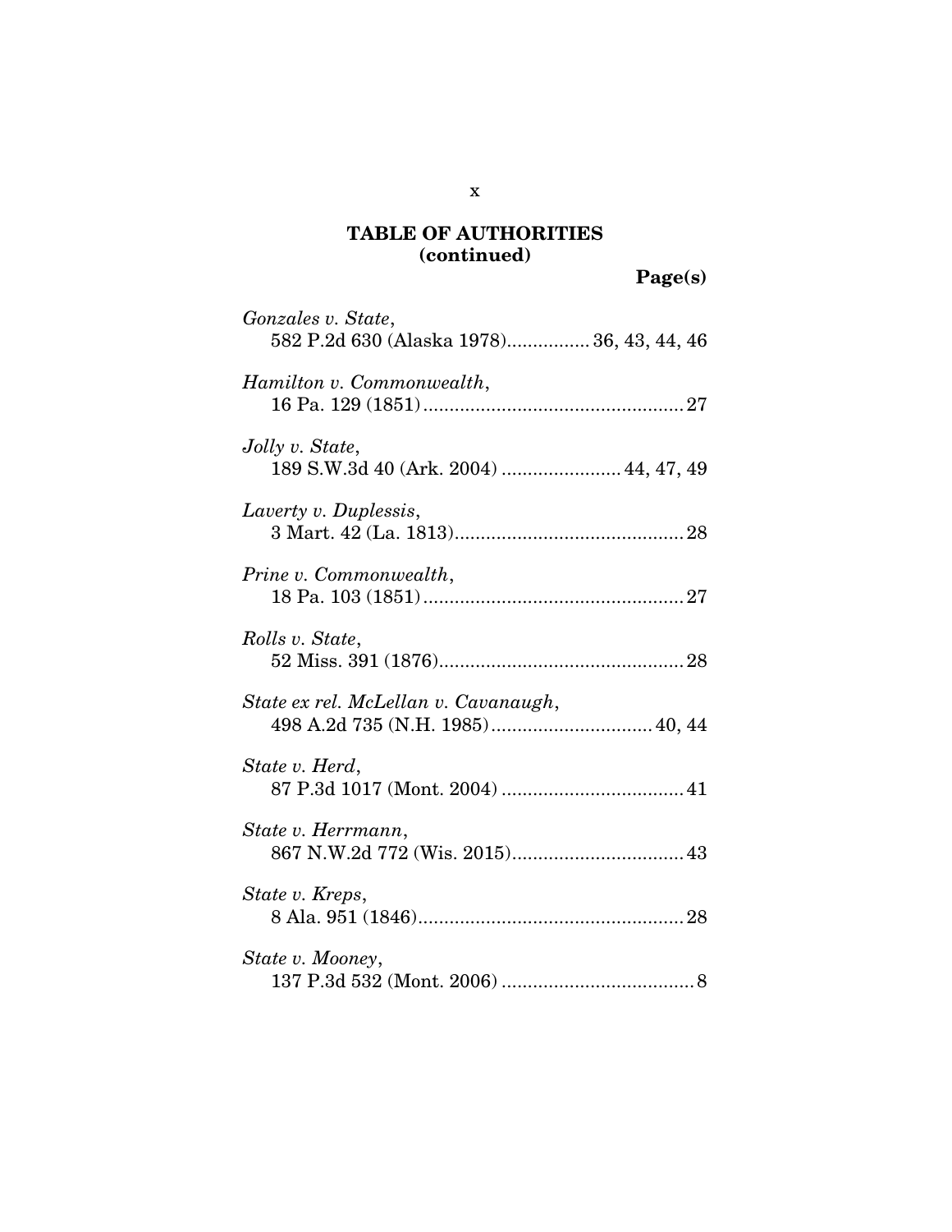## TABLE OF AUTHORITIES (continued)

**Page(s)**

*Gonzales v. State*,
582 P.2d 630 (Alaska 1978)................ 36, 43, 44, 46

*Hamilton v. Commonwealth*,
16 Pa. 129 (1851).................................................. 27

*Jolly v. State*,
189 S.W.3d 40 (Ark. 2004) ....................... 44, 47, 49

*Laverty v. Duplessis*,
3 Mart. 42 (La. 1813)............................................ 28

*Prine v. Commonwealth*,
18 Pa. 103 (1851).................................................. 27

*Rolls v. State*,
52 Miss. 391 (1876)............................................... 28

*State ex rel. McLellan v. Cavanaugh*,
498 A.2d 735 (N.H. 1985)............................... 40, 44

*State v. Herd*,
87 P.3d 1017 (Mont. 2004) ................................... 41

*State v. Herrmann*,
867 N.W.2d 772 (Wis. 2015)................................. 43

*State v. Kreps*,
8 Ala. 951 (1846)................................................... 28

*State v. Mooney*,
137 P.3d 532 (Mont. 2006) ..................................... 8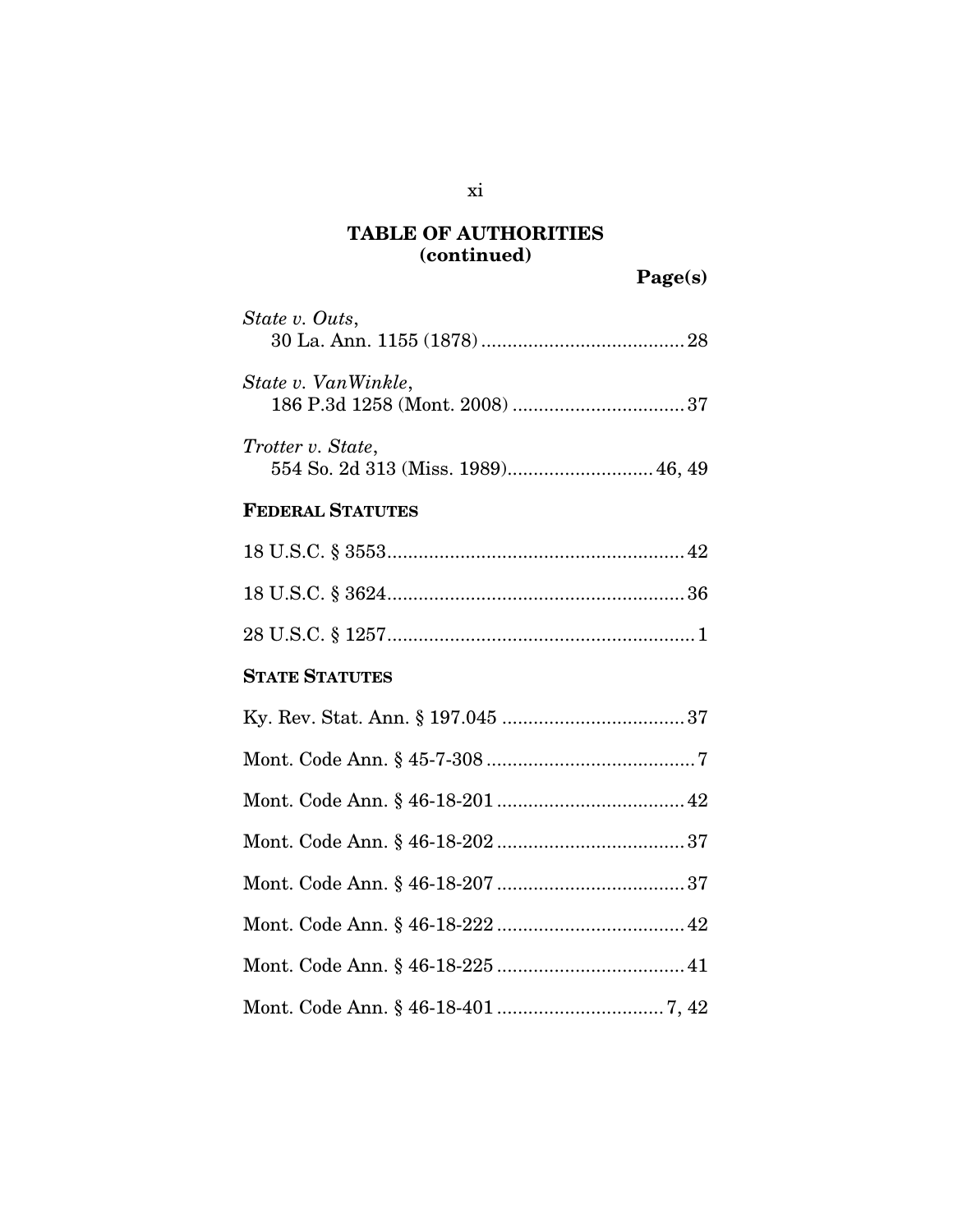## TABLE OF AUTHORITIES (continued)

**Page(s)**

*State v. Outs*,
30 La. Ann. 1155 (1878) .......................................... 28

*State v. VanWinkle*,
186 P.3d 1258 (Mont. 2008) .................................. 37

*Trotter v. State*,
554 So. 2d 313 (Miss. 1989)............................ 46, 49

**FEDERAL STATUTES**

18 U.S.C. § 3553......................................................... 42

18 U.S.C. § 3624......................................................... 36

28 U.S.C. § 1257........................................................... 1

**STATE STATUTES**

Ky. Rev. Stat. Ann. § 197.045 ................................... 37

Mont. Code Ann. § 45-7-308 ........................................ 7

Mont. Code Ann. § 46-18-201 .................................... 42

Mont. Code Ann. § 46-18-202 .................................... 37

Mont. Code Ann. § 46-18-207 .................................... 37

Mont. Code Ann. § 46-18-222 .................................... 42

Mont. Code Ann. § 46-18-225 .................................... 41

Mont. Code Ann. § 46-18-401 ................................ 7, 42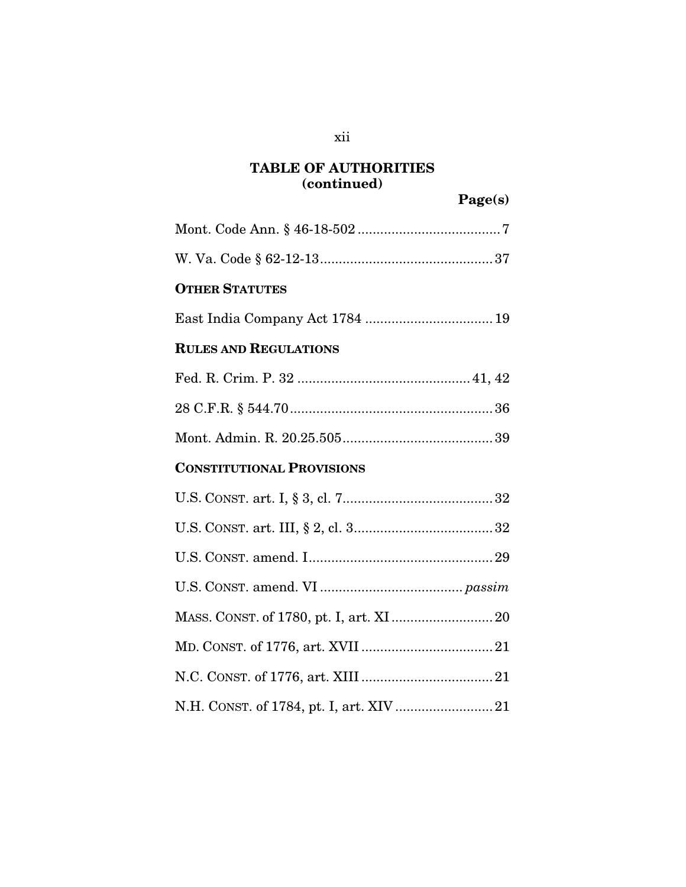**TABLE OF AUTHORITIES (continued)**

| | Page(s) |
|---|---|
| Mont. Code Ann. § 46-18-502 | 7 |
| W. Va. Code § 62-12-13 | 37 |
| **OTHER STATUTES** | |
| East India Company Act 1784 | 19 |
| **RULES AND REGULATIONS** | |
| Fed. R. Crim. P. 32 | 41, 42 |
| 28 C.F.R. § 544.70 | 36 |
| Mont. Admin. R. 20.25.505 | 39 |
| **CONSTITUTIONAL PROVISIONS** | |
| U.S. CONST. art. I, § 3, cl. 7 | 32 |
| U.S. CONST. art. III, § 2, cl. 3 | 32 |
| U.S. CONST. amend. I | 29 |
| U.S. CONST. amend. VI | *passim* |
| MASS. CONST. of 1780, pt. I, art. XI | 20 |
| MD. CONST. of 1776, art. XVII | 21 |
| N.C. CONST. of 1776, art. XIII | 21 |
| N.H. CONST. of 1784, pt. I, art. XIV | 21 |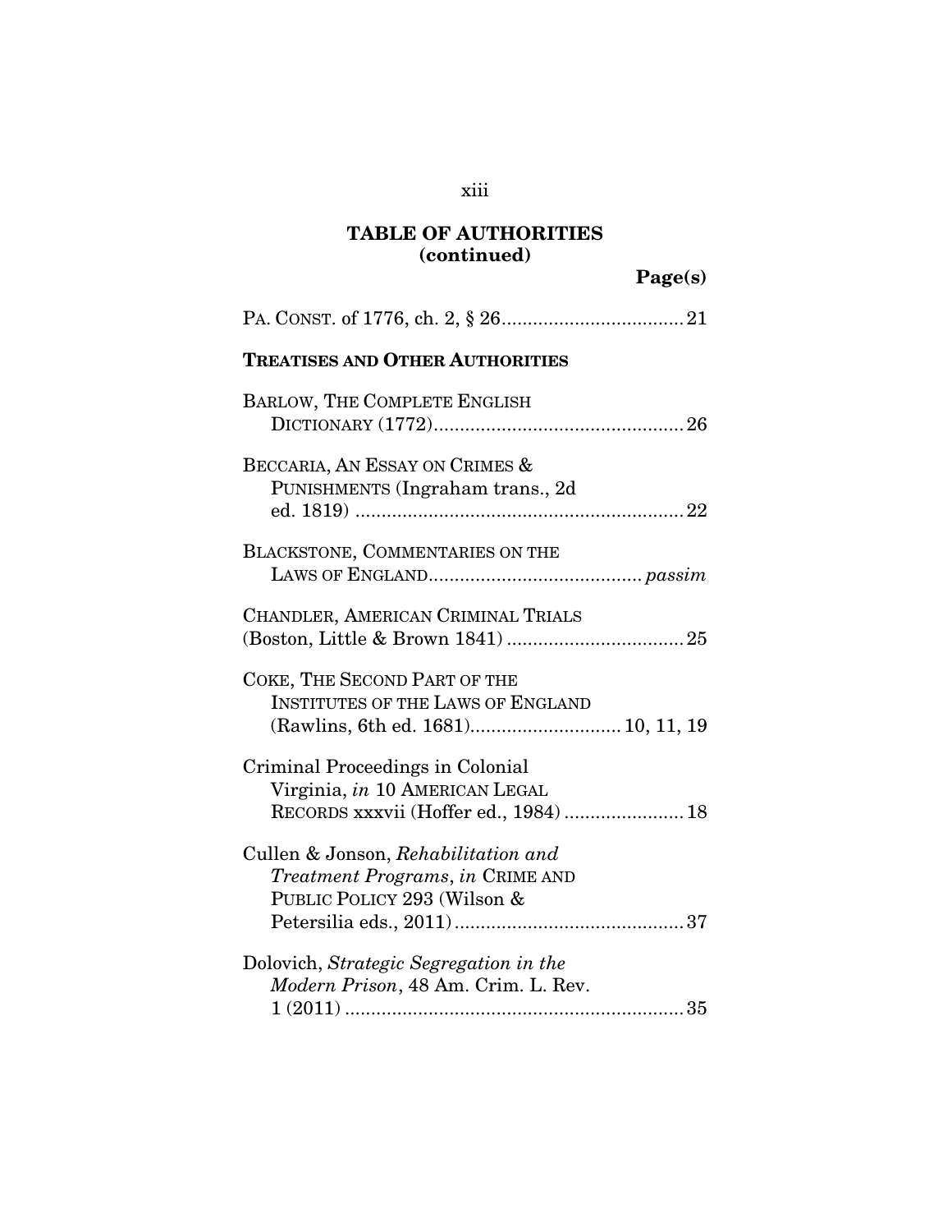# TABLE OF AUTHORITIES (continued)

**Page(s)**

PA. CONST. of 1776, ch. 2, § 26 .................................. 21

**TREATISES AND OTHER AUTHORITIES**

BARLOW, THE COMPLETE ENGLISH DICTIONARY (1772) ............................................... 26

BECCARIA, AN ESSAY ON CRIMES & PUNISHMENTS (Ingraham trans., 2d ed. 1819) .............................................................. 22

BLACKSTONE, COMMENTARIES ON THE LAWS OF ENGLAND ........................................ *passim*

CHANDLER, AMERICAN CRIMINAL TRIALS (Boston, Little & Brown 1841) .................................. 25

COKE, THE SECOND PART OF THE INSTITUTES OF THE LAWS OF ENGLAND (Rawlins, 6th ed. 1681) ............................ 10, 11, 19

Criminal Proceedings in Colonial Virginia, *in* 10 AMERICAN LEGAL RECORDS xxxvii (Hoffer ed., 1984) ....................... 18

Cullen & Jonson, *Rehabilitation and Treatment Programs*, *in* CRIME AND PUBLIC POLICY 293 (Wilson & Petersilia eds., 2011) ........................................... 37

Dolovich, *Strategic Segregation in the Modern Prison*, 48 Am. Crim. L. Rev. 1 (2011) ................................................................ 35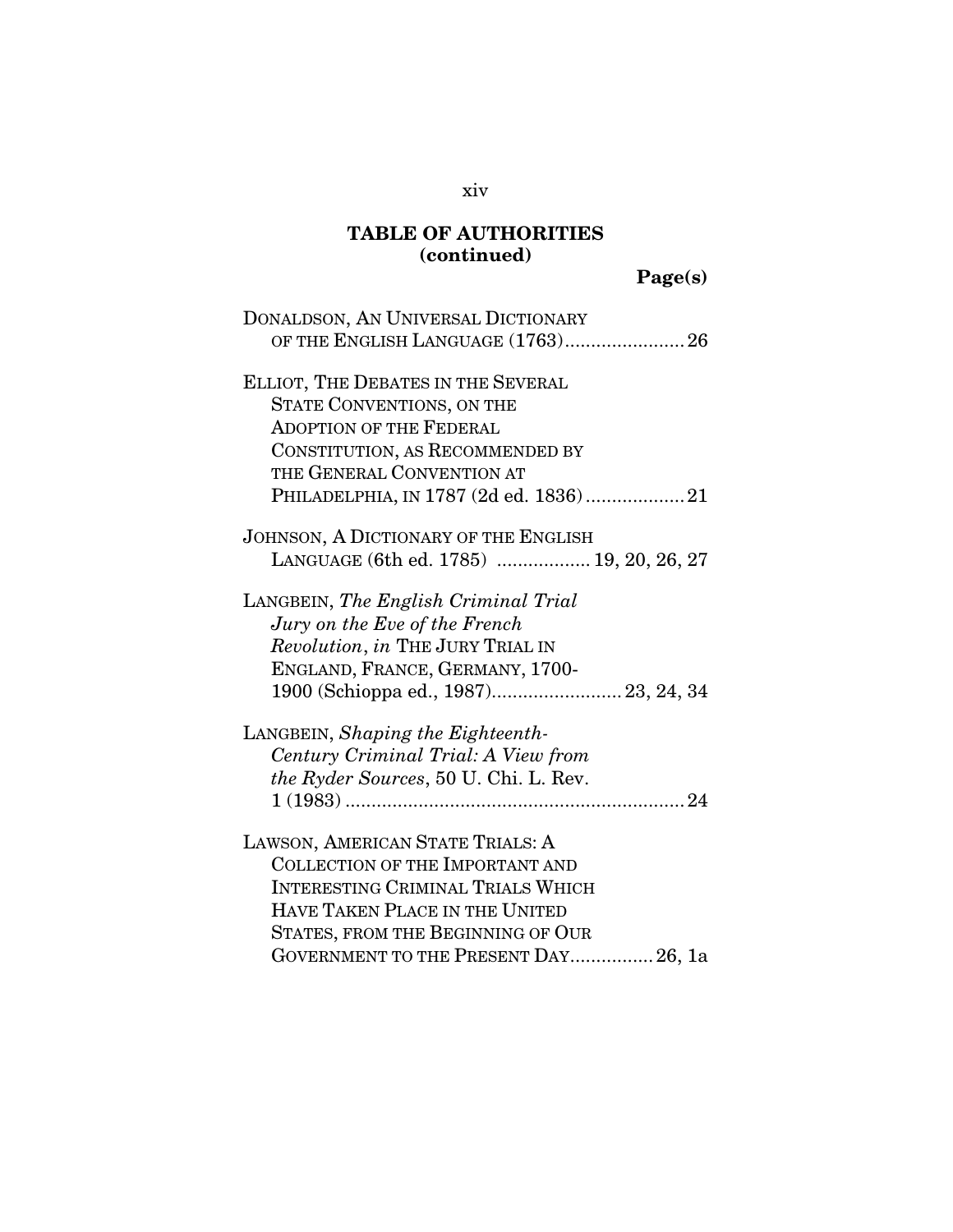## TABLE OF AUTHORITIES (continued)

**Page(s)**

DONALDSON, AN UNIVERSAL DICTIONARY OF THE ENGLISH LANGUAGE (1763)....................... 26

ELLIOT, THE DEBATES IN THE SEVERAL STATE CONVENTIONS, ON THE ADOPTION OF THE FEDERAL CONSTITUTION, AS RECOMMENDED BY THE GENERAL CONVENTION AT PHILADELPHIA, IN 1787 (2d ed. 1836)................... 21

JOHNSON, A DICTIONARY OF THE ENGLISH LANGUAGE (6th ed. 1785) .................. 19, 20, 26, 27

LANGBEIN, *The English Criminal Trial Jury on the Eve of the French Revolution*, *in* THE JURY TRIAL IN ENGLAND, FRANCE, GERMANY, 1700-1900 (Schioppa ed., 1987)......................... 23, 24, 34

LANGBEIN, *Shaping the Eighteenth-Century Criminal Trial: A View from the Ryder Sources*, 50 U. Chi. L. Rev. 1 (1983) ................................................................ 24

LAWSON, AMERICAN STATE TRIALS: A COLLECTION OF THE IMPORTANT AND INTERESTING CRIMINAL TRIALS WHICH HAVE TAKEN PLACE IN THE UNITED STATES, FROM THE BEGINNING OF OUR GOVERNMENT TO THE PRESENT DAY................ 26, 1a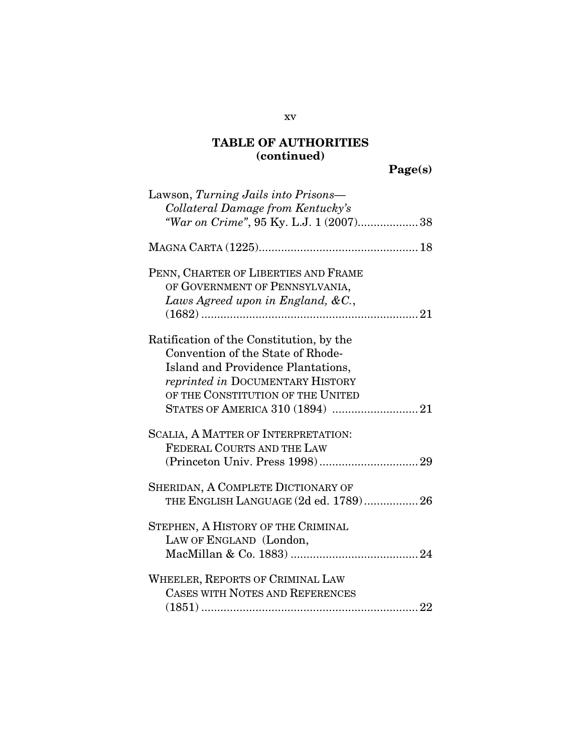## TABLE OF AUTHORITIES (continued)

**Page(s)**

Lawson, *Turning Jails into Prisons—Collateral Damage from Kentucky's "War on Crime"*, 95 Ky. L.J. 1 (2007)................... 38

MAGNA CARTA (1225).................................................. 18

PENN, CHARTER OF LIBERTIES AND FRAME OF GOVERNMENT OF PENNSYLVANIA, *Laws Agreed upon in England, &C.*, (1682) .................................................................... 21

Ratification of the Constitution, by the Convention of the State of Rhode-Island and Providence Plantations, *reprinted in* DOCUMENTARY HISTORY OF THE CONSTITUTION OF THE UNITED STATES OF AMERICA 310 (1894) ........................... 21

SCALIA, A MATTER OF INTERPRETATION: FEDERAL COURTS AND THE LAW (Princeton Univ. Press 1998)............................... 29

SHERIDAN, A COMPLETE DICTIONARY OF THE ENGLISH LANGUAGE (2d ed. 1789)................. 26

STEPHEN, A HISTORY OF THE CRIMINAL LAW OF ENGLAND (London, MacMillan & Co. 1883) ........................................ 24

WHEELER, REPORTS OF CRIMINAL LAW CASES WITH NOTES AND REFERENCES (1851) .................................................................... 22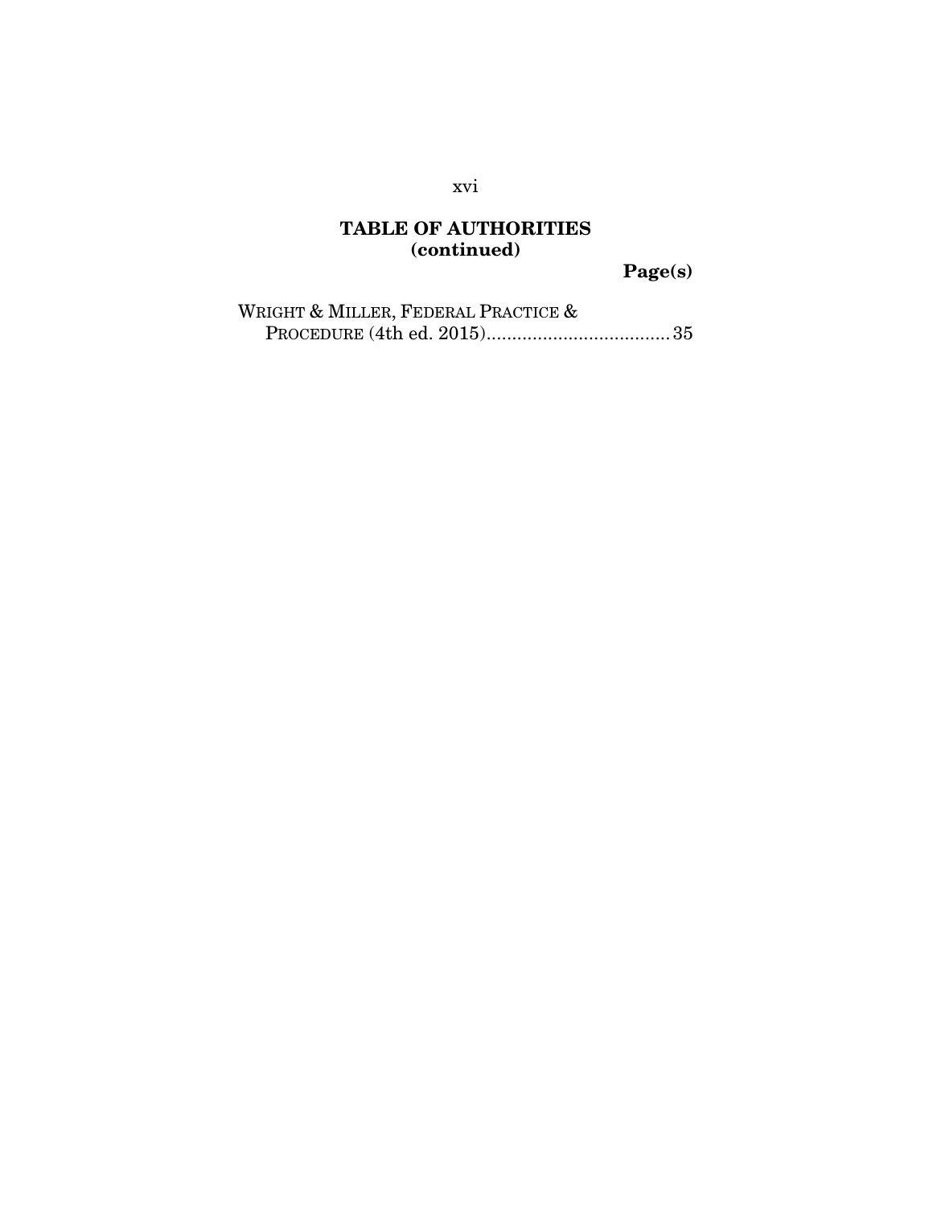## TABLE OF AUTHORITIES (continued)

**Page(s)**

WRIGHT & MILLER, FEDERAL PRACTICE & PROCEDURE (4th ed. 2015) .................................... 35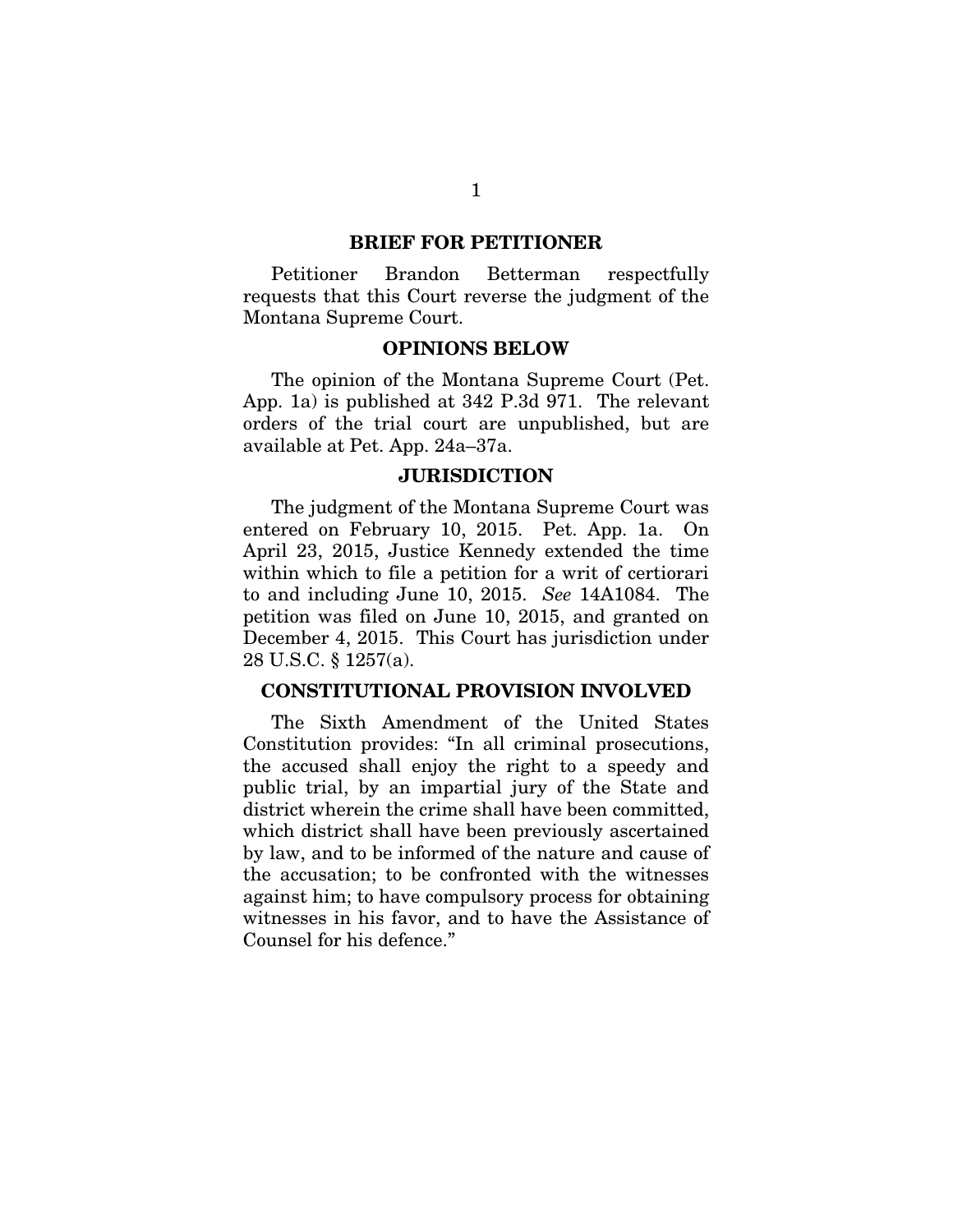## BRIEF FOR PETITIONER

Petitioner Brandon Betterman respectfully requests that this Court reverse the judgment of the Montana Supreme Court.

## OPINIONS BELOW

The opinion of the Montana Supreme Court (Pet. App. 1a) is published at 342 P.3d 971. The relevant orders of the trial court are unpublished, but are available at Pet. App. 24a–37a.

## JURISDICTION

The judgment of the Montana Supreme Court was entered on February 10, 2015. Pet. App. 1a. On April 23, 2015, Justice Kennedy extended the time within which to file a petition for a writ of certiorari to and including June 10, 2015. *See* 14A1084. The petition was filed on June 10, 2015, and granted on December 4, 2015. This Court has jurisdiction under 28 U.S.C. § 1257(a).

## CONSTITUTIONAL PROVISION INVOLVED

The Sixth Amendment of the United States Constitution provides: "In all criminal prosecutions, the accused shall enjoy the right to a speedy and public trial, by an impartial jury of the State and district wherein the crime shall have been committed, which district shall have been previously ascertained by law, and to be informed of the nature and cause of the accusation; to be confronted with the witnesses against him; to have compulsory process for obtaining witnesses in his favor, and to have the Assistance of Counsel for his defence."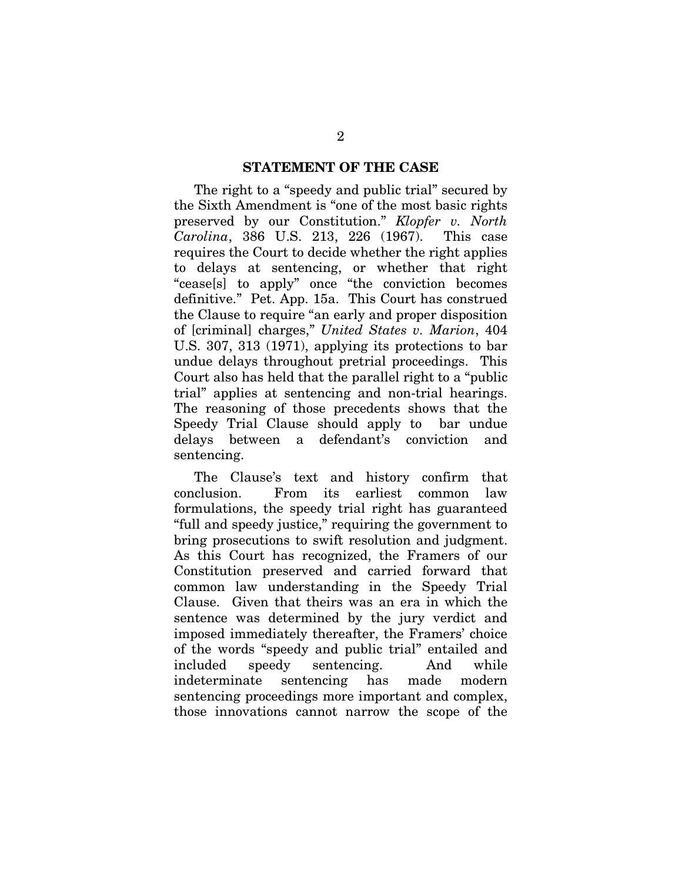## STATEMENT OF THE CASE

The right to a "speedy and public trial" secured by the Sixth Amendment is "one of the most basic rights preserved by our Constitution." *Klopfer v. North Carolina*, 386 U.S. 213, 226 (1967). This case requires the Court to decide whether the right applies to delays at sentencing, or whether that right "cease[s] to apply" once "the conviction becomes definitive." Pet. App. 15a. This Court has construed the Clause to require "an early and proper disposition of [criminal] charges," *United States v. Marion*, 404 U.S. 307, 313 (1971), applying its protections to bar undue delays throughout pretrial proceedings. This Court also has held that the parallel right to a "public trial" applies at sentencing and non-trial hearings. The reasoning of those precedents shows that the Speedy Trial Clause should apply to bar undue delays between a defendant's conviction and sentencing.

The Clause's text and history confirm that conclusion. From its earliest common law formulations, the speedy trial right has guaranteed "full and speedy justice," requiring the government to bring prosecutions to swift resolution and judgment. As this Court has recognized, the Framers of our Constitution preserved and carried forward that common law understanding in the Speedy Trial Clause. Given that theirs was an era in which the sentence was determined by the jury verdict and imposed immediately thereafter, the Framers' choice of the words "speedy and public trial" entailed and included speedy sentencing. And while indeterminate sentencing has made modern sentencing proceedings more important and complex, those innovations cannot narrow the scope of the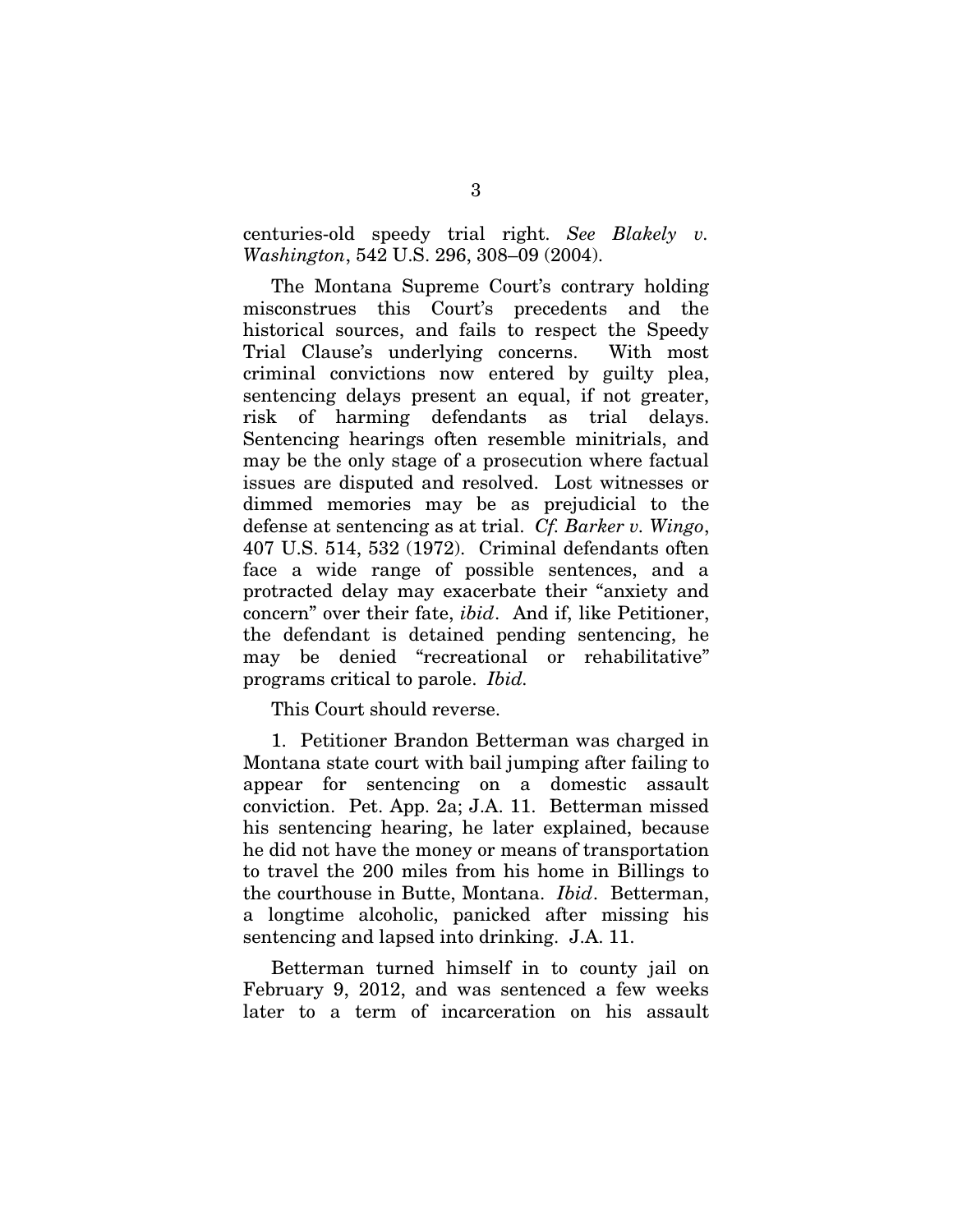centuries-old speedy trial right. *See Blakely v. Washington*, 542 U.S. 296, 308–09 (2004).

The Montana Supreme Court's contrary holding misconstrues this Court's precedents and the historical sources, and fails to respect the Speedy Trial Clause's underlying concerns. With most criminal convictions now entered by guilty plea, sentencing delays present an equal, if not greater, risk of harming defendants as trial delays. Sentencing hearings often resemble minitrials, and may be the only stage of a prosecution where factual issues are disputed and resolved. Lost witnesses or dimmed memories may be as prejudicial to the defense at sentencing as at trial. *Cf. Barker v. Wingo*, 407 U.S. 514, 532 (1972). Criminal defendants often face a wide range of possible sentences, and a protracted delay may exacerbate their "anxiety and concern" over their fate, *ibid*. And if, like Petitioner, the defendant is detained pending sentencing, he may be denied "recreational or rehabilitative" programs critical to parole. *Ibid.*

This Court should reverse.

1. Petitioner Brandon Betterman was charged in Montana state court with bail jumping after failing to appear for sentencing on a domestic assault conviction. Pet. App. 2a; J.A. 11. Betterman missed his sentencing hearing, he later explained, because he did not have the money or means of transportation to travel the 200 miles from his home in Billings to the courthouse in Butte, Montana. *Ibid*. Betterman, a longtime alcoholic, panicked after missing his sentencing and lapsed into drinking. J.A. 11.

Betterman turned himself in to county jail on February 9, 2012, and was sentenced a few weeks later to a term of incarceration on his assault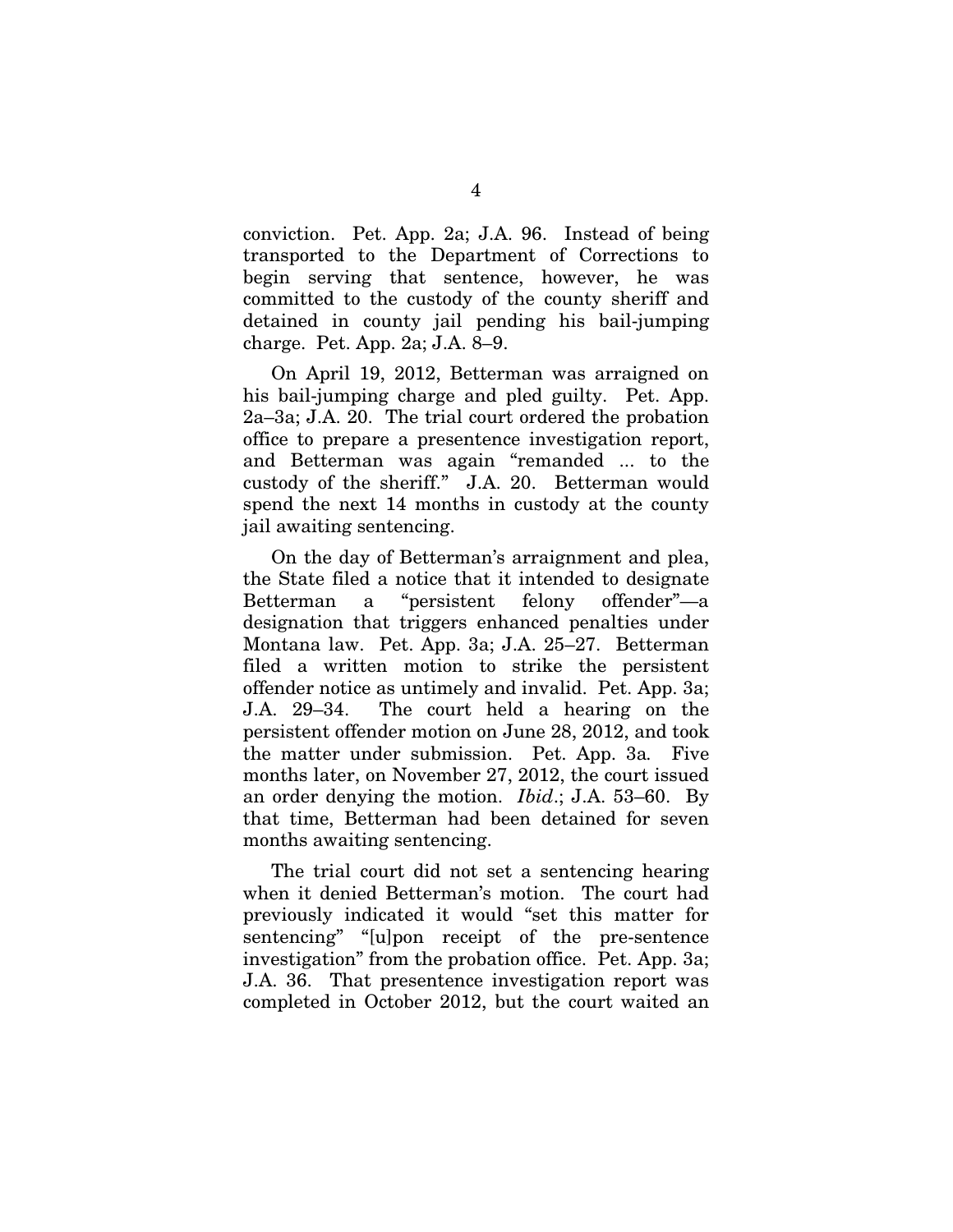conviction. Pet. App. 2a; J.A. 96. Instead of being transported to the Department of Corrections to begin serving that sentence, however, he was committed to the custody of the county sheriff and detained in county jail pending his bail-jumping charge. Pet. App. 2a; J.A. 8–9.

On April 19, 2012, Betterman was arraigned on his bail-jumping charge and pled guilty. Pet. App. 2a–3a; J.A. 20. The trial court ordered the probation office to prepare a presentence investigation report, and Betterman was again "remanded ... to the custody of the sheriff." J.A. 20. Betterman would spend the next 14 months in custody at the county jail awaiting sentencing.

On the day of Betterman's arraignment and plea, the State filed a notice that it intended to designate Betterman a "persistent felony offender"—a designation that triggers enhanced penalties under Montana law. Pet. App. 3a; J.A. 25–27. Betterman filed a written motion to strike the persistent offender notice as untimely and invalid. Pet. App. 3a; J.A. 29–34. The court held a hearing on the persistent offender motion on June 28, 2012, and took the matter under submission. Pet. App. 3a. Five months later, on November 27, 2012, the court issued an order denying the motion. *Ibid*.; J.A. 53–60. By that time, Betterman had been detained for seven months awaiting sentencing.

The trial court did not set a sentencing hearing when it denied Betterman's motion. The court had previously indicated it would "set this matter for sentencing" "[u]pon receipt of the pre-sentence investigation" from the probation office. Pet. App. 3a; J.A. 36. That presentence investigation report was completed in October 2012, but the court waited an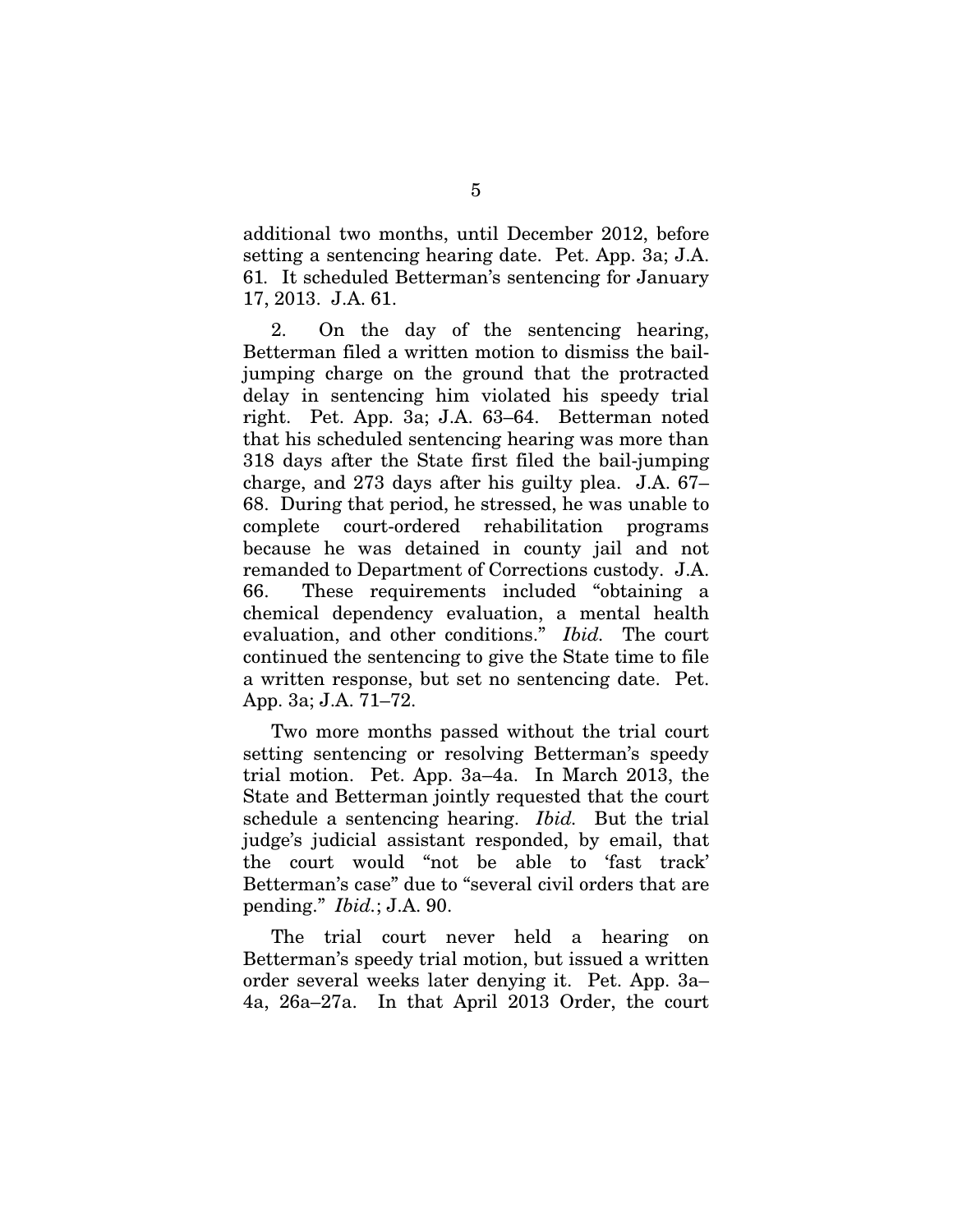additional two months, until December 2012, before setting a sentencing hearing date. Pet. App. 3a; J.A. 61. It scheduled Betterman's sentencing for January 17, 2013. J.A. 61.

2. On the day of the sentencing hearing, Betterman filed a written motion to dismiss the bail-jumping charge on the ground that the protracted delay in sentencing him violated his speedy trial right. Pet. App. 3a; J.A. 63–64. Betterman noted that his scheduled sentencing hearing was more than 318 days after the State first filed the bail-jumping charge, and 273 days after his guilty plea. J.A. 67–68. During that period, he stressed, he was unable to complete court-ordered rehabilitation programs because he was detained in county jail and not remanded to Department of Corrections custody. J.A. 66. These requirements included "obtaining a chemical dependency evaluation, a mental health evaluation, and other conditions." *Ibid.* The court continued the sentencing to give the State time to file a written response, but set no sentencing date. Pet. App. 3a; J.A. 71–72.

Two more months passed without the trial court setting sentencing or resolving Betterman's speedy trial motion. Pet. App. 3a–4a. In March 2013, the State and Betterman jointly requested that the court schedule a sentencing hearing. *Ibid.* But the trial judge's judicial assistant responded, by email, that the court would "not be able to 'fast track' Betterman's case" due to "several civil orders that are pending." *Ibid.*; J.A. 90.

The trial court never held a hearing on Betterman's speedy trial motion, but issued a written order several weeks later denying it. Pet. App. 3a–4a, 26a–27a. In that April 2013 Order, the court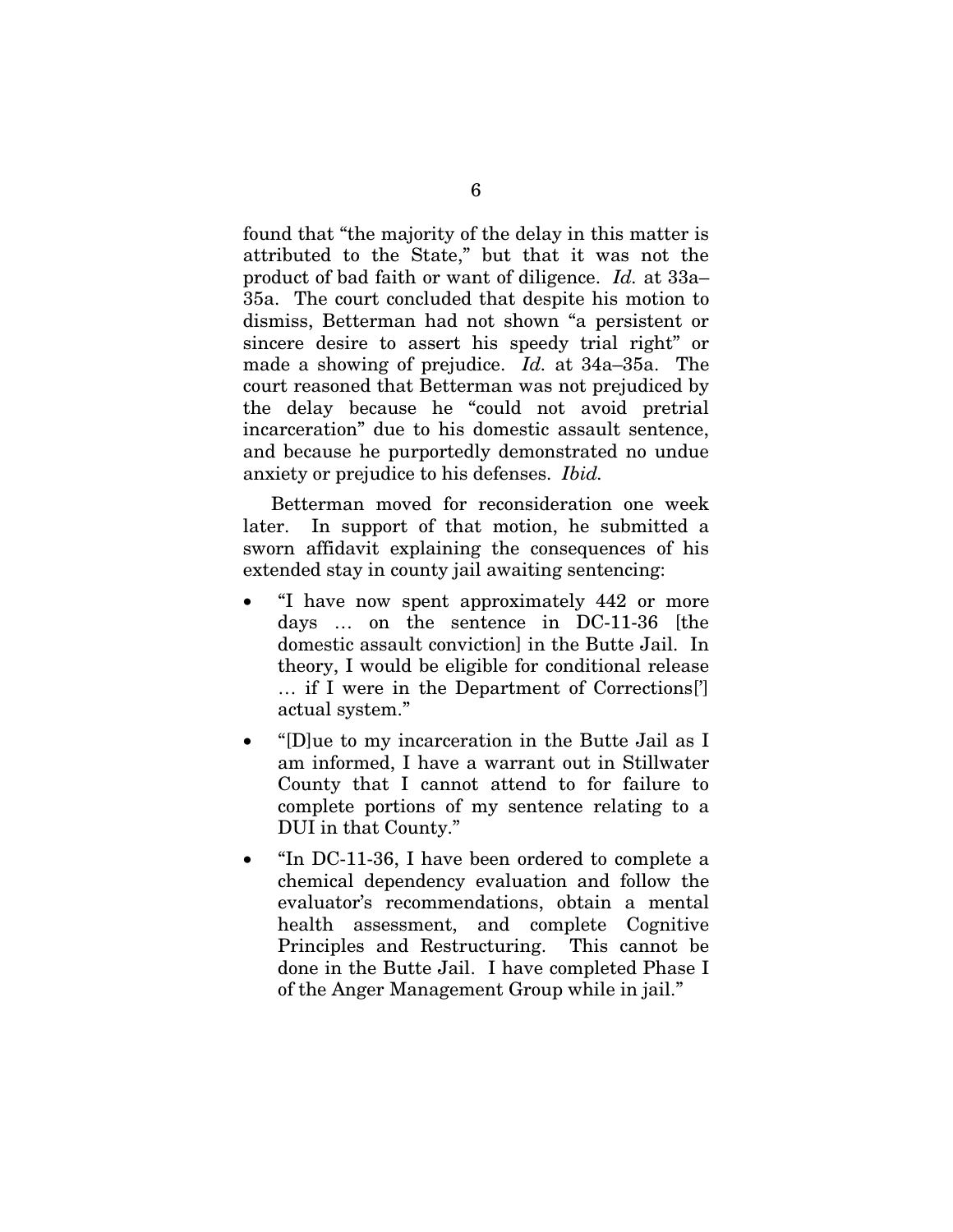found that "the majority of the delay in this matter is attributed to the State," but that it was not the product of bad faith or want of diligence. *Id.* at 33a–35a. The court concluded that despite his motion to dismiss, Betterman had not shown "a persistent or sincere desire to assert his speedy trial right" or made a showing of prejudice. *Id.* at 34a–35a. The court reasoned that Betterman was not prejudiced by the delay because he "could not avoid pretrial incarceration" due to his domestic assault sentence, and because he purportedly demonstrated no undue anxiety or prejudice to his defenses. *Ibid.*

Betterman moved for reconsideration one week later. In support of that motion, he submitted a sworn affidavit explaining the consequences of his extended stay in county jail awaiting sentencing:

- "I have now spent approximately 442 or more days … on the sentence in DC-11-36 [the domestic assault conviction] in the Butte Jail. In theory, I would be eligible for conditional release … if I were in the Department of Corrections['] actual system."
- "[D]ue to my incarceration in the Butte Jail as I am informed, I have a warrant out in Stillwater County that I cannot attend to for failure to complete portions of my sentence relating to a DUI in that County."
- "In DC-11-36, I have been ordered to complete a chemical dependency evaluation and follow the evaluator's recommendations, obtain a mental health assessment, and complete Cognitive Principles and Restructuring. This cannot be done in the Butte Jail. I have completed Phase I of the Anger Management Group while in jail."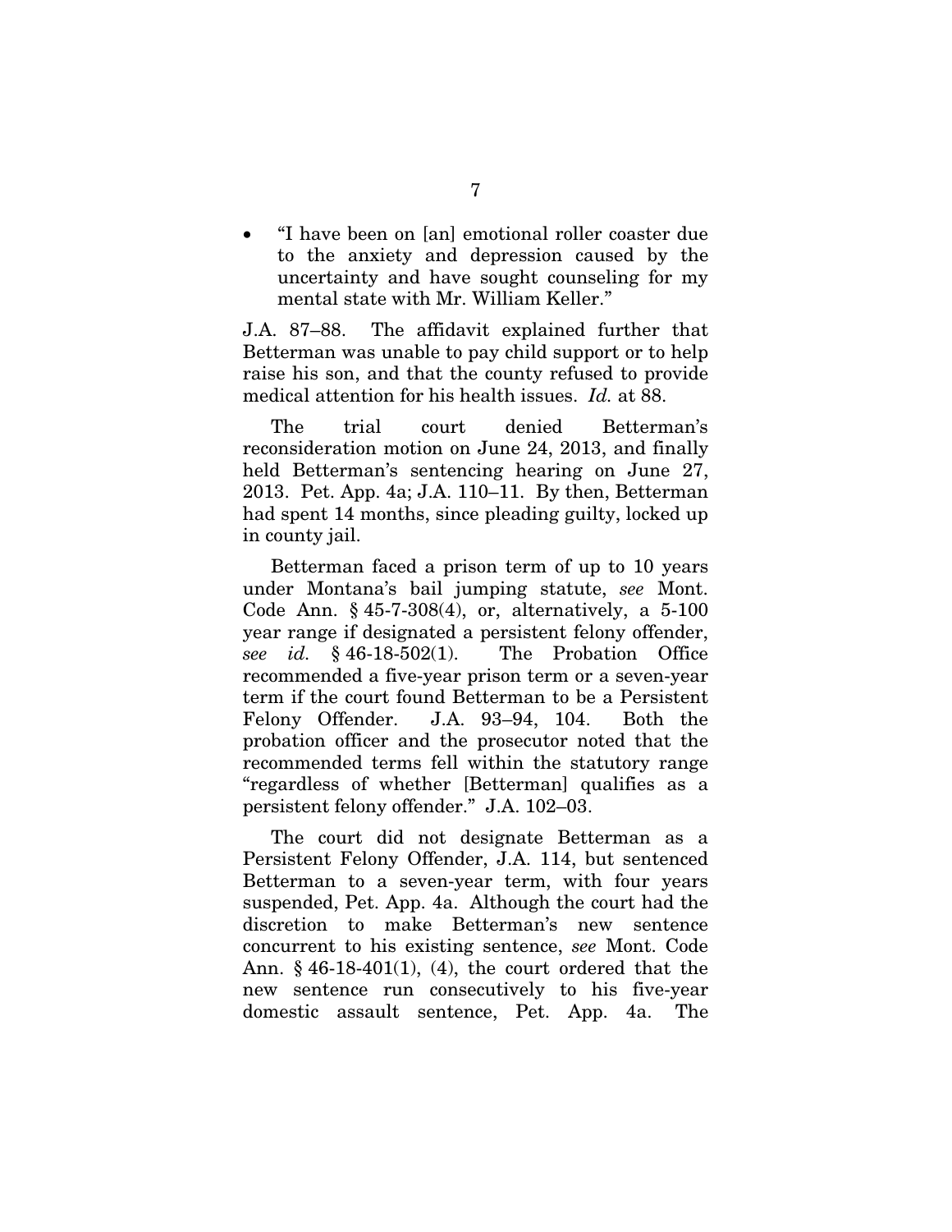- "I have been on [an] emotional roller coaster due to the anxiety and depression caused by the uncertainty and have sought counseling for my mental state with Mr. William Keller."

J.A. 87–88. The affidavit explained further that Betterman was unable to pay child support or to help raise his son, and that the county refused to provide medical attention for his health issues. *Id.* at 88.

The trial court denied Betterman's reconsideration motion on June 24, 2013, and finally held Betterman's sentencing hearing on June 27, 2013. Pet. App. 4a; J.A. 110–11. By then, Betterman had spent 14 months, since pleading guilty, locked up in county jail.

Betterman faced a prison term of up to 10 years under Montana's bail jumping statute, *see* Mont. Code Ann. § 45-7-308(4), or, alternatively, a 5-100 year range if designated a persistent felony offender, *see id.* § 46-18-502(1). The Probation Office recommended a five-year prison term or a seven-year term if the court found Betterman to be a Persistent Felony Offender. J.A. 93–94, 104. Both the probation officer and the prosecutor noted that the recommended terms fell within the statutory range "regardless of whether [Betterman] qualifies as a persistent felony offender." J.A. 102–03.

The court did not designate Betterman as a Persistent Felony Offender, J.A. 114, but sentenced Betterman to a seven-year term, with four years suspended, Pet. App. 4a. Although the court had the discretion to make Betterman's new sentence concurrent to his existing sentence, *see* Mont. Code Ann. § 46-18-401(1), (4), the court ordered that the new sentence run consecutively to his five-year domestic assault sentence, Pet. App. 4a. The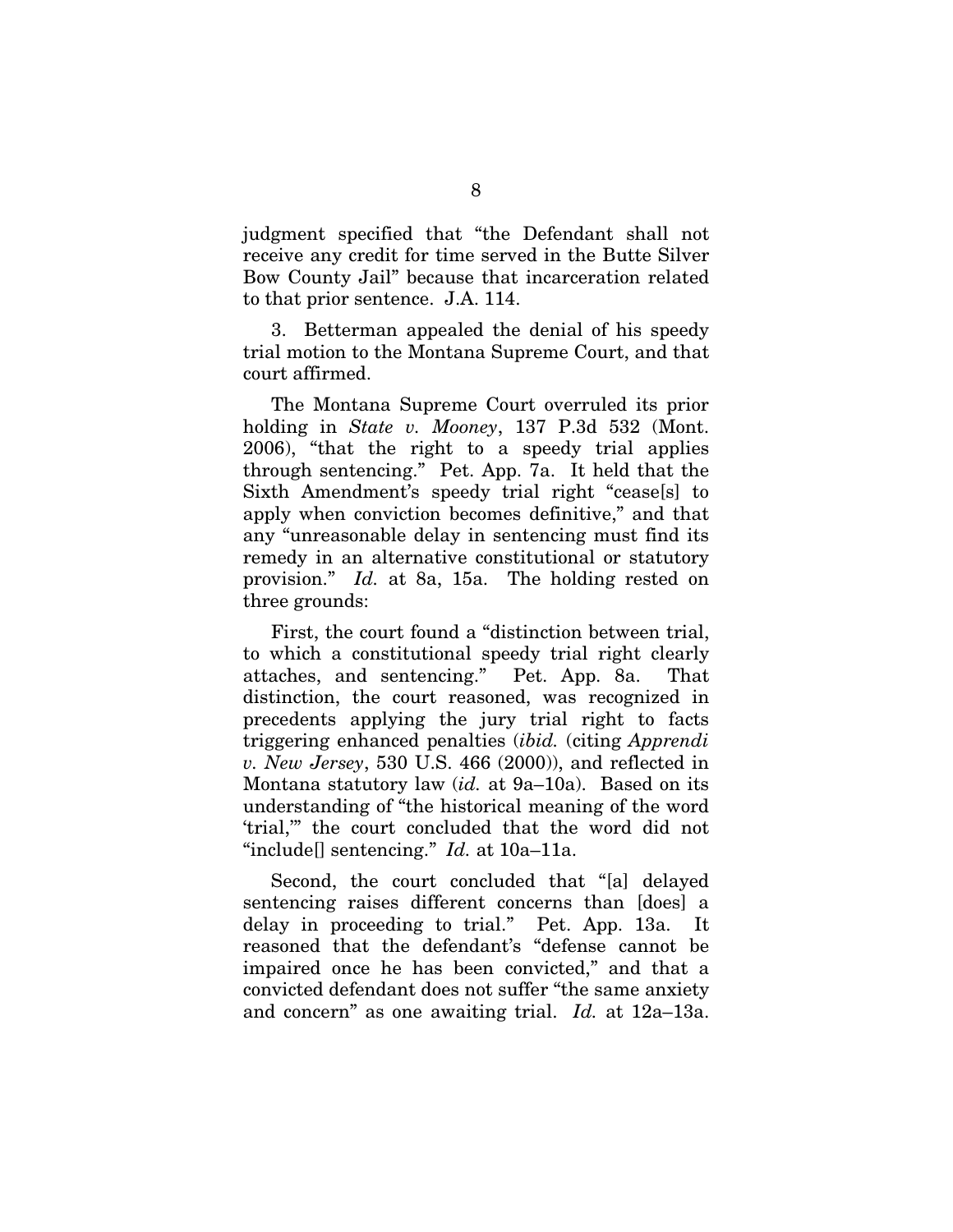judgment specified that "the Defendant shall not receive any credit for time served in the Butte Silver Bow County Jail" because that incarceration related to that prior sentence. J.A. 114.

3. Betterman appealed the denial of his speedy trial motion to the Montana Supreme Court, and that court affirmed.

The Montana Supreme Court overruled its prior holding in *State v. Mooney*, 137 P.3d 532 (Mont. 2006), "that the right to a speedy trial applies through sentencing." Pet. App. 7a. It held that the Sixth Amendment's speedy trial right "cease[s] to apply when conviction becomes definitive," and that any "unreasonable delay in sentencing must find its remedy in an alternative constitutional or statutory provision." *Id.* at 8a, 15a. The holding rested on three grounds:

First, the court found a "distinction between trial, to which a constitutional speedy trial right clearly attaches, and sentencing." Pet. App. 8a. That distinction, the court reasoned, was recognized in precedents applying the jury trial right to facts triggering enhanced penalties (*ibid.* (citing *Apprendi v. New Jersey*, 530 U.S. 466 (2000)), and reflected in Montana statutory law (*id.* at 9a–10a). Based on its understanding of "the historical meaning of the word 'trial,'" the court concluded that the word did not "include[] sentencing." *Id.* at 10a–11a.

Second, the court concluded that "[a] delayed sentencing raises different concerns than [does] a delay in proceeding to trial." Pet. App. 13a. It reasoned that the defendant's "defense cannot be impaired once he has been convicted," and that a convicted defendant does not suffer "the same anxiety and concern" as one awaiting trial. *Id.* at 12a–13a.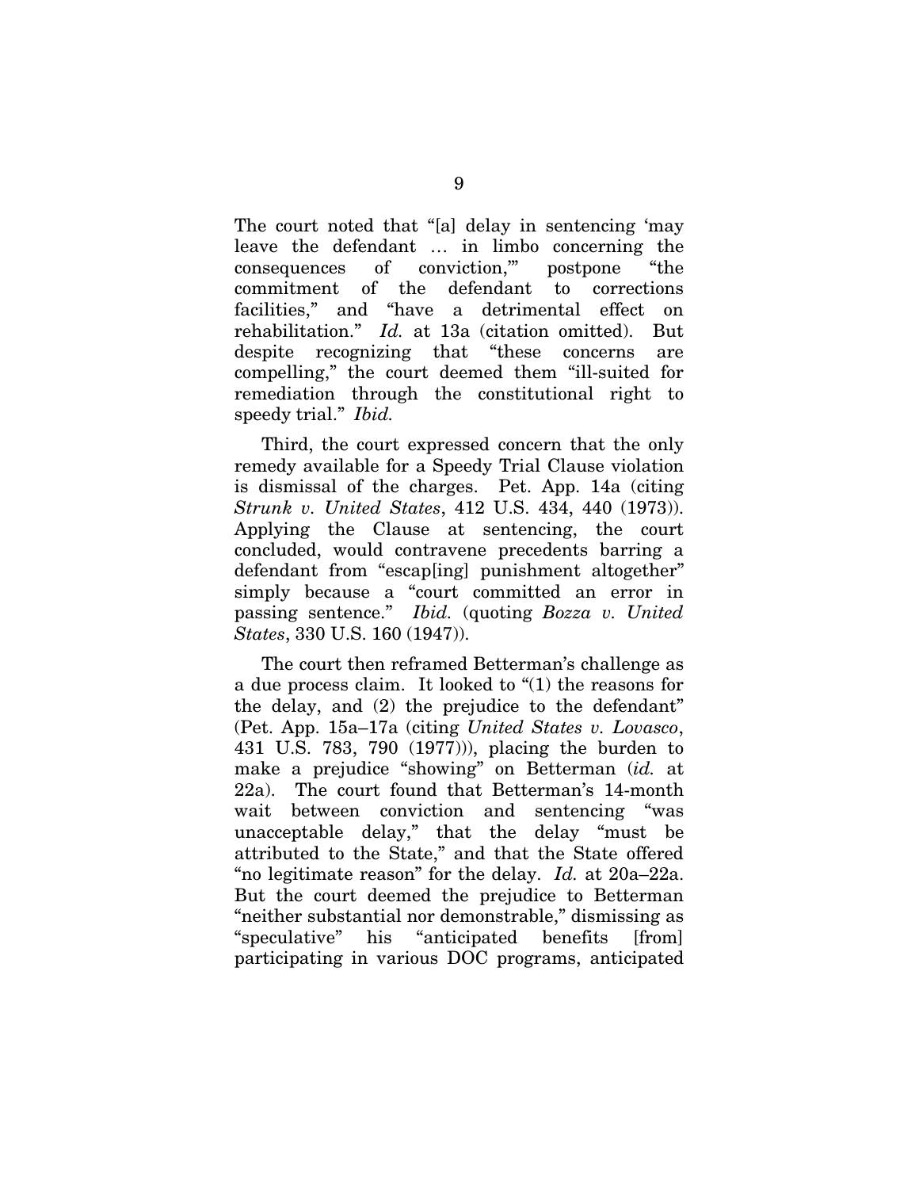The court noted that "[a] delay in sentencing 'may leave the defendant … in limbo concerning the consequences of conviction,'" postpone "the commitment of the defendant to corrections facilities," and "have a detrimental effect on rehabilitation." *Id.* at 13a (citation omitted). But despite recognizing that "these concerns are compelling," the court deemed them "ill-suited for remediation through the constitutional right to speedy trial." *Ibid.*

Third, the court expressed concern that the only remedy available for a Speedy Trial Clause violation is dismissal of the charges. Pet. App. 14a (citing *Strunk v. United States*, 412 U.S. 434, 440 (1973)). Applying the Clause at sentencing, the court concluded, would contravene precedents barring a defendant from "escap[ing] punishment altogether" simply because a "court committed an error in passing sentence." *Ibid.* (quoting *Bozza v. United States*, 330 U.S. 160 (1947)).

The court then reframed Betterman's challenge as a due process claim. It looked to "(1) the reasons for the delay, and (2) the prejudice to the defendant" (Pet. App. 15a–17a (citing *United States v. Lovasco*, 431 U.S. 783, 790 (1977))), placing the burden to make a prejudice "showing" on Betterman (*id.* at 22a). The court found that Betterman's 14-month wait between conviction and sentencing "was unacceptable delay," that the delay "must be attributed to the State," and that the State offered "no legitimate reason" for the delay. *Id.* at 20a–22a. But the court deemed the prejudice to Betterman "neither substantial nor demonstrable," dismissing as "speculative" his "anticipated benefits [from] participating in various DOC programs, anticipated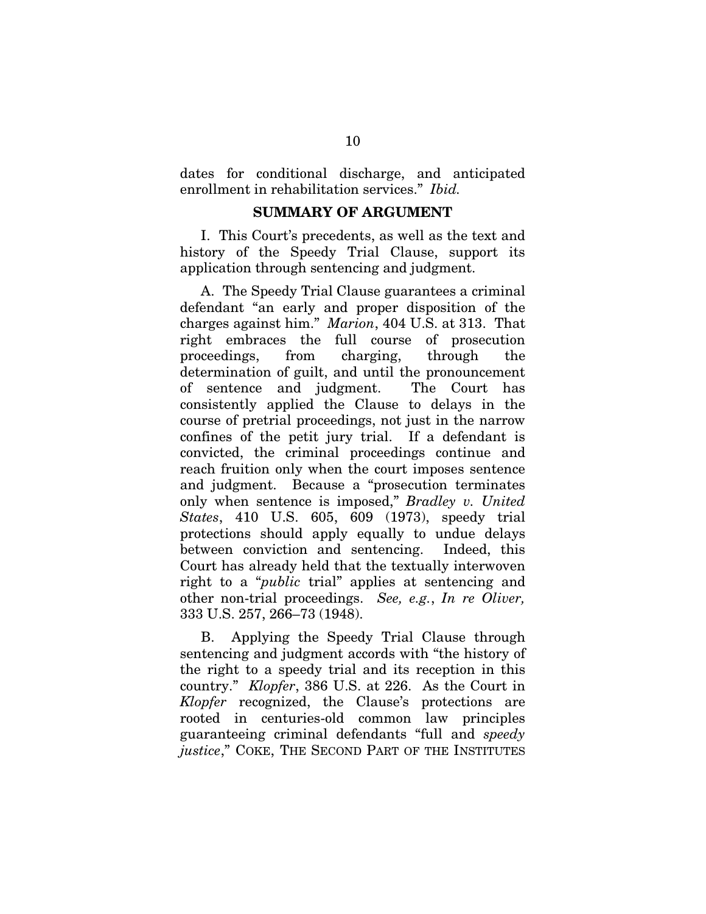dates for conditional discharge, and anticipated enrollment in rehabilitation services." *Ibid.*

## SUMMARY OF ARGUMENT

I. This Court's precedents, as well as the text and history of the Speedy Trial Clause, support its application through sentencing and judgment.

A. The Speedy Trial Clause guarantees a criminal defendant "an early and proper disposition of the charges against him." *Marion*, 404 U.S. at 313. That right embraces the full course of prosecution proceedings, from charging, through the determination of guilt, and until the pronouncement of sentence and judgment. The Court has consistently applied the Clause to delays in the course of pretrial proceedings, not just in the narrow confines of the petit jury trial. If a defendant is convicted, the criminal proceedings continue and reach fruition only when the court imposes sentence and judgment. Because a "prosecution terminates only when sentence is imposed," *Bradley v. United States*, 410 U.S. 605, 609 (1973), speedy trial protections should apply equally to undue delays between conviction and sentencing. Indeed, this Court has already held that the textually interwoven right to a "*public* trial" applies at sentencing and other non-trial proceedings. *See, e.g.*, *In re Oliver,* 333 U.S. 257, 266–73 (1948).

B. Applying the Speedy Trial Clause through sentencing and judgment accords with "the history of the right to a speedy trial and its reception in this country." *Klopfer*, 386 U.S. at 226. As the Court in *Klopfer* recognized, the Clause's protections are rooted in centuries-old common law principles guaranteeing criminal defendants "full and *speedy justice*," COKE, THE SECOND PART OF THE INSTITUTES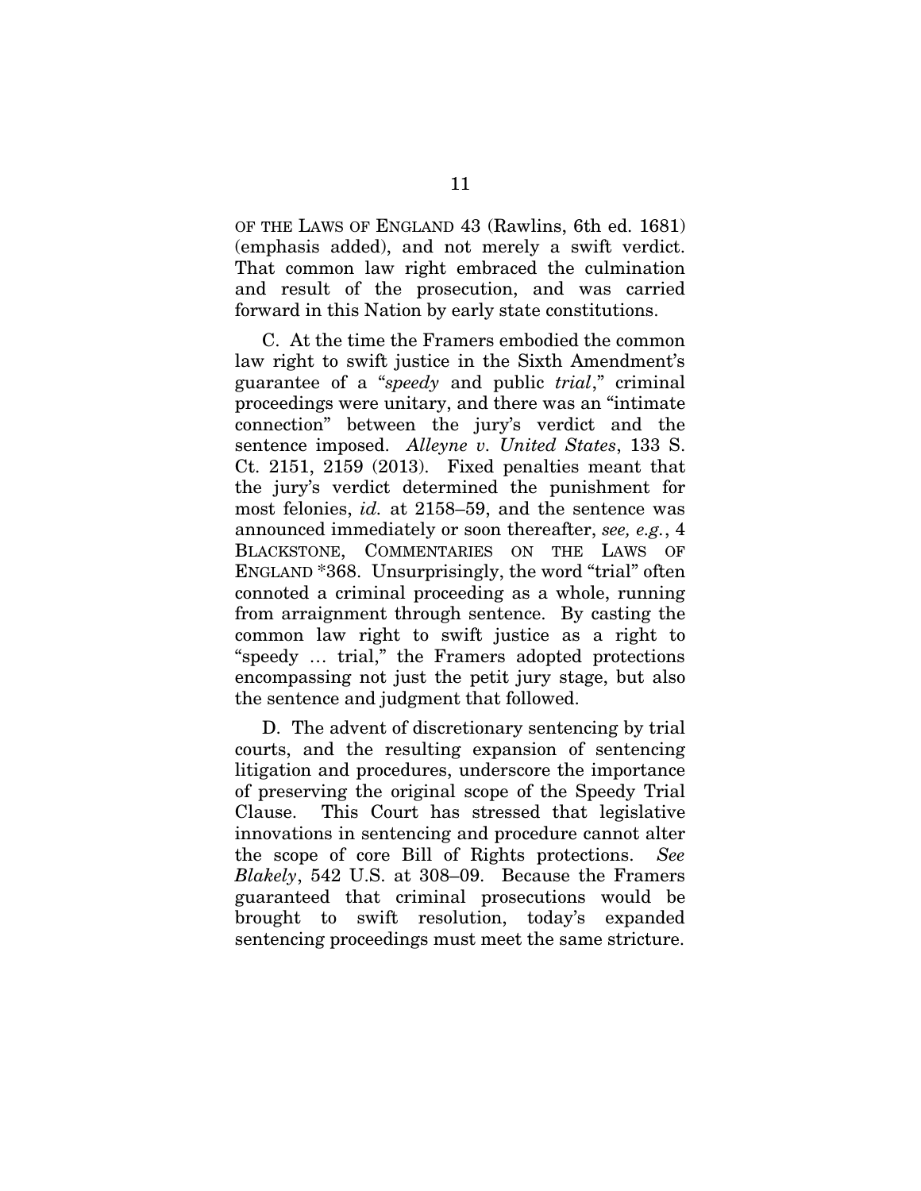OF THE LAWS OF ENGLAND 43 (Rawlins, 6th ed. 1681) (emphasis added), and not merely a swift verdict. That common law right embraced the culmination and result of the prosecution, and was carried forward in this Nation by early state constitutions.

C. At the time the Framers embodied the common law right to swift justice in the Sixth Amendment's guarantee of a "*speedy* and public *trial*," criminal proceedings were unitary, and there was an "intimate connection" between the jury's verdict and the sentence imposed. *Alleyne v. United States*, 133 S. Ct. 2151, 2159 (2013). Fixed penalties meant that the jury's verdict determined the punishment for most felonies, *id.* at 2158–59, and the sentence was announced immediately or soon thereafter, *see, e.g.*, 4 BLACKSTONE, COMMENTARIES ON THE LAWS OF ENGLAND \*368. Unsurprisingly, the word "trial" often connoted a criminal proceeding as a whole, running from arraignment through sentence. By casting the common law right to swift justice as a right to "speedy … trial," the Framers adopted protections encompassing not just the petit jury stage, but also the sentence and judgment that followed.

D. The advent of discretionary sentencing by trial courts, and the resulting expansion of sentencing litigation and procedures, underscore the importance of preserving the original scope of the Speedy Trial Clause. This Court has stressed that legislative innovations in sentencing and procedure cannot alter the scope of core Bill of Rights protections. *See Blakely*, 542 U.S. at 308–09. Because the Framers guaranteed that criminal prosecutions would be brought to swift resolution, today's expanded sentencing proceedings must meet the same stricture.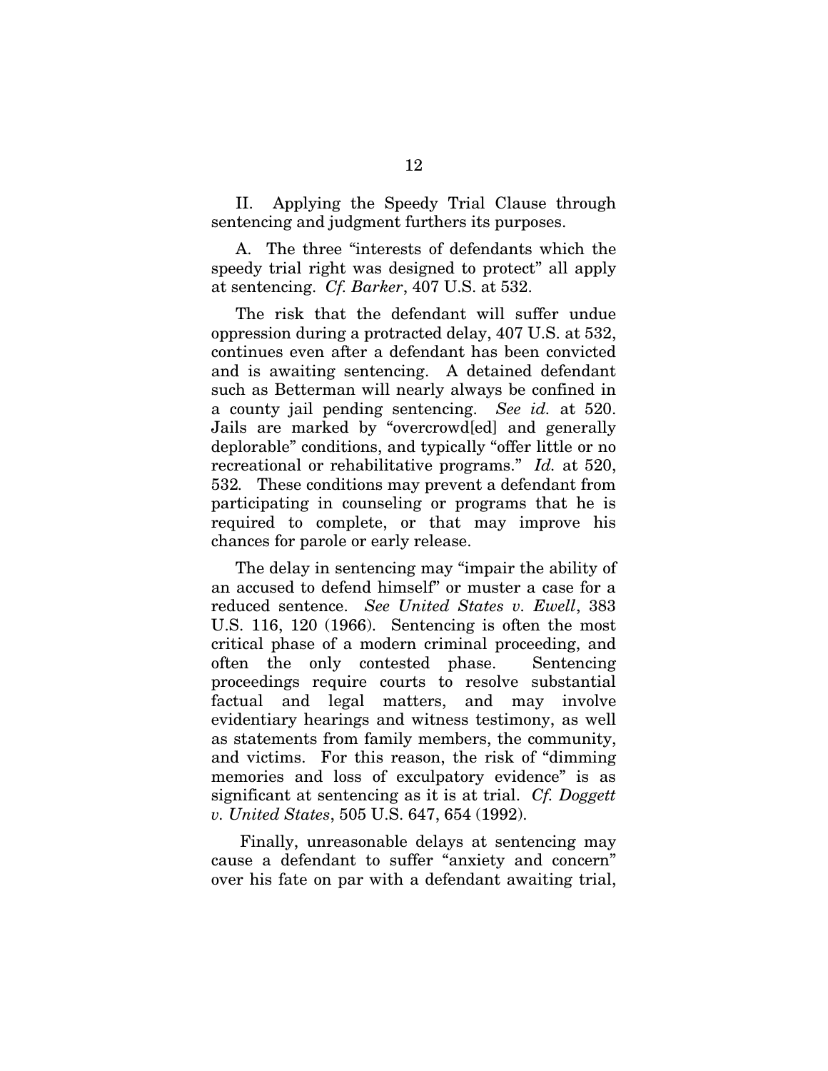II. Applying the Speedy Trial Clause through sentencing and judgment furthers its purposes.

A. The three "interests of defendants which the speedy trial right was designed to protect" all apply at sentencing. *Cf. Barker*, 407 U.S. at 532.

The risk that the defendant will suffer undue oppression during a protracted delay, 407 U.S. at 532, continues even after a defendant has been convicted and is awaiting sentencing. A detained defendant such as Betterman will nearly always be confined in a county jail pending sentencing. *See id.* at 520. Jails are marked by "overcrowd[ed] and generally deplorable" conditions, and typically "offer little or no recreational or rehabilitative programs." *Id.* at 520, 532. These conditions may prevent a defendant from participating in counseling or programs that he is required to complete, or that may improve his chances for parole or early release.

The delay in sentencing may "impair the ability of an accused to defend himself" or muster a case for a reduced sentence. *See United States v. Ewell*, 383 U.S. 116, 120 (1966). Sentencing is often the most critical phase of a modern criminal proceeding, and often the only contested phase. Sentencing proceedings require courts to resolve substantial factual and legal matters, and may involve evidentiary hearings and witness testimony, as well as statements from family members, the community, and victims. For this reason, the risk of "dimming memories and loss of exculpatory evidence" is as significant at sentencing as it is at trial. *Cf. Doggett v. United States*, 505 U.S. 647, 654 (1992).

Finally, unreasonable delays at sentencing may cause a defendant to suffer "anxiety and concern" over his fate on par with a defendant awaiting trial,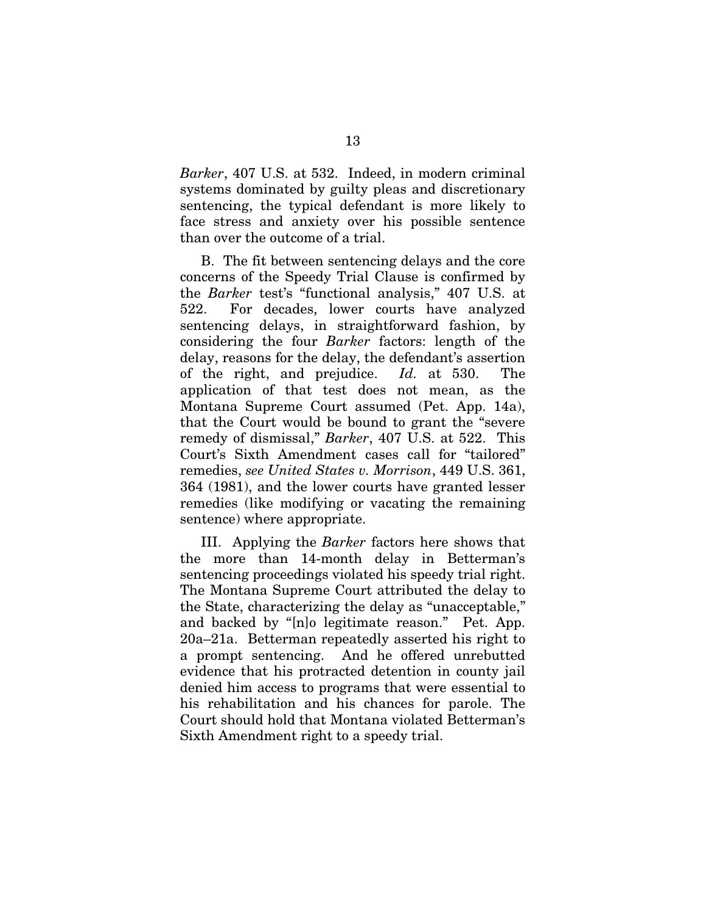*Barker*, 407 U.S. at 532. Indeed, in modern criminal systems dominated by guilty pleas and discretionary sentencing, the typical defendant is more likely to face stress and anxiety over his possible sentence than over the outcome of a trial.

B. The fit between sentencing delays and the core concerns of the Speedy Trial Clause is confirmed by the *Barker* test's "functional analysis," 407 U.S. at 522. For decades, lower courts have analyzed sentencing delays, in straightforward fashion, by considering the four *Barker* factors: length of the delay, reasons for the delay, the defendant's assertion of the right, and prejudice. *Id.* at 530. The application of that test does not mean, as the Montana Supreme Court assumed (Pet. App. 14a), that the Court would be bound to grant the "severe remedy of dismissal," *Barker*, 407 U.S. at 522. This Court's Sixth Amendment cases call for "tailored" remedies, *see United States v. Morrison*, 449 U.S. 361, 364 (1981), and the lower courts have granted lesser remedies (like modifying or vacating the remaining sentence) where appropriate.

III. Applying the *Barker* factors here shows that the more than 14-month delay in Betterman's sentencing proceedings violated his speedy trial right. The Montana Supreme Court attributed the delay to the State, characterizing the delay as "unacceptable," and backed by "[n]o legitimate reason." Pet. App. 20a–21a. Betterman repeatedly asserted his right to a prompt sentencing. And he offered unrebutted evidence that his protracted detention in county jail denied him access to programs that were essential to his rehabilitation and his chances for parole. The Court should hold that Montana violated Betterman's Sixth Amendment right to a speedy trial.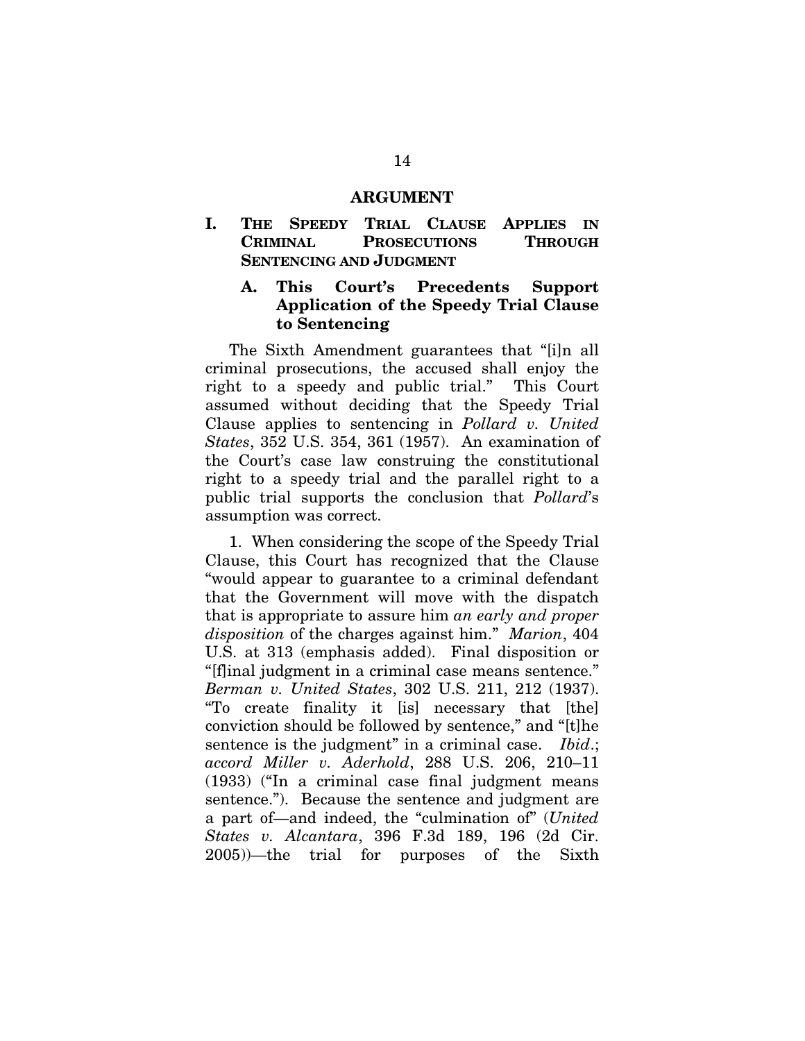# ARGUMENT

## I. THE SPEEDY TRIAL CLAUSE APPLIES IN CRIMINAL PROSECUTIONS THROUGH SENTENCING AND JUDGMENT

### A. This Court's Precedents Support Application of the Speedy Trial Clause to Sentencing

The Sixth Amendment guarantees that "[i]n all criminal prosecutions, the accused shall enjoy the right to a speedy and public trial." This Court assumed without deciding that the Speedy Trial Clause applies to sentencing in *Pollard v. United States*, 352 U.S. 354, 361 (1957). An examination of the Court's case law construing the constitutional right to a speedy trial and the parallel right to a public trial supports the conclusion that *Pollard*'s assumption was correct.

1. When considering the scope of the Speedy Trial Clause, this Court has recognized that the Clause "would appear to guarantee to a criminal defendant that the Government will move with the dispatch that is appropriate to assure him *an early and proper disposition* of the charges against him." *Marion*, 404 U.S. at 313 (emphasis added). Final disposition or "[f]inal judgment in a criminal case means sentence." *Berman v. United States*, 302 U.S. 211, 212 (1937). "To create finality it [is] necessary that [the] conviction should be followed by sentence," and "[t]he sentence is the judgment" in a criminal case. *Ibid*.; *accord Miller v. Aderhold*, 288 U.S. 206, 210–11 (1933) ("In a criminal case final judgment means sentence."). Because the sentence and judgment are a part of—and indeed, the "culmination of" (*United States v. Alcantara*, 396 F.3d 189, 196 (2d Cir. 2005))—the trial for purposes of the Sixth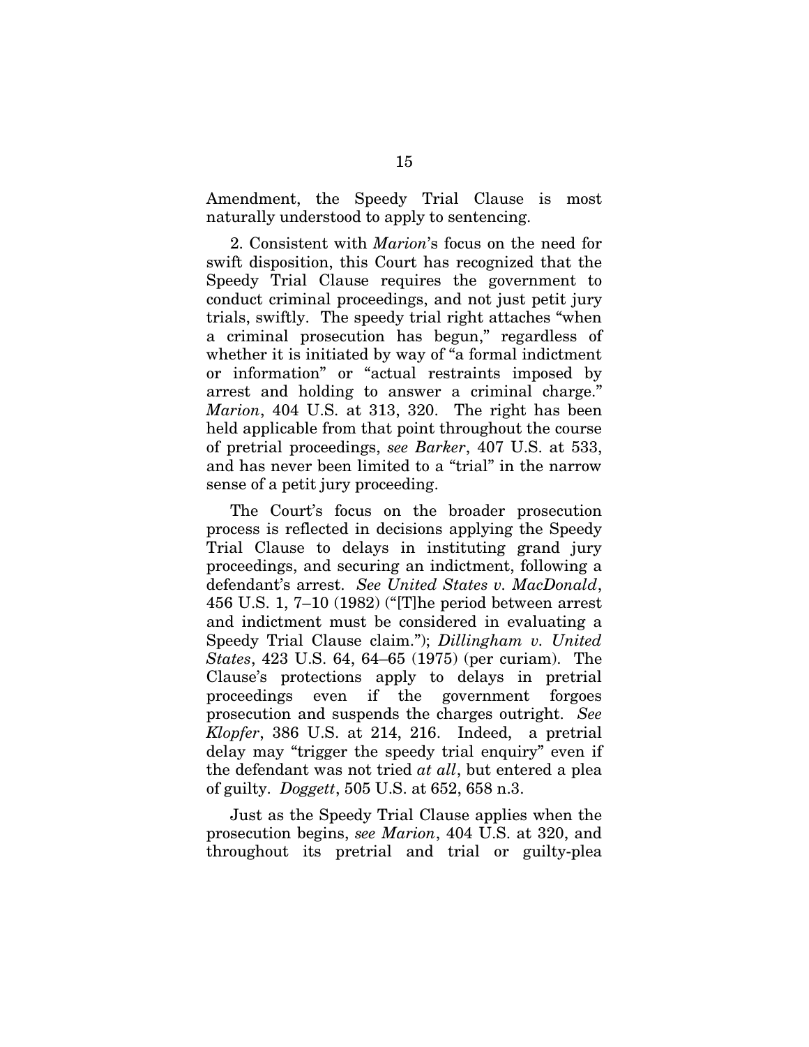Amendment, the Speedy Trial Clause is most naturally understood to apply to sentencing.

2. Consistent with *Marion*'s focus on the need for swift disposition, this Court has recognized that the Speedy Trial Clause requires the government to conduct criminal proceedings, and not just petit jury trials, swiftly. The speedy trial right attaches "when a criminal prosecution has begun," regardless of whether it is initiated by way of "a formal indictment or information" or "actual restraints imposed by arrest and holding to answer a criminal charge." *Marion*, 404 U.S. at 313, 320. The right has been held applicable from that point throughout the course of pretrial proceedings, *see Barker*, 407 U.S. at 533, and has never been limited to a "trial" in the narrow sense of a petit jury proceeding.

The Court's focus on the broader prosecution process is reflected in decisions applying the Speedy Trial Clause to delays in instituting grand jury proceedings, and securing an indictment, following a defendant's arrest. *See United States v. MacDonald*, 456 U.S. 1, 7–10 (1982) ("[T]he period between arrest and indictment must be considered in evaluating a Speedy Trial Clause claim."); *Dillingham v. United States*, 423 U.S. 64, 64–65 (1975) (per curiam). The Clause's protections apply to delays in pretrial proceedings even if the government forgoes prosecution and suspends the charges outright. *See Klopfer*, 386 U.S. at 214, 216. Indeed, a pretrial delay may "trigger the speedy trial enquiry" even if the defendant was not tried *at all*, but entered a plea of guilty. *Doggett*, 505 U.S. at 652, 658 n.3.

Just as the Speedy Trial Clause applies when the prosecution begins, *see Marion*, 404 U.S. at 320, and throughout its pretrial and trial or guilty-plea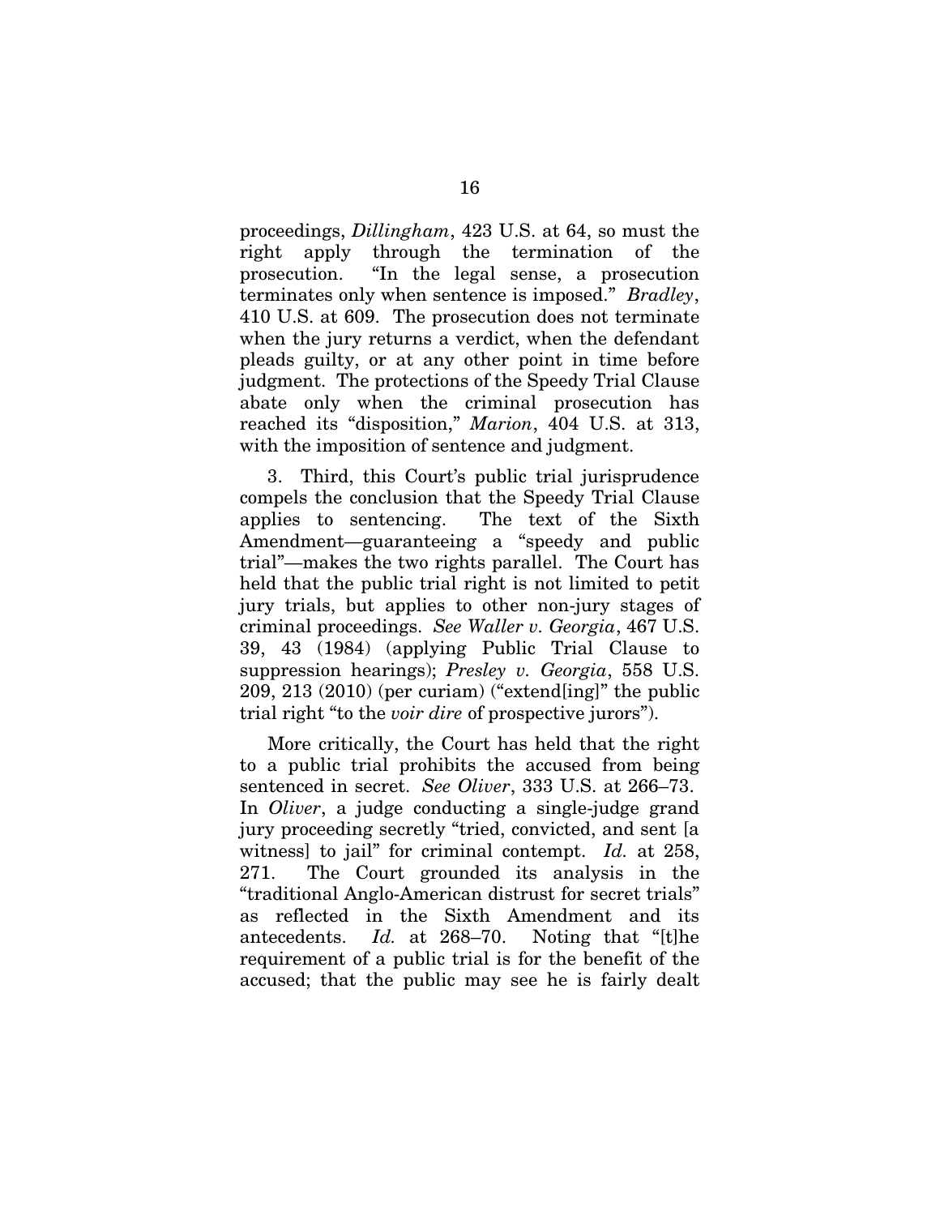proceedings, *Dillingham*, 423 U.S. at 64, so must the right apply through the termination of the prosecution. "In the legal sense, a prosecution terminates only when sentence is imposed." *Bradley*, 410 U.S. at 609. The prosecution does not terminate when the jury returns a verdict, when the defendant pleads guilty, or at any other point in time before judgment. The protections of the Speedy Trial Clause abate only when the criminal prosecution has reached its "disposition," *Marion*, 404 U.S. at 313, with the imposition of sentence and judgment.

3. Third, this Court's public trial jurisprudence compels the conclusion that the Speedy Trial Clause applies to sentencing. The text of the Sixth Amendment—guaranteeing a "speedy and public trial"—makes the two rights parallel. The Court has held that the public trial right is not limited to petit jury trials, but applies to other non-jury stages of criminal proceedings. *See Waller v. Georgia*, 467 U.S. 39, 43 (1984) (applying Public Trial Clause to suppression hearings); *Presley v. Georgia*, 558 U.S. 209, 213 (2010) (per curiam) ("extend[ing]" the public trial right "to the *voir dire* of prospective jurors").

More critically, the Court has held that the right to a public trial prohibits the accused from being sentenced in secret. *See Oliver*, 333 U.S. at 266–73. In *Oliver*, a judge conducting a single-judge grand jury proceeding secretly "tried, convicted, and sent [a witness] to jail" for criminal contempt. *Id.* at 258, 271. The Court grounded its analysis in the "traditional Anglo-American distrust for secret trials" as reflected in the Sixth Amendment and its antecedents. *Id.* at 268–70. Noting that "[t]he requirement of a public trial is for the benefit of the accused; that the public may see he is fairly dealt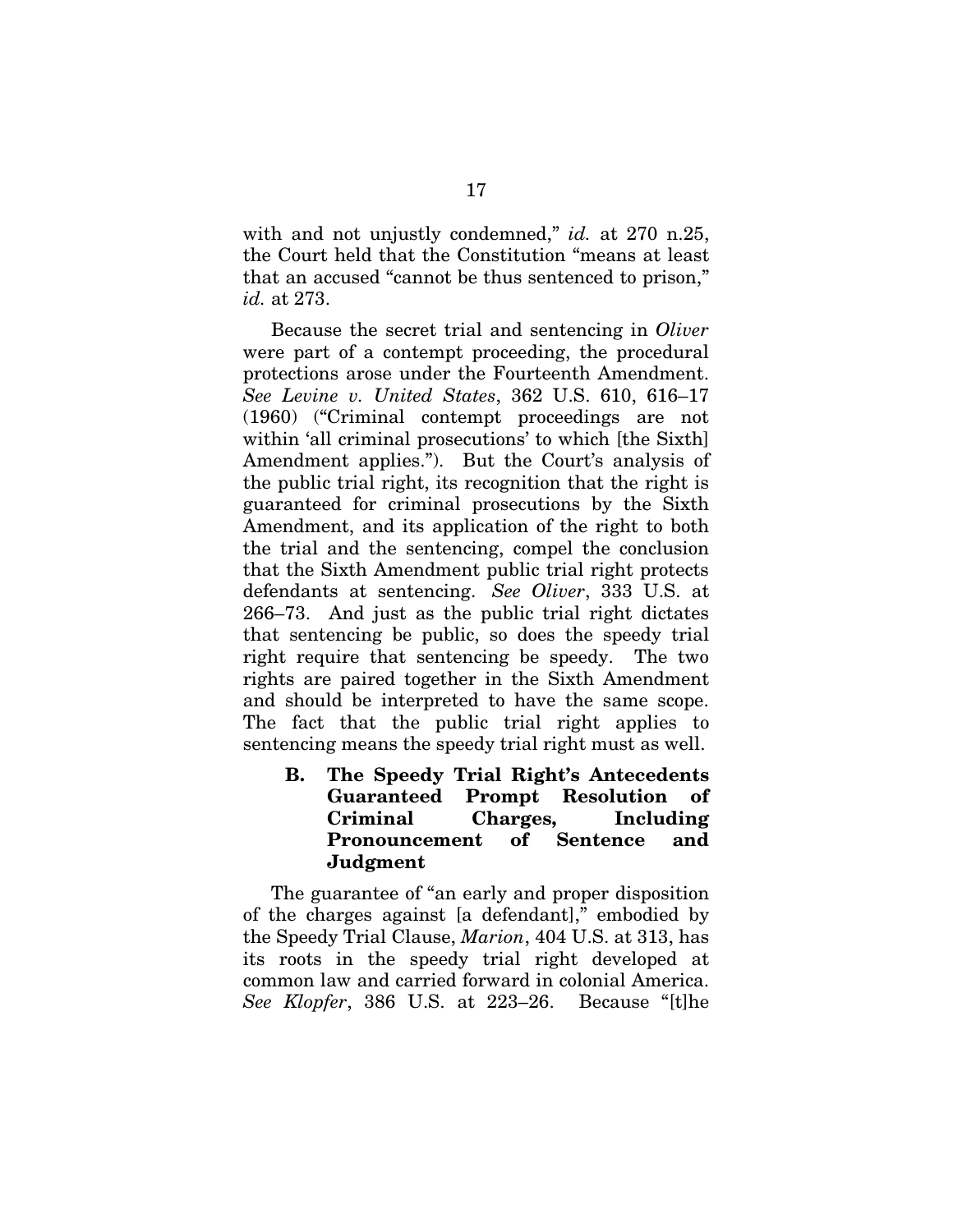with and not unjustly condemned," *id.* at 270 n.25, the Court held that the Constitution "means at least that an accused "cannot be thus sentenced to prison," *id.* at 273.

Because the secret trial and sentencing in *Oliver* were part of a contempt proceeding, the procedural protections arose under the Fourteenth Amendment. *See Levine v. United States*, 362 U.S. 610, 616–17 (1960) ("Criminal contempt proceedings are not within 'all criminal prosecutions' to which [the Sixth] Amendment applies."). But the Court's analysis of the public trial right, its recognition that the right is guaranteed for criminal prosecutions by the Sixth Amendment, and its application of the right to both the trial and the sentencing, compel the conclusion that the Sixth Amendment public trial right protects defendants at sentencing. *See Oliver*, 333 U.S. at 266–73. And just as the public trial right dictates that sentencing be public, so does the speedy trial right require that sentencing be speedy. The two rights are paired together in the Sixth Amendment and should be interpreted to have the same scope. The fact that the public trial right applies to sentencing means the speedy trial right must as well.

### B. The Speedy Trial Right's Antecedents Guaranteed Prompt Resolution of Criminal Charges, Including Pronouncement of Sentence and Judgment

The guarantee of "an early and proper disposition of the charges against [a defendant]," embodied by the Speedy Trial Clause, *Marion*, 404 U.S. at 313, has its roots in the speedy trial right developed at common law and carried forward in colonial America. *See Klopfer*, 386 U.S. at 223–26. Because "[t]he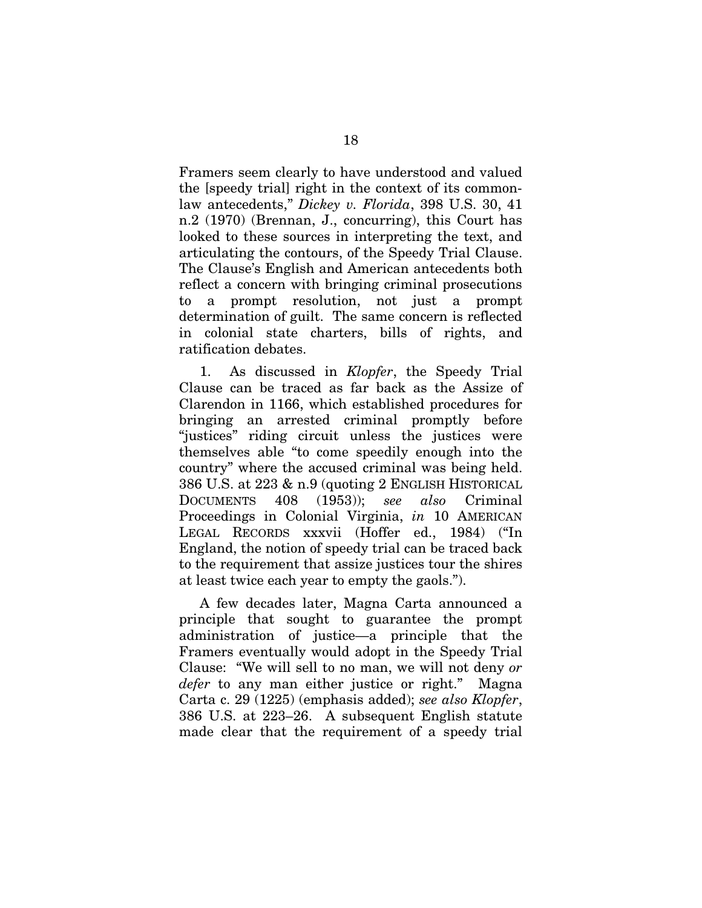Framers seem clearly to have understood and valued the [speedy trial] right in the context of its common-law antecedents," *Dickey v. Florida*, 398 U.S. 30, 41 n.2 (1970) (Brennan, J., concurring), this Court has looked to these sources in interpreting the text, and articulating the contours, of the Speedy Trial Clause. The Clause's English and American antecedents both reflect a concern with bringing criminal prosecutions to a prompt resolution, not just a prompt determination of guilt. The same concern is reflected in colonial state charters, bills of rights, and ratification debates.

1. As discussed in *Klopfer*, the Speedy Trial Clause can be traced as far back as the Assize of Clarendon in 1166, which established procedures for bringing an arrested criminal promptly before "justices" riding circuit unless the justices were themselves able "to come speedily enough into the country" where the accused criminal was being held. 386 U.S. at 223 & n.9 (quoting 2 ENGLISH HISTORICAL DOCUMENTS 408 (1953)); *see also* Criminal Proceedings in Colonial Virginia, *in* 10 AMERICAN LEGAL RECORDS xxxvii (Hoffer ed., 1984) ("In England, the notion of speedy trial can be traced back to the requirement that assize justices tour the shires at least twice each year to empty the gaols.").

A few decades later, Magna Carta announced a principle that sought to guarantee the prompt administration of justice—a principle that the Framers eventually would adopt in the Speedy Trial Clause: "We will sell to no man, we will not deny *or defer* to any man either justice or right." Magna Carta c. 29 (1225) (emphasis added); *see also Klopfer*, 386 U.S. at 223–26. A subsequent English statute made clear that the requirement of a speedy trial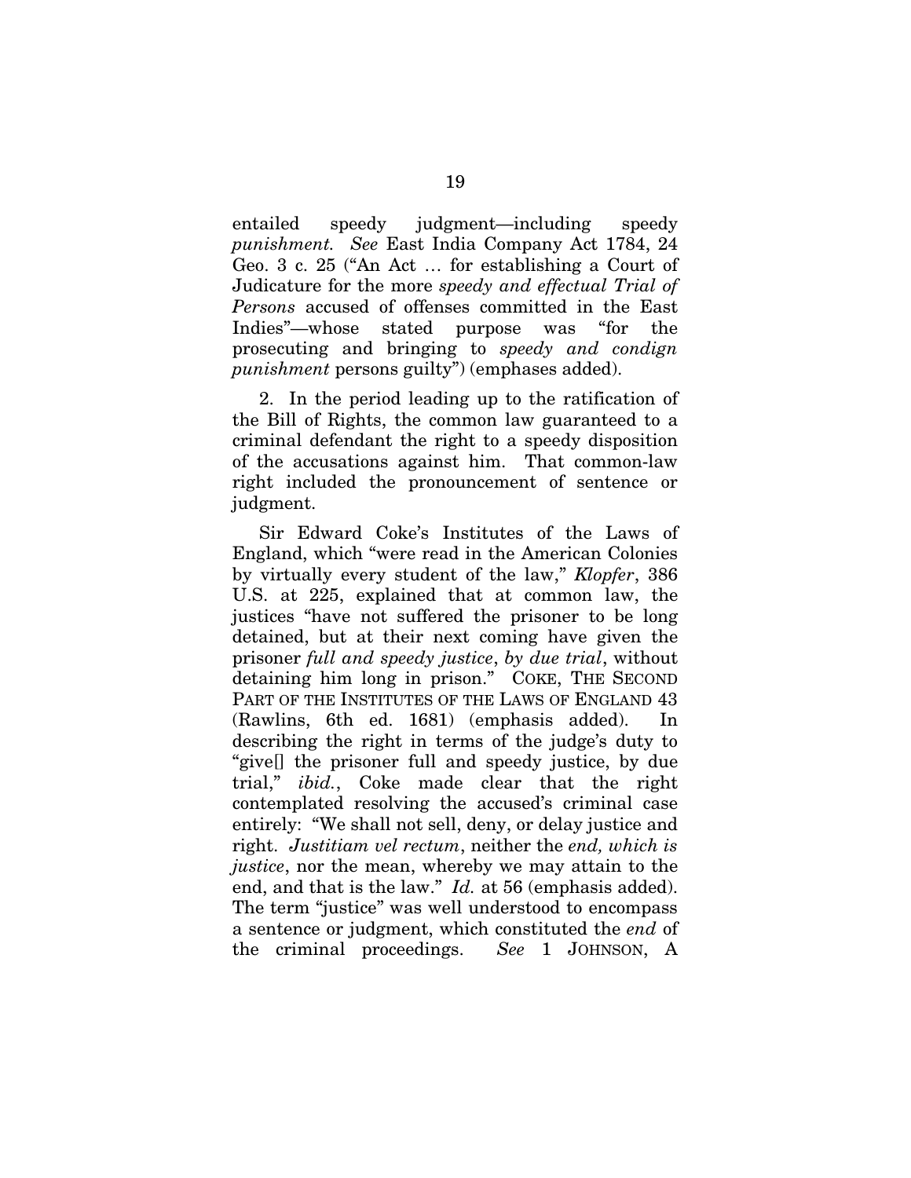entailed speedy judgment—including speedy *punishment.* *See* East India Company Act 1784, 24 Geo. 3 c. 25 ("An Act … for establishing a Court of Judicature for the more *speedy and effectual Trial of Persons* accused of offenses committed in the East Indies"—whose stated purpose was "for the prosecuting and bringing to *speedy and condign punishment* persons guilty") (emphases added).

2. In the period leading up to the ratification of the Bill of Rights, the common law guaranteed to a criminal defendant the right to a speedy disposition of the accusations against him. That common-law right included the pronouncement of sentence or judgment.

Sir Edward Coke's Institutes of the Laws of England, which "were read in the American Colonies by virtually every student of the law," *Klopfer*, 386 U.S. at 225, explained that at common law, the justices "have not suffered the prisoner to be long detained, but at their next coming have given the prisoner *full and speedy justice*, *by due trial*, without detaining him long in prison." COKE, THE SECOND PART OF THE INSTITUTES OF THE LAWS OF ENGLAND 43 (Rawlins, 6th ed. 1681) (emphasis added). In describing the right in terms of the judge's duty to "give[] the prisoner full and speedy justice, by due trial," *ibid.*, Coke made clear that the right contemplated resolving the accused's criminal case entirely: "We shall not sell, deny, or delay justice and right. *Justitiam vel rectum*, neither the *end, which is justice*, nor the mean, whereby we may attain to the end, and that is the law." *Id.* at 56 (emphasis added). The term "justice" was well understood to encompass a sentence or judgment, which constituted the *end* of the criminal proceedings. *See* 1 JOHNSON, A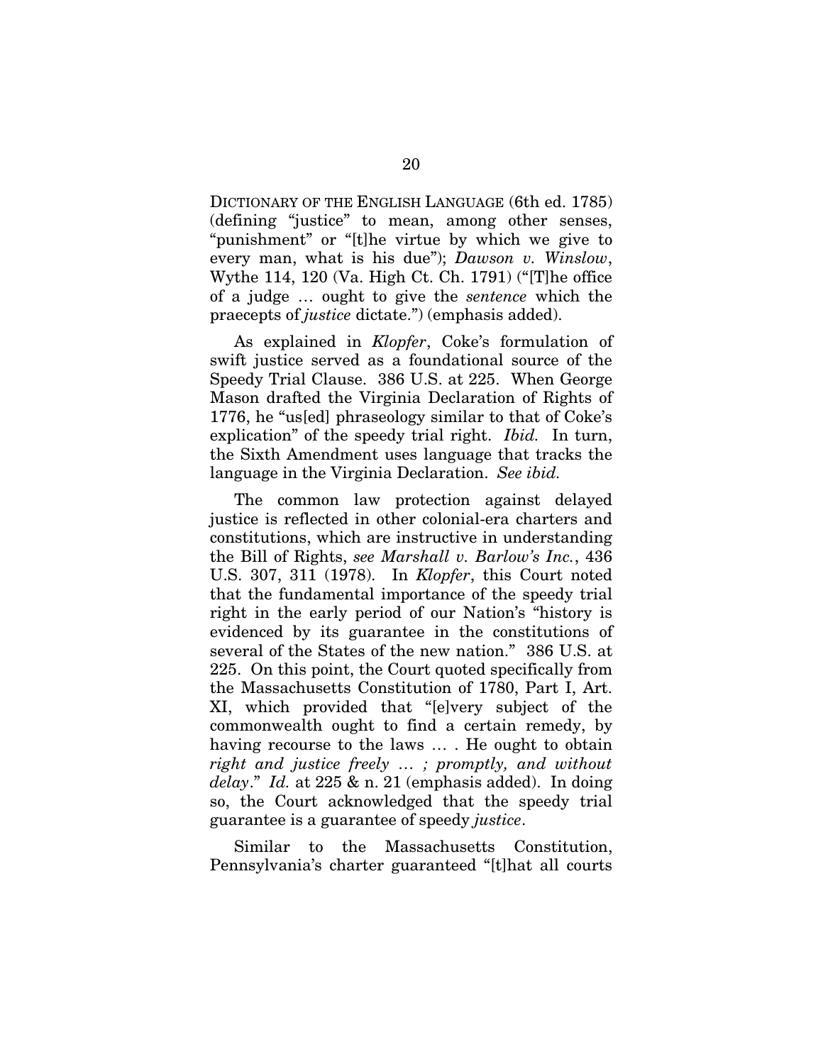DICTIONARY OF THE ENGLISH LANGUAGE (6th ed. 1785) (defining "justice" to mean, among other senses, "punishment" or "[t]he virtue by which we give to every man, what is his due"); *Dawson v. Winslow*, Wythe 114, 120 (Va. High Ct. Ch. 1791) ("[T]he office of a judge … ought to give the *sentence* which the praecepts of *justice* dictate.") (emphasis added).

As explained in *Klopfer*, Coke's formulation of swift justice served as a foundational source of the Speedy Trial Clause. 386 U.S. at 225. When George Mason drafted the Virginia Declaration of Rights of 1776, he "us[ed] phraseology similar to that of Coke's explication" of the speedy trial right. *Ibid.* In turn, the Sixth Amendment uses language that tracks the language in the Virginia Declaration. *See ibid.*

The common law protection against delayed justice is reflected in other colonial-era charters and constitutions, which are instructive in understanding the Bill of Rights, *see Marshall v. Barlow's Inc.*, 436 U.S. 307, 311 (1978). In *Klopfer*, this Court noted that the fundamental importance of the speedy trial right in the early period of our Nation's "history is evidenced by its guarantee in the constitutions of several of the States of the new nation." 386 U.S. at 225. On this point, the Court quoted specifically from the Massachusetts Constitution of 1780, Part I, Art. XI, which provided that "[e]very subject of the commonwealth ought to find a certain remedy, by having recourse to the laws … . He ought to obtain *right and justice freely … ; promptly, and without delay*." *Id.* at 225 & n. 21 (emphasis added). In doing so, the Court acknowledged that the speedy trial guarantee is a guarantee of speedy *justice*.

Similar to the Massachusetts Constitution, Pennsylvania's charter guaranteed "[t]hat all courts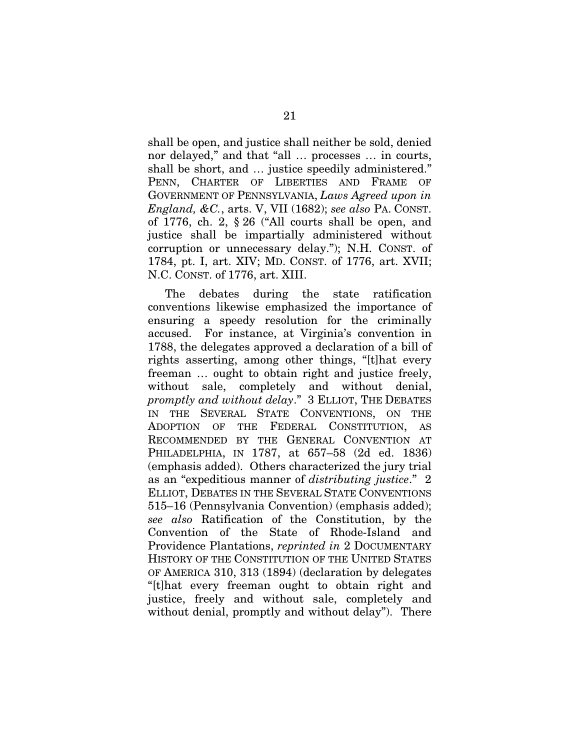shall be open, and justice shall neither be sold, denied nor delayed," and that "all … processes … in courts, shall be short, and … justice speedily administered." PENN, CHARTER OF LIBERTIES AND FRAME OF GOVERNMENT OF PENNSYLVANIA, *Laws Agreed upon in England, &C.*, arts. V, VII (1682); *see also* PA. CONST. of 1776, ch. 2, § 26 ("All courts shall be open, and justice shall be impartially administered without corruption or unnecessary delay."); N.H. CONST. of 1784, pt. I, art. XIV; MD. CONST. of 1776, art. XVII; N.C. CONST. of 1776, art. XIII.

The debates during the state ratification conventions likewise emphasized the importance of ensuring a speedy resolution for the criminally accused. For instance, at Virginia's convention in 1788, the delegates approved a declaration of a bill of rights asserting, among other things, "[t]hat every freeman … ought to obtain right and justice freely, without sale, completely and without denial, *promptly and without delay*." 3 ELLIOT, THE DEBATES IN THE SEVERAL STATE CONVENTIONS, ON THE ADOPTION OF THE FEDERAL CONSTITUTION, AS RECOMMENDED BY THE GENERAL CONVENTION AT PHILADELPHIA, IN 1787, at 657–58 (2d ed. 1836) (emphasis added). Others characterized the jury trial as an "expeditious manner of *distributing justice*." 2 ELLIOT, DEBATES IN THE SEVERAL STATE CONVENTIONS 515–16 (Pennsylvania Convention) (emphasis added); *see also* Ratification of the Constitution, by the Convention of the State of Rhode-Island and Providence Plantations, *reprinted in* 2 DOCUMENTARY HISTORY OF THE CONSTITUTION OF THE UNITED STATES OF AMERICA 310, 313 (1894) (declaration by delegates "[t]hat every freeman ought to obtain right and justice, freely and without sale, completely and without denial, promptly and without delay"). There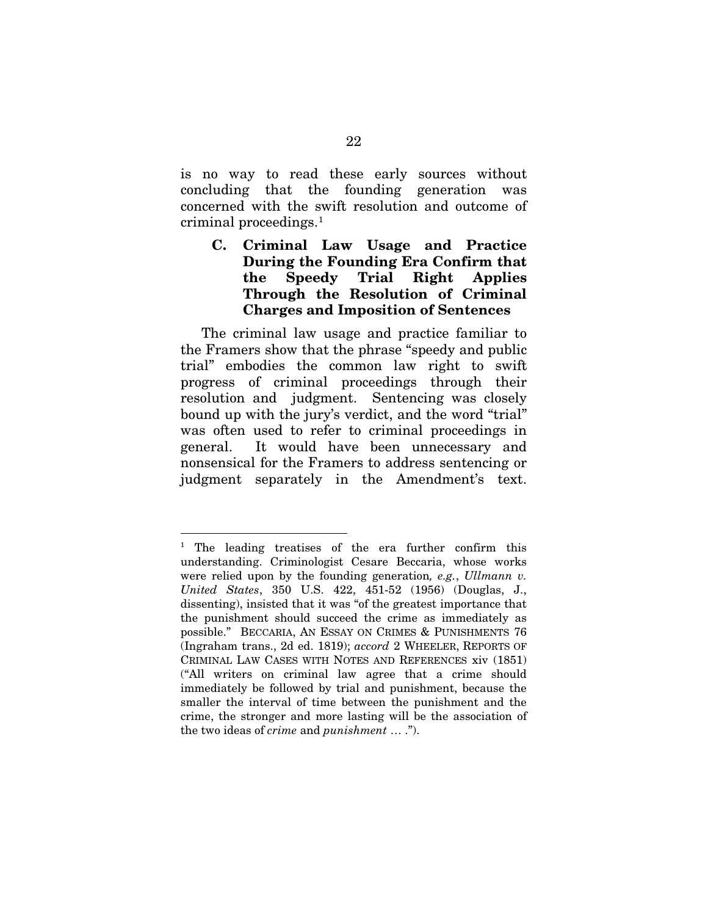is no way to read these early sources without concluding that the founding generation was concerned with the swift resolution and outcome of criminal proceedings.[1]

### C. Criminal Law Usage and Practice During the Founding Era Confirm that the Speedy Trial Right Applies Through the Resolution of Criminal Charges and Imposition of Sentences

The criminal law usage and practice familiar to the Framers show that the phrase "speedy and public trial" embodies the common law right to swift progress of criminal proceedings through their resolution and judgment. Sentencing was closely bound up with the jury's verdict, and the word "trial" was often used to refer to criminal proceedings in general. It would have been unnecessary and nonsensical for the Framers to address sentencing or judgment separately in the Amendment's text.

---

[1] The leading treatises of the era further confirm this understanding. Criminologist Cesare Beccaria, whose works were relied upon by the founding generation*, e.g.*, *Ullmann v. United States*, 350 U.S. 422, 451-52 (1956) (Douglas, J., dissenting), insisted that it was "of the greatest importance that the punishment should succeed the crime as immediately as possible." BECCARIA, AN ESSAY ON CRIMES & PUNISHMENTS 76 (Ingraham trans., 2d ed. 1819); *accord* 2 WHEELER, REPORTS OF CRIMINAL LAW CASES WITH NOTES AND REFERENCES xiv (1851) ("All writers on criminal law agree that a crime should immediately be followed by trial and punishment, because the smaller the interval of time between the punishment and the crime, the stronger and more lasting will be the association of the two ideas of *crime* and *punishment* … .").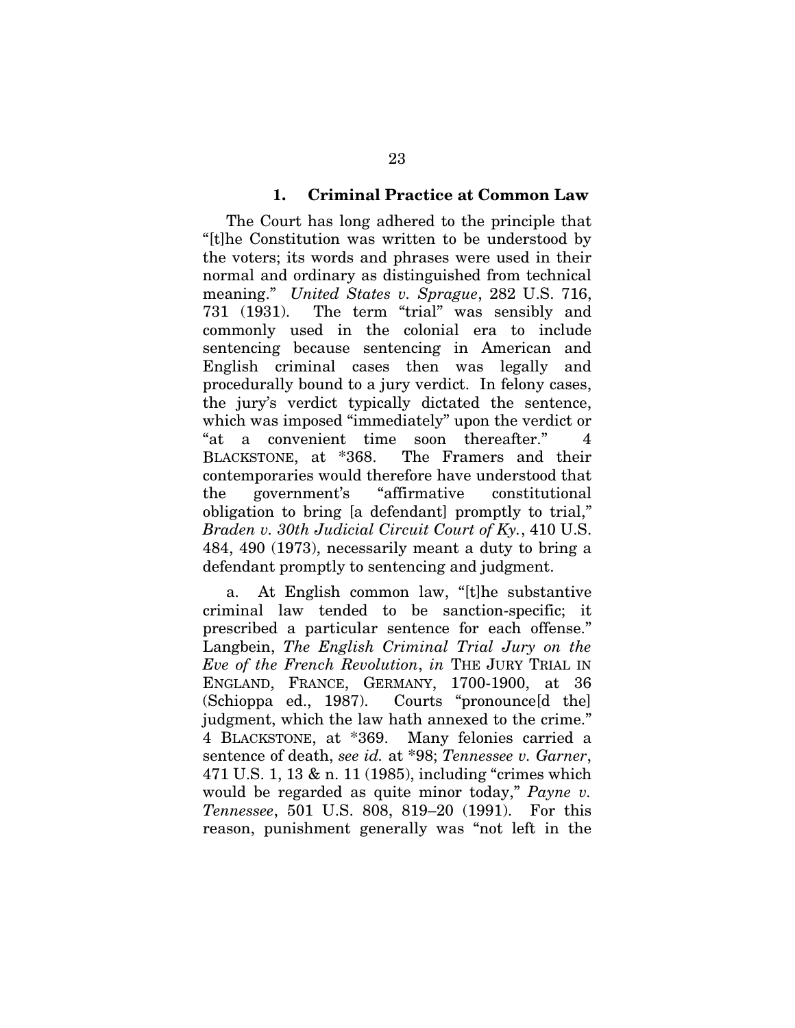### 1. Criminal Practice at Common Law

The Court has long adhered to the principle that "[t]he Constitution was written to be understood by the voters; its words and phrases were used in their normal and ordinary as distinguished from technical meaning." *United States v. Sprague*, 282 U.S. 716, 731 (1931). The term "trial" was sensibly and commonly used in the colonial era to include sentencing because sentencing in American and English criminal cases then was legally and procedurally bound to a jury verdict. In felony cases, the jury's verdict typically dictated the sentence, which was imposed "immediately" upon the verdict or "at a convenient time soon thereafter." 4 BLACKSTONE, at *368. The Framers and their contemporaries would therefore have understood that the government's "affirmative constitutional obligation to bring [a defendant] promptly to trial," *Braden v. 30th Judicial Circuit Court of Ky.*, 410 U.S. 484, 490 (1973), necessarily meant a duty to bring a defendant promptly to sentencing and judgment.

a. At English common law, "[t]he substantive criminal law tended to be sanction-specific; it prescribed a particular sentence for each offense." Langbein, *The English Criminal Trial Jury on the Eve of the French Revolution*, *in* THE JURY TRIAL IN ENGLAND, FRANCE, GERMANY, 1700-1900, at 36 (Schioppa ed., 1987). Courts "pronounce[d the] judgment, which the law hath annexed to the crime." 4 BLACKSTONE, at *369. Many felonies carried a sentence of death, *see id.* at *98; *Tennessee v. Garner*, 471 U.S. 1, 13 & n. 11 (1985), including "crimes which would be regarded as quite minor today," *Payne v. Tennessee*, 501 U.S. 808, 819–20 (1991). For this reason, punishment generally was "not left in the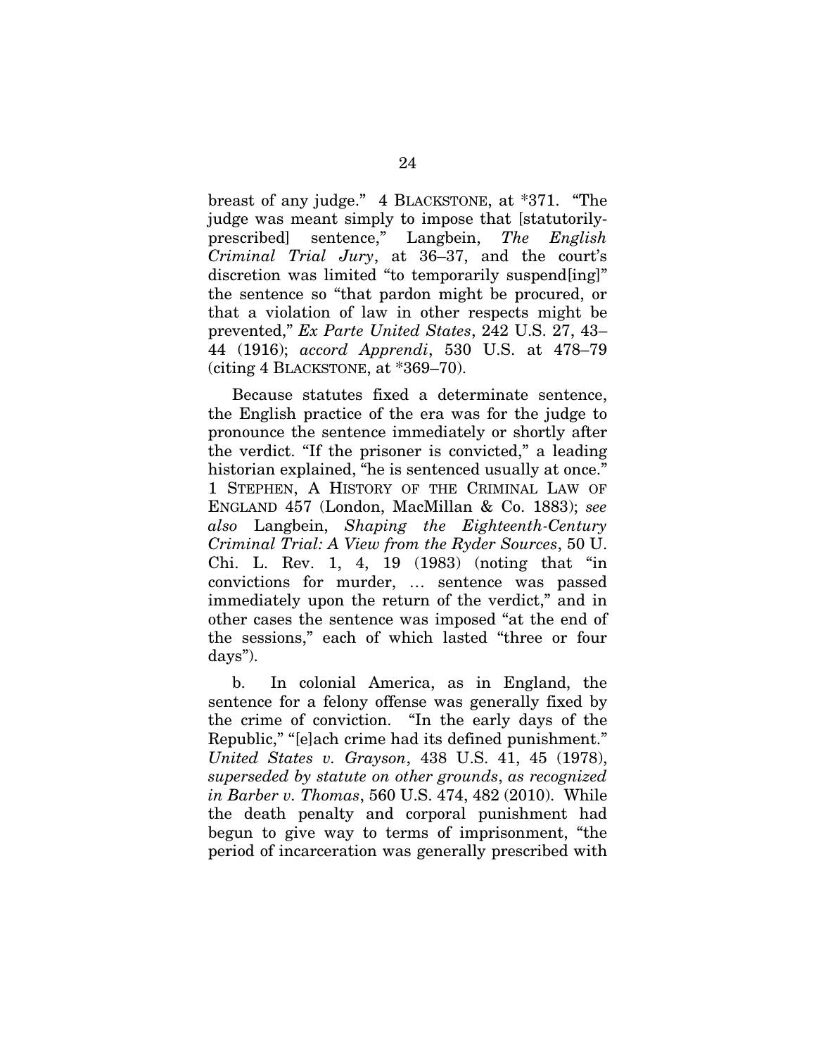breast of any judge." 4 BLACKSTONE, at *371. "The judge was meant simply to impose that [statutorily-prescribed] sentence," Langbein, *The English Criminal Trial Jury*, at 36–37, and the court's discretion was limited "to temporarily suspend[ing]" the sentence so "that pardon might be procured, or that a violation of law in other respects might be prevented," *Ex Parte United States*, 242 U.S. 27, 43–44 (1916); *accord Apprendi*, 530 U.S. at 478–79 (citing 4 BLACKSTONE, at *369–70).

Because statutes fixed a determinate sentence, the English practice of the era was for the judge to pronounce the sentence immediately or shortly after the verdict. "If the prisoner is convicted," a leading historian explained, "he is sentenced usually at once." 1 STEPHEN, A HISTORY OF THE CRIMINAL LAW OF ENGLAND 457 (London, MacMillan & Co. 1883); *see also* Langbein, *Shaping the Eighteenth-Century Criminal Trial: A View from the Ryder Sources*, 50 U. Chi. L. Rev. 1, 4, 19 (1983) (noting that "in convictions for murder, … sentence was passed immediately upon the return of the verdict," and in other cases the sentence was imposed "at the end of the sessions," each of which lasted "three or four days").

b. In colonial America, as in England, the sentence for a felony offense was generally fixed by the crime of conviction. "In the early days of the Republic," "[e]ach crime had its defined punishment." *United States v. Grayson*, 438 U.S. 41, 45 (1978), *superseded by statute on other grounds*, *as recognized in Barber v. Thomas*, 560 U.S. 474, 482 (2010). While the death penalty and corporal punishment had begun to give way to terms of imprisonment, "the period of incarceration was generally prescribed with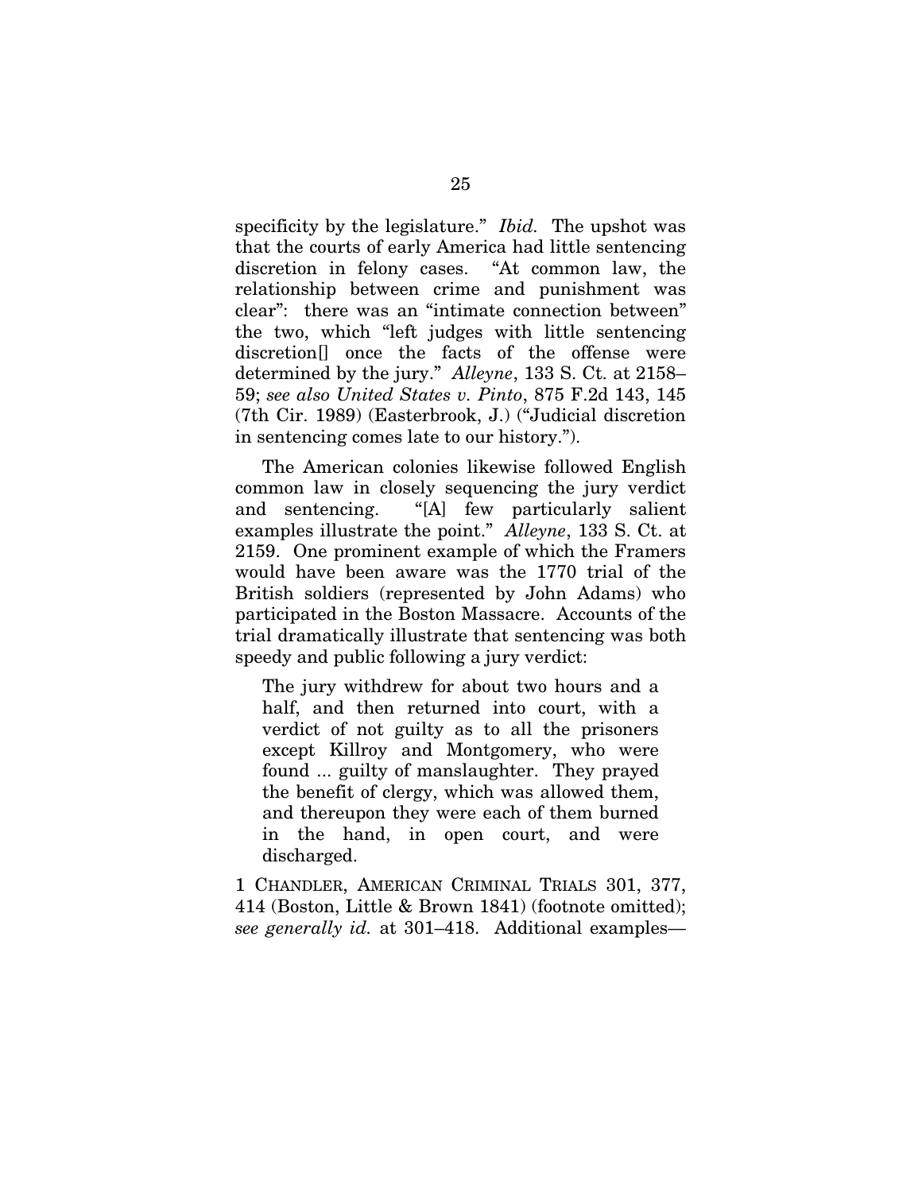specificity by the legislature." *Ibid.* The upshot was that the courts of early America had little sentencing discretion in felony cases. "At common law, the relationship between crime and punishment was clear": there was an "intimate connection between" the two, which "left judges with little sentencing discretion[] once the facts of the offense were determined by the jury." *Alleyne*, 133 S. Ct. at 2158–59; *see also United States v. Pinto*, 875 F.2d 143, 145 (7th Cir. 1989) (Easterbrook, J.) ("Judicial discretion in sentencing comes late to our history.").

The American colonies likewise followed English common law in closely sequencing the jury verdict and sentencing. "[A] few particularly salient examples illustrate the point." *Alleyne*, 133 S. Ct. at 2159. One prominent example of which the Framers would have been aware was the 1770 trial of the British soldiers (represented by John Adams) who participated in the Boston Massacre. Accounts of the trial dramatically illustrate that sentencing was both speedy and public following a jury verdict:

> The jury withdrew for about two hours and a half, and then returned into court, with a verdict of not guilty as to all the prisoners except Killroy and Montgomery, who were found ... guilty of manslaughter. They prayed the benefit of clergy, which was allowed them, and thereupon they were each of them burned in the hand, in open court, and were discharged.

1 CHANDLER, AMERICAN CRIMINAL TRIALS 301, 377, 414 (Boston, Little & Brown 1841) (footnote omitted); *see generally id.* at 301–418. Additional examples—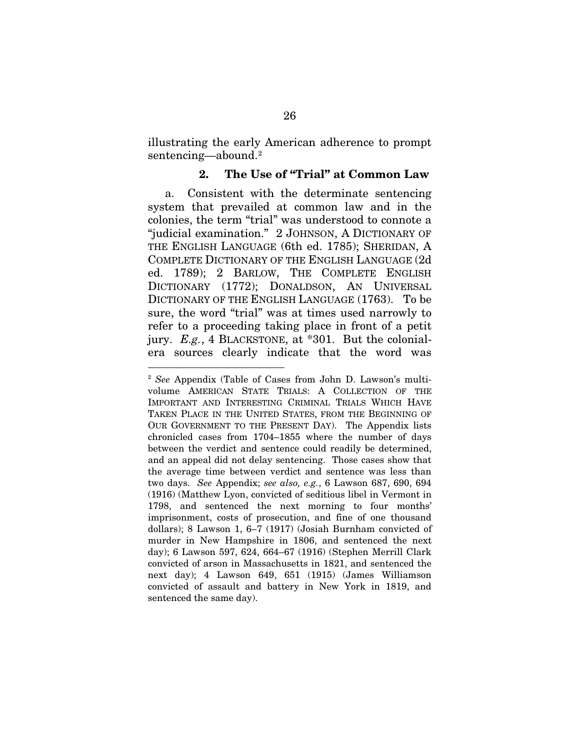illustrating the early American adherence to prompt sentencing—abound.[2]

### 2. The Use of "Trial" at Common Law

a. Consistent with the determinate sentencing system that prevailed at common law and in the colonies, the term "trial" was understood to connote a "judicial examination." 2 JOHNSON, A DICTIONARY OF THE ENGLISH LANGUAGE (6th ed. 1785); SHERIDAN, A COMPLETE DICTIONARY OF THE ENGLISH LANGUAGE (2d ed. 1789); 2 BARLOW, THE COMPLETE ENGLISH DICTIONARY (1772); DONALDSON, AN UNIVERSAL DICTIONARY OF THE ENGLISH LANGUAGE (1763). To be sure, the word "trial" was at times used narrowly to refer to a proceeding taking place in front of a petit jury. *E.g.*, 4 BLACKSTONE, at *301. But the colonial-era sources clearly indicate that the word was

---

[2] *See* Appendix (Table of Cases from John D. Lawson's multi-volume AMERICAN STATE TRIALS: A COLLECTION OF THE IMPORTANT AND INTERESTING CRIMINAL TRIALS WHICH HAVE TAKEN PLACE IN THE UNITED STATES, FROM THE BEGINNING OF OUR GOVERNMENT TO THE PRESENT DAY). The Appendix lists chronicled cases from 1704–1855 where the number of days between the verdict and sentence could readily be determined, and an appeal did not delay sentencing. Those cases show that the average time between verdict and sentence was less than two days. *See* Appendix; *see also, e.g.*, 6 Lawson 687, 690, 694 (1916) (Matthew Lyon, convicted of seditious libel in Vermont in 1798, and sentenced the next morning to four months' imprisonment, costs of prosecution, and fine of one thousand dollars); 8 Lawson 1, 6–7 (1917) (Josiah Burnham convicted of murder in New Hampshire in 1806, and sentenced the next day); 6 Lawson 597, 624, 664–67 (1916) (Stephen Merrill Clark convicted of arson in Massachusetts in 1821, and sentenced the next day); 4 Lawson 649, 651 (1915) (James Williamson convicted of assault and battery in New York in 1819, and sentenced the same day).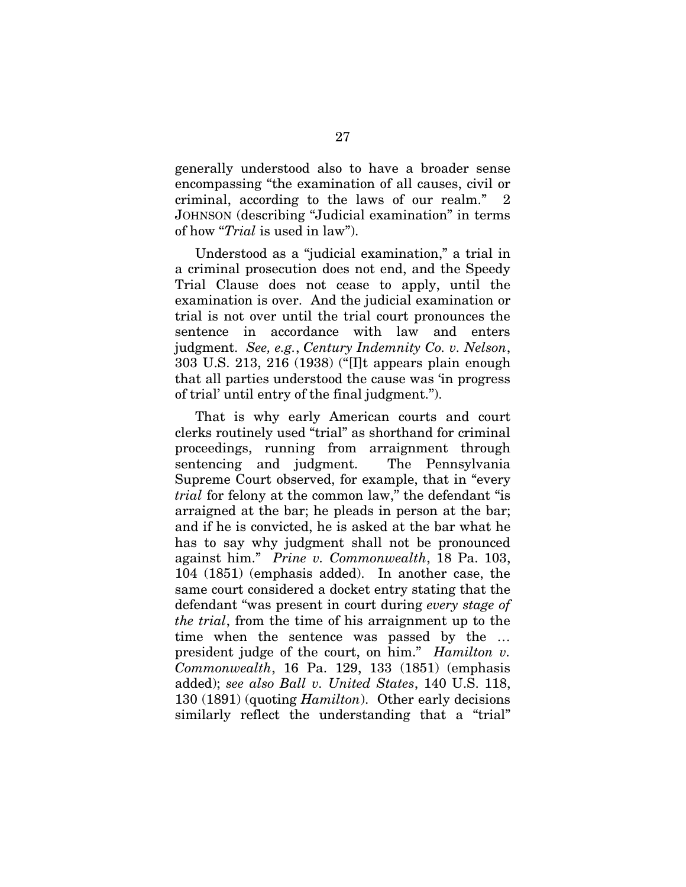generally understood also to have a broader sense encompassing "the examination of all causes, civil or criminal, according to the laws of our realm." 2 JOHNSON (describing "Judicial examination" in terms of how "*Trial* is used in law").

Understood as a "judicial examination," a trial in a criminal prosecution does not end, and the Speedy Trial Clause does not cease to apply, until the examination is over. And the judicial examination or trial is not over until the trial court pronounces the sentence in accordance with law and enters judgment. *See, e.g.*, *Century Indemnity Co. v. Nelson*, 303 U.S. 213, 216 (1938) ("[I]t appears plain enough that all parties understood the cause was 'in progress of trial' until entry of the final judgment.").

That is why early American courts and court clerks routinely used "trial" as shorthand for criminal proceedings, running from arraignment through sentencing and judgment. The Pennsylvania Supreme Court observed, for example, that in "every *trial* for felony at the common law," the defendant "is arraigned at the bar; he pleads in person at the bar; and if he is convicted, he is asked at the bar what he has to say why judgment shall not be pronounced against him." *Prine v. Commonwealth*, 18 Pa. 103, 104 (1851) (emphasis added). In another case, the same court considered a docket entry stating that the defendant "was present in court during *every stage of the trial*, from the time of his arraignment up to the time when the sentence was passed by the … president judge of the court, on him." *Hamilton v. Commonwealth*, 16 Pa. 129, 133 (1851) (emphasis added); *see also Ball v. United States*, 140 U.S. 118, 130 (1891) (quoting *Hamilton*). Other early decisions similarly reflect the understanding that a "trial"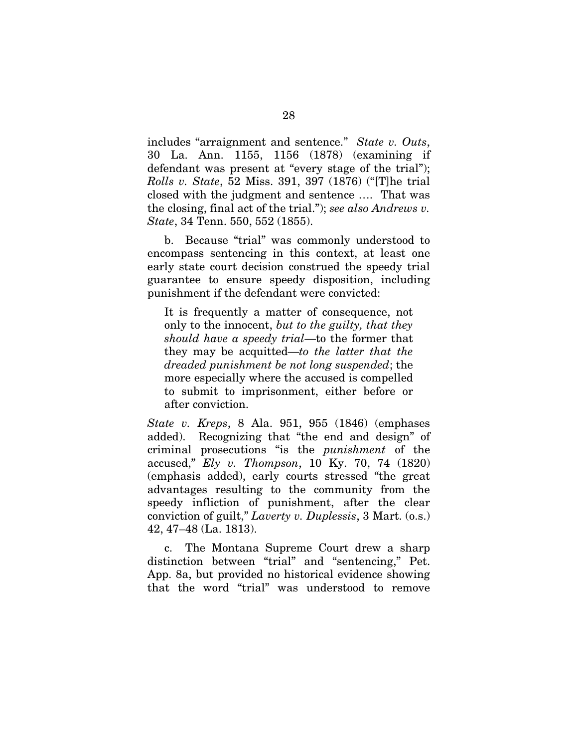includes "arraignment and sentence." *State v. Outs*, 30 La. Ann. 1155, 1156 (1878) (examining if defendant was present at "every stage of the trial"); *Rolls v. State*, 52 Miss. 391, 397 (1876) ("[T]he trial closed with the judgment and sentence …. That was the closing, final act of the trial."); *see also Andrews v. State*, 34 Tenn. 550, 552 (1855).

b. Because "trial" was commonly understood to encompass sentencing in this context, at least one early state court decision construed the speedy trial guarantee to ensure speedy disposition, including punishment if the defendant were convicted:

> It is frequently a matter of consequence, not only to the innocent, *but to the guilty, that they should have a speedy trial*—to the former that they may be acquitted—*to the latter that the dreaded punishment be not long suspended*; the more especially where the accused is compelled to submit to imprisonment, either before or after conviction.

*State v. Kreps*, 8 Ala. 951, 955 (1846) (emphases added). Recognizing that "the end and design" of criminal prosecutions "is the *punishment* of the accused," *Ely v. Thompson*, 10 Ky. 70, 74 (1820) (emphasis added), early courts stressed "the great advantages resulting to the community from the speedy infliction of punishment, after the clear conviction of guilt," *Laverty v. Duplessis*, 3 Mart. (o.s.) 42, 47–48 (La. 1813).

c. The Montana Supreme Court drew a sharp distinction between "trial" and "sentencing," Pet. App. 8a, but provided no historical evidence showing that the word "trial" was understood to remove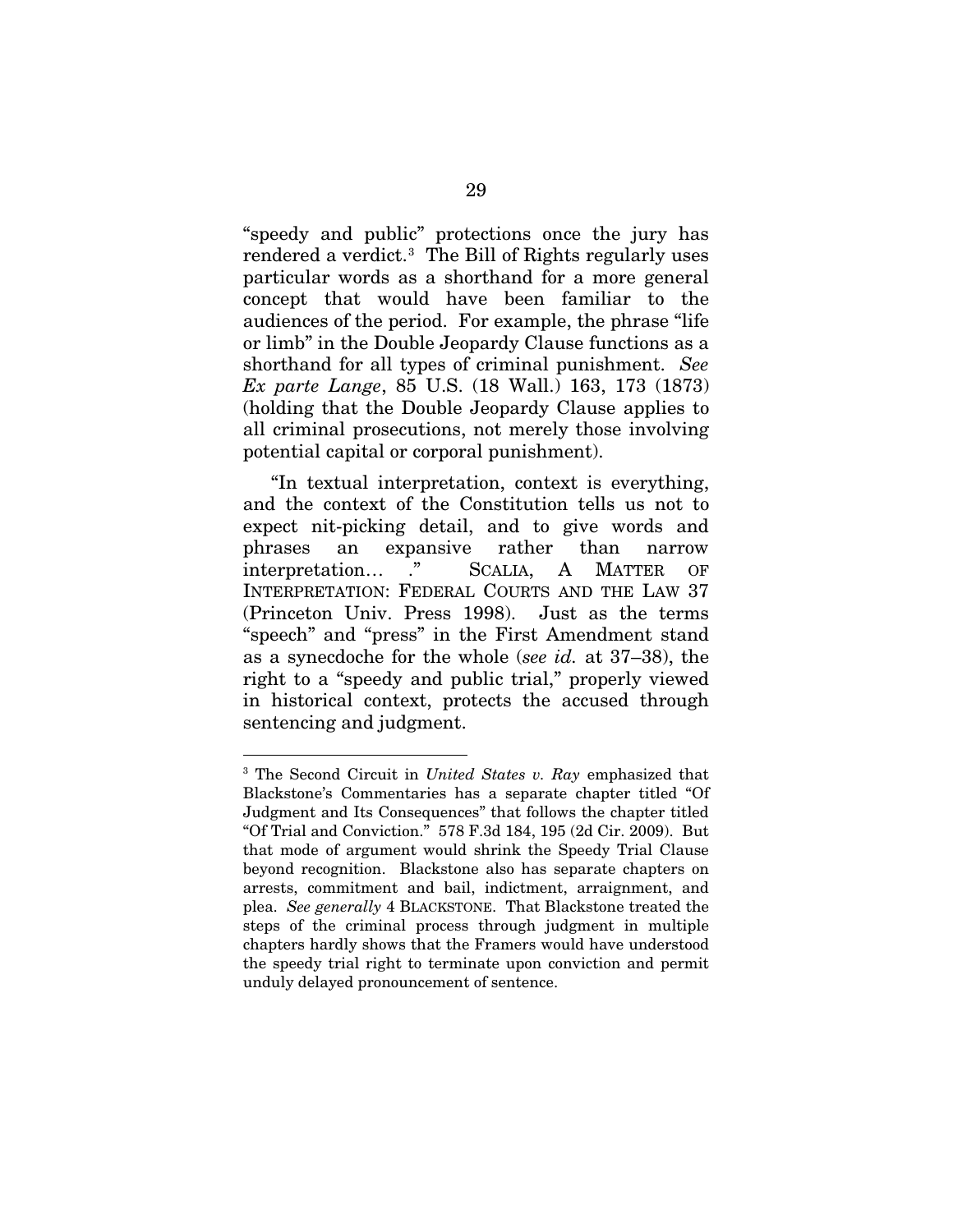"speedy and public" protections once the jury has rendered a verdict.[3] The Bill of Rights regularly uses particular words as a shorthand for a more general concept that would have been familiar to the audiences of the period. For example, the phrase "life or limb" in the Double Jeopardy Clause functions as a shorthand for all types of criminal punishment. *See Ex parte Lange*, 85 U.S. (18 Wall.) 163, 173 (1873) (holding that the Double Jeopardy Clause applies to all criminal prosecutions, not merely those involving potential capital or corporal punishment).

"In textual interpretation, context is everything, and the context of the Constitution tells us not to expect nit-picking detail, and to give words and phrases an expansive rather than narrow interpretation… ." SCALIA, A MATTER OF INTERPRETATION: FEDERAL COURTS AND THE LAW 37 (Princeton Univ. Press 1998). Just as the terms "speech" and "press" in the First Amendment stand as a synecdoche for the whole (*see id.* at 37–38), the right to a "speedy and public trial," properly viewed in historical context, protects the accused through sentencing and judgment.

---

[3] The Second Circuit in *United States v. Ray* emphasized that Blackstone's Commentaries has a separate chapter titled "Of Judgment and Its Consequences" that follows the chapter titled "Of Trial and Conviction." 578 F.3d 184, 195 (2d Cir. 2009). But that mode of argument would shrink the Speedy Trial Clause beyond recognition. Blackstone also has separate chapters on arrests, commitment and bail, indictment, arraignment, and plea. *See generally* 4 BLACKSTONE. That Blackstone treated the steps of the criminal process through judgment in multiple chapters hardly shows that the Framers would have understood the speedy trial right to terminate upon conviction and permit unduly delayed pronouncement of sentence.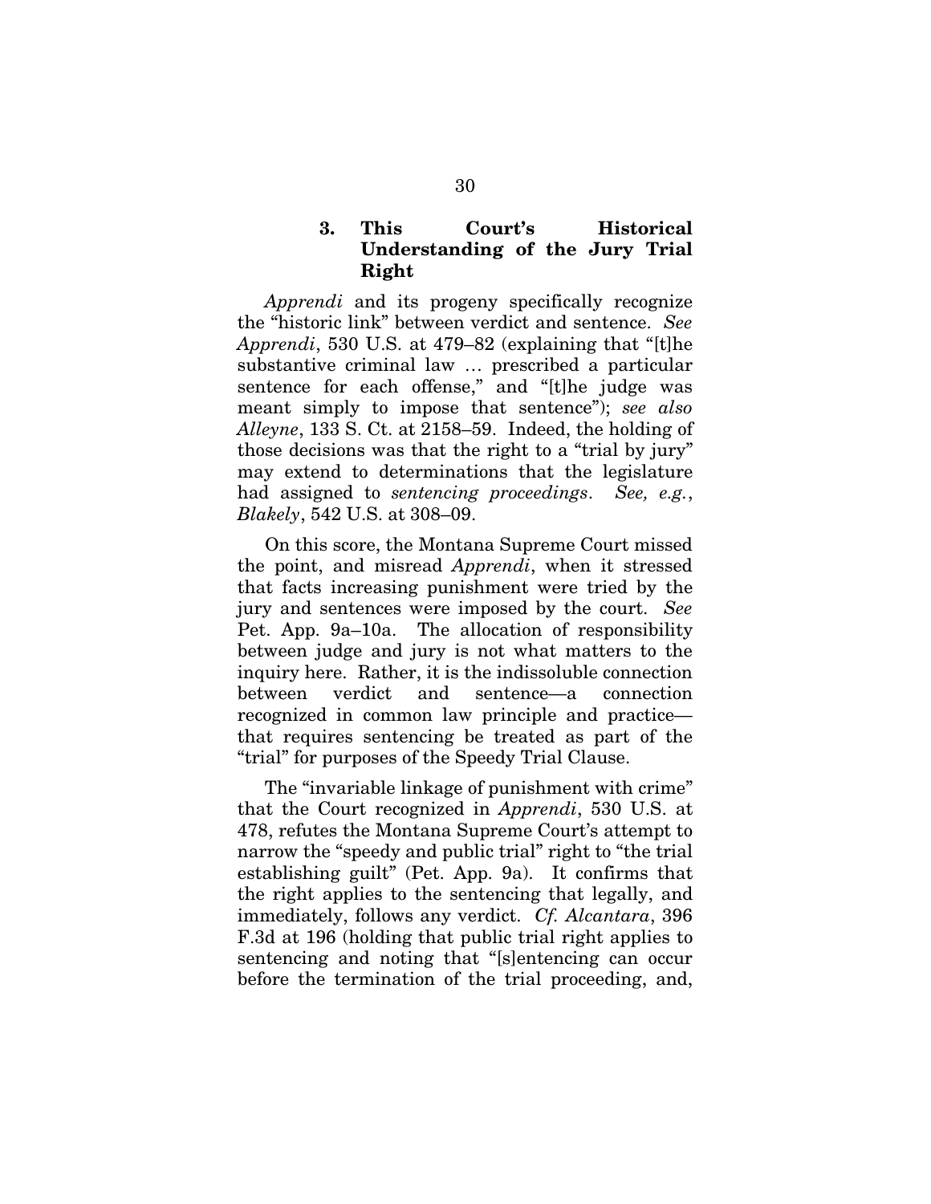### 3. This Court's Historical Understanding of the Jury Trial Right

*Apprendi* and its progeny specifically recognize the "historic link" between verdict and sentence. *See Apprendi*, 530 U.S. at 479–82 (explaining that "[t]he substantive criminal law … prescribed a particular sentence for each offense," and "[t]he judge was meant simply to impose that sentence"); *see also Alleyne*, 133 S. Ct. at 2158–59. Indeed, the holding of those decisions was that the right to a "trial by jury" may extend to determinations that the legislature had assigned to *sentencing proceedings*. *See, e.g.*, *Blakely*, 542 U.S. at 308–09.

On this score, the Montana Supreme Court missed the point, and misread *Apprendi*, when it stressed that facts increasing punishment were tried by the jury and sentences were imposed by the court. *See* Pet. App. 9a–10a. The allocation of responsibility between judge and jury is not what matters to the inquiry here. Rather, it is the indissoluble connection between verdict and sentence—a connection recognized in common law principle and practice—that requires sentencing be treated as part of the "trial" for purposes of the Speedy Trial Clause.

The "invariable linkage of punishment with crime" that the Court recognized in *Apprendi*, 530 U.S. at 478, refutes the Montana Supreme Court's attempt to narrow the "speedy and public trial" right to "the trial establishing guilt" (Pet. App. 9a). It confirms that the right applies to the sentencing that legally, and immediately, follows any verdict. *Cf. Alcantara*, 396 F.3d at 196 (holding that public trial right applies to sentencing and noting that "[s]entencing can occur before the termination of the trial proceeding, and,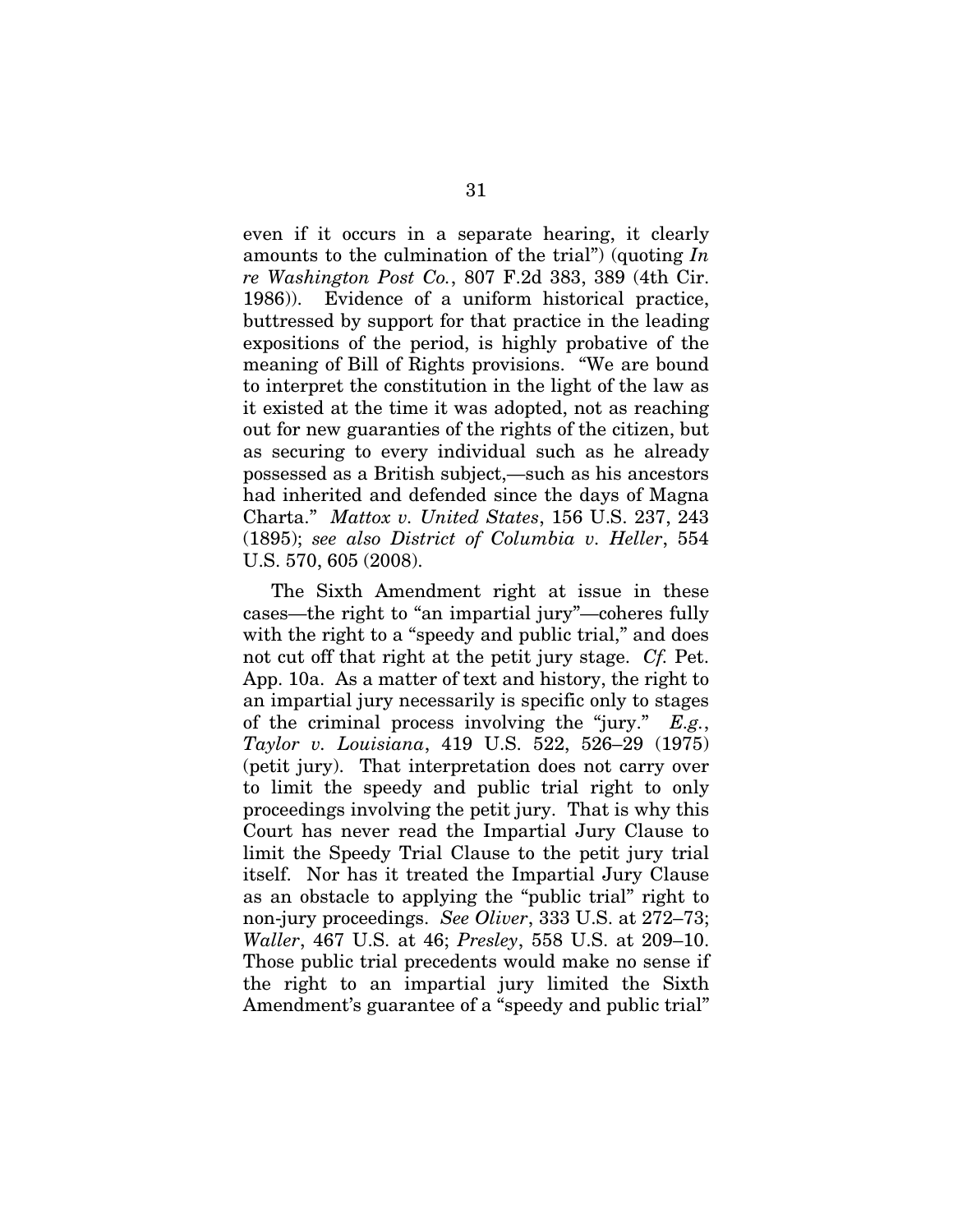even if it occurs in a separate hearing, it clearly amounts to the culmination of the trial") (quoting *In re Washington Post Co.*, 807 F.2d 383, 389 (4th Cir. 1986)). Evidence of a uniform historical practice, buttressed by support for that practice in the leading expositions of the period, is highly probative of the meaning of Bill of Rights provisions. "We are bound to interpret the constitution in the light of the law as it existed at the time it was adopted, not as reaching out for new guaranties of the rights of the citizen, but as securing to every individual such as he already possessed as a British subject,—such as his ancestors had inherited and defended since the days of Magna Charta." *Mattox v. United States*, 156 U.S. 237, 243 (1895); *see also District of Columbia v. Heller*, 554 U.S. 570, 605 (2008).

The Sixth Amendment right at issue in these cases—the right to "an impartial jury"—coheres fully with the right to a "speedy and public trial," and does not cut off that right at the petit jury stage. *Cf.* Pet. App. 10a. As a matter of text and history, the right to an impartial jury necessarily is specific only to stages of the criminal process involving the "jury." *E.g.*, *Taylor v. Louisiana*, 419 U.S. 522, 526–29 (1975) (petit jury). That interpretation does not carry over to limit the speedy and public trial right to only proceedings involving the petit jury. That is why this Court has never read the Impartial Jury Clause to limit the Speedy Trial Clause to the petit jury trial itself. Nor has it treated the Impartial Jury Clause as an obstacle to applying the "public trial" right to non-jury proceedings. *See Oliver*, 333 U.S. at 272–73; *Waller*, 467 U.S. at 46; *Presley*, 558 U.S. at 209–10. Those public trial precedents would make no sense if the right to an impartial jury limited the Sixth Amendment's guarantee of a "speedy and public trial"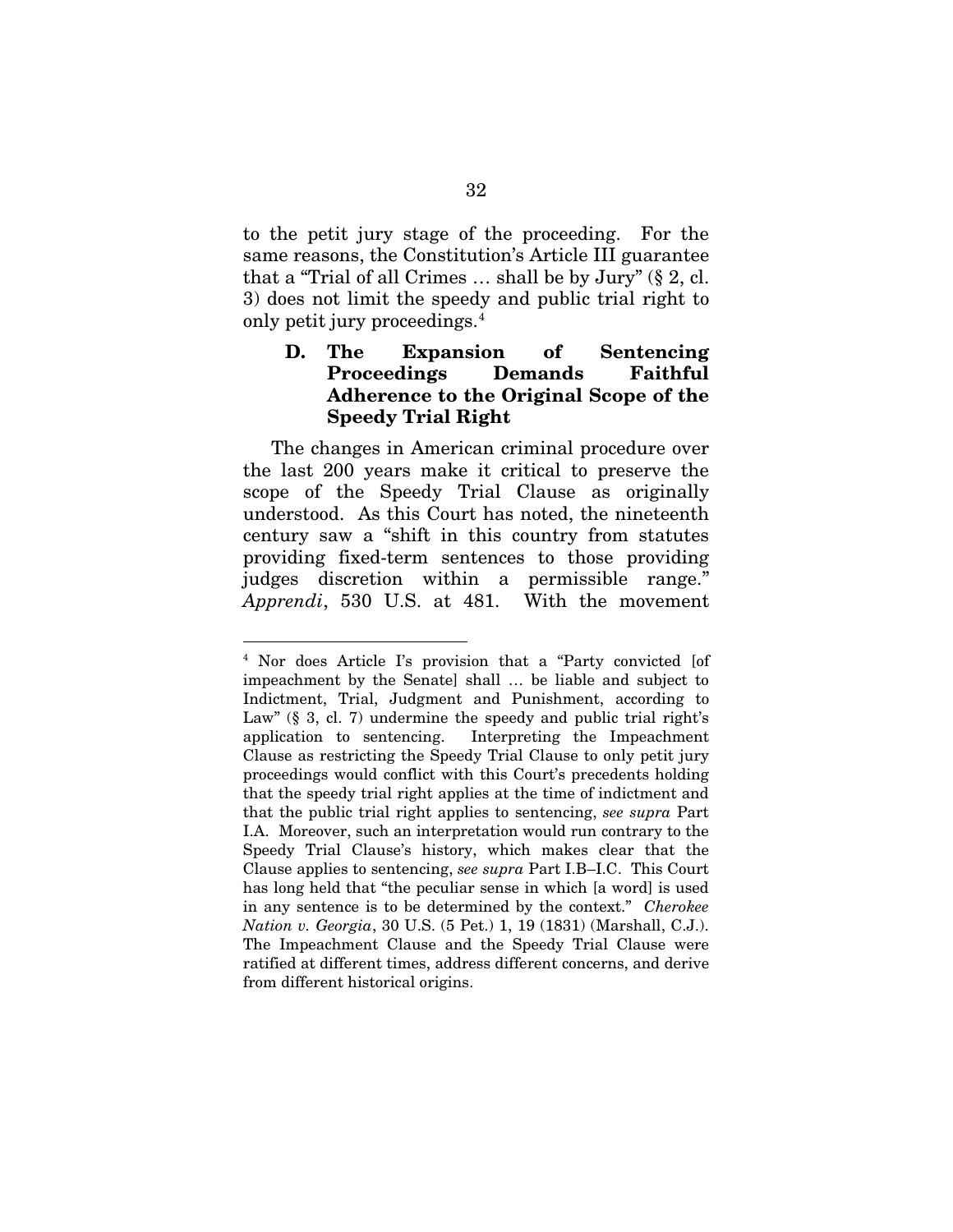to the petit jury stage of the proceeding. For the same reasons, the Constitution's Article III guarantee that a "Trial of all Crimes … shall be by Jury" (§ 2, cl. 3) does not limit the speedy and public trial right to only petit jury proceedings.[4]

### D. The Expansion of Sentencing Proceedings Demands Faithful Adherence to the Original Scope of the Speedy Trial Right

The changes in American criminal procedure over the last 200 years make it critical to preserve the scope of the Speedy Trial Clause as originally understood. As this Court has noted, the nineteenth century saw a "shift in this country from statutes providing fixed-term sentences to those providing judges discretion within a permissible range." *Apprendi*, 530 U.S. at 481. With the movement

---

[4] Nor does Article I's provision that a "Party convicted [of impeachment by the Senate] shall … be liable and subject to Indictment, Trial, Judgment and Punishment, according to Law" (§ 3, cl. 7) undermine the speedy and public trial right's application to sentencing. Interpreting the Impeachment Clause as restricting the Speedy Trial Clause to only petit jury proceedings would conflict with this Court's precedents holding that the speedy trial right applies at the time of indictment and that the public trial right applies to sentencing, *see supra* Part I.A. Moreover, such an interpretation would run contrary to the Speedy Trial Clause's history, which makes clear that the Clause applies to sentencing, *see supra* Part I.B–I.C. This Court has long held that "the peculiar sense in which [a word] is used in any sentence is to be determined by the context." *Cherokee Nation v. Georgia*, 30 U.S. (5 Pet.) 1, 19 (1831) (Marshall, C.J.). The Impeachment Clause and the Speedy Trial Clause were ratified at different times, address different concerns, and derive from different historical origins.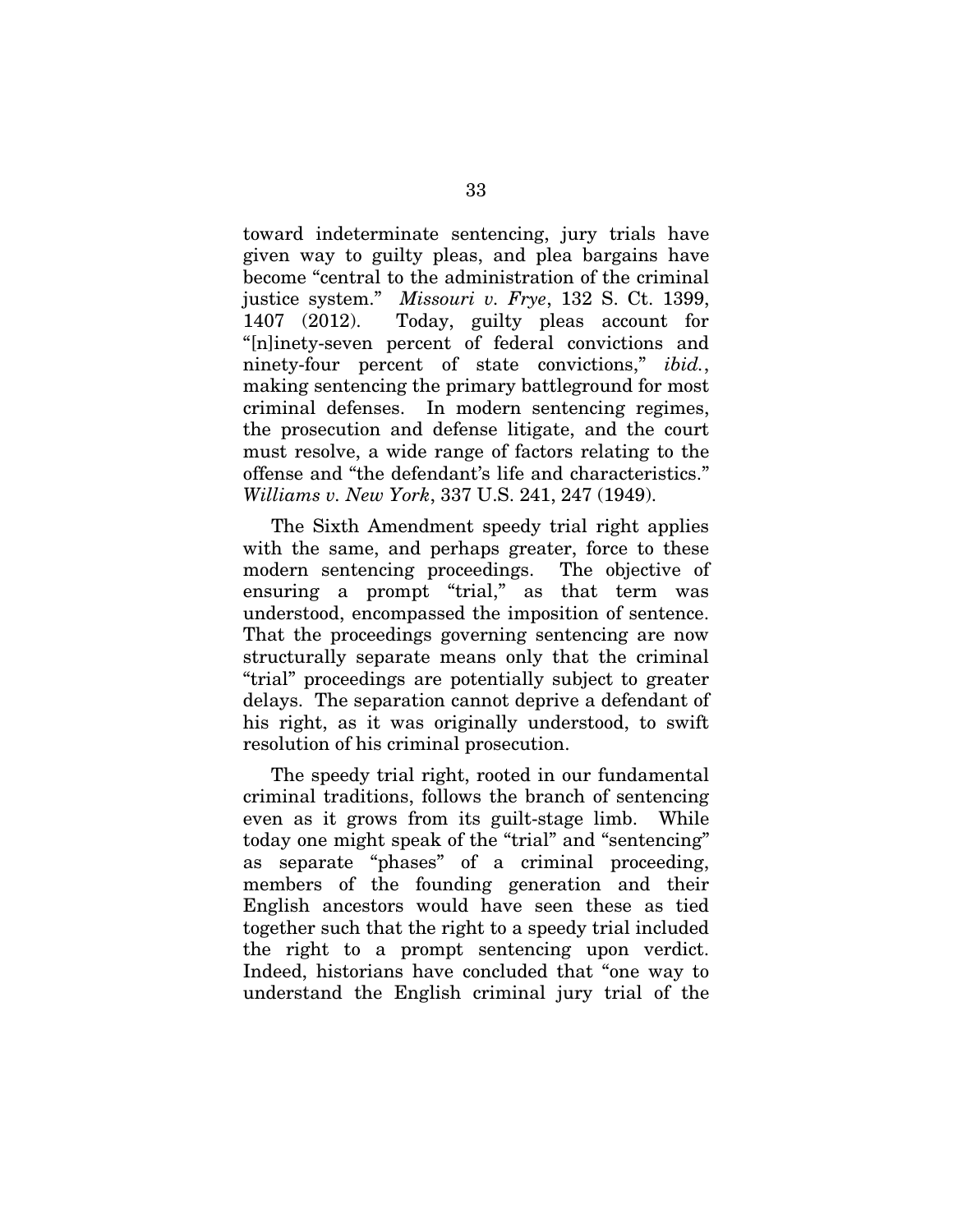toward indeterminate sentencing, jury trials have given way to guilty pleas, and plea bargains have become "central to the administration of the criminal justice system." *Missouri v. Frye*, 132 S. Ct. 1399, 1407 (2012). Today, guilty pleas account for "[n]inety-seven percent of federal convictions and ninety-four percent of state convictions," *ibid.*, making sentencing the primary battleground for most criminal defenses. In modern sentencing regimes, the prosecution and defense litigate, and the court must resolve, a wide range of factors relating to the offense and "the defendant's life and characteristics." *Williams v. New York*, 337 U.S. 241, 247 (1949).

The Sixth Amendment speedy trial right applies with the same, and perhaps greater, force to these modern sentencing proceedings. The objective of ensuring a prompt "trial," as that term was understood, encompassed the imposition of sentence. That the proceedings governing sentencing are now structurally separate means only that the criminal "trial" proceedings are potentially subject to greater delays. The separation cannot deprive a defendant of his right, as it was originally understood, to swift resolution of his criminal prosecution.

The speedy trial right, rooted in our fundamental criminal traditions, follows the branch of sentencing even as it grows from its guilt-stage limb. While today one might speak of the "trial" and "sentencing" as separate "phases" of a criminal proceeding, members of the founding generation and their English ancestors would have seen these as tied together such that the right to a speedy trial included the right to a prompt sentencing upon verdict. Indeed, historians have concluded that "one way to understand the English criminal jury trial of the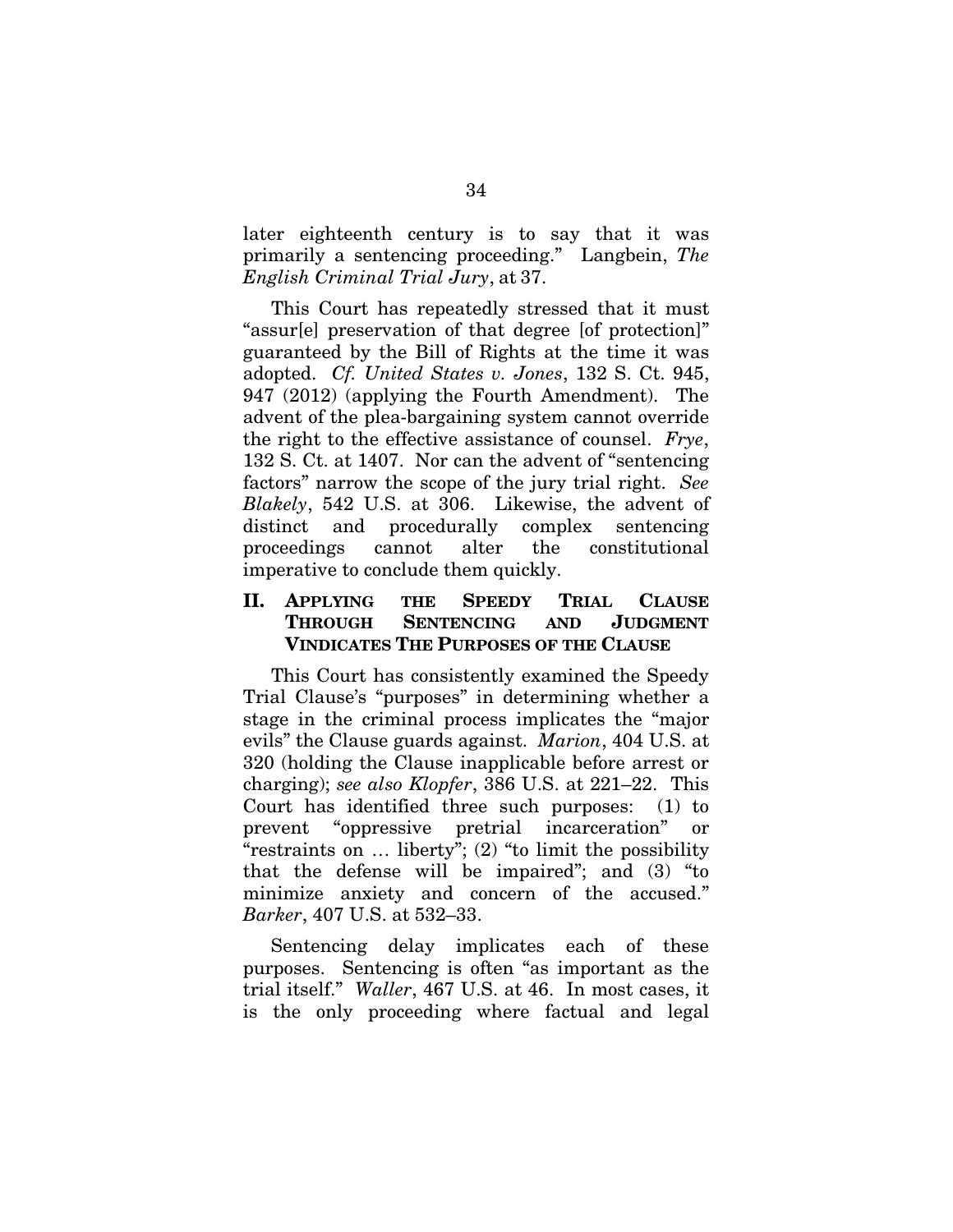later eighteenth century is to say that it was primarily a sentencing proceeding." Langbein, *The English Criminal Trial Jury*, at 37.

This Court has repeatedly stressed that it must "assur[e] preservation of that degree [of protection]" guaranteed by the Bill of Rights at the time it was adopted. *Cf. United States v. Jones*, 132 S. Ct. 945, 947 (2012) (applying the Fourth Amendment). The advent of the plea-bargaining system cannot override the right to the effective assistance of counsel. *Frye*, 132 S. Ct. at 1407. Nor can the advent of "sentencing factors" narrow the scope of the jury trial right. *See Blakely*, 542 U.S. at 306. Likewise, the advent of distinct and procedurally complex sentencing proceedings cannot alter the constitutional imperative to conclude them quickly.

## II. APPLYING THE SPEEDY TRIAL CLAUSE THROUGH SENTENCING AND JUDGMENT VINDICATES THE PURPOSES OF THE CLAUSE

This Court has consistently examined the Speedy Trial Clause's "purposes" in determining whether a stage in the criminal process implicates the "major evils" the Clause guards against. *Marion*, 404 U.S. at 320 (holding the Clause inapplicable before arrest or charging); *see also Klopfer*, 386 U.S. at 221–22. This Court has identified three such purposes: (1) to prevent "oppressive pretrial incarceration" or "restraints on … liberty"; (2) "to limit the possibility that the defense will be impaired"; and (3) "to minimize anxiety and concern of the accused." *Barker*, 407 U.S. at 532–33.

Sentencing delay implicates each of these purposes. Sentencing is often "as important as the trial itself." *Waller*, 467 U.S. at 46. In most cases, it is the only proceeding where factual and legal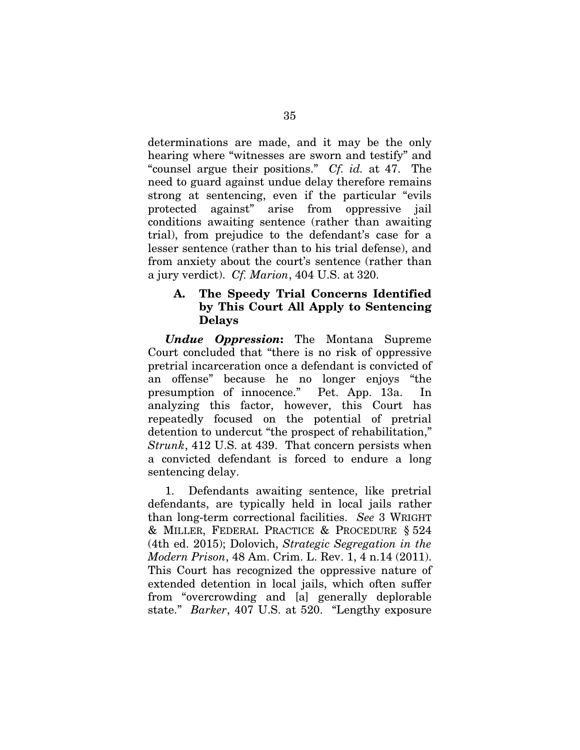determinations are made, and it may be the only hearing where "witnesses are sworn and testify" and "counsel argue their positions." *Cf. id.* at 47. The need to guard against undue delay therefore remains strong at sentencing, even if the particular "evils protected against" arise from oppressive jail conditions awaiting sentence (rather than awaiting trial), from prejudice to the defendant's case for a lesser sentence (rather than to his trial defense), and from anxiety about the court's sentence (rather than a jury verdict). *Cf. Marion*, 404 U.S. at 320.

### A. The Speedy Trial Concerns Identified by This Court All Apply to Sentencing Delays

***Undue Oppression*:** The Montana Supreme Court concluded that "there is no risk of oppressive pretrial incarceration once a defendant is convicted of an offense" because he no longer enjoys "the presumption of innocence." Pet. App. 13a. In analyzing this factor, however, this Court has repeatedly focused on the potential of pretrial detention to undercut "the prospect of rehabilitation," *Strunk*, 412 U.S. at 439. That concern persists when a convicted defendant is forced to endure a long sentencing delay.

1. Defendants awaiting sentence, like pretrial defendants, are typically held in local jails rather than long-term correctional facilities. *See* 3 WRIGHT & MILLER, FEDERAL PRACTICE & PROCEDURE § 524 (4th ed. 2015); Dolovich, *Strategic Segregation in the Modern Prison*, 48 Am. Crim. L. Rev. 1, 4 n.14 (2011). This Court has recognized the oppressive nature of extended detention in local jails, which often suffer from "overcrowding and [a] generally deplorable state." *Barker*, 407 U.S. at 520. "Lengthy exposure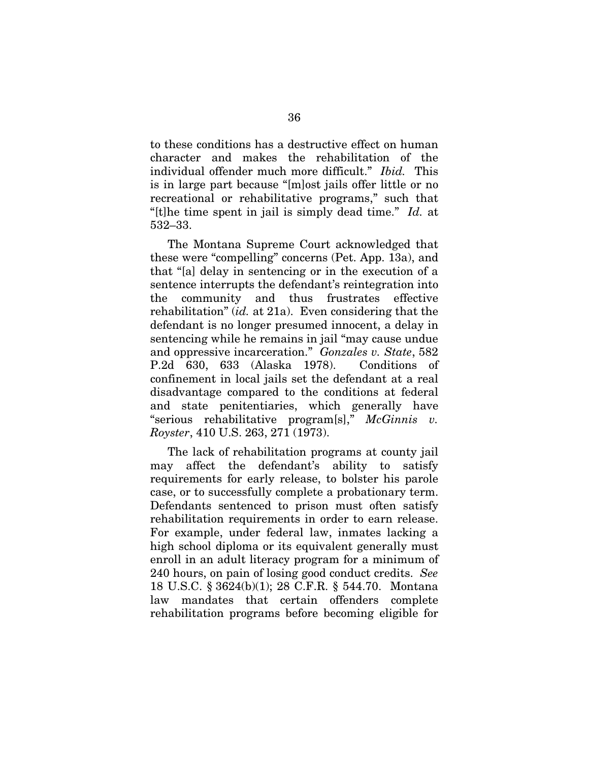to these conditions has a destructive effect on human character and makes the rehabilitation of the individual offender much more difficult." *Ibid.* This is in large part because "[m]ost jails offer little or no recreational or rehabilitative programs," such that "[t]he time spent in jail is simply dead time." *Id.* at 532–33.

The Montana Supreme Court acknowledged that these were "compelling" concerns (Pet. App. 13a), and that "[a] delay in sentencing or in the execution of a sentence interrupts the defendant's reintegration into the community and thus frustrates effective rehabilitation" (*id.* at 21a). Even considering that the defendant is no longer presumed innocent, a delay in sentencing while he remains in jail "may cause undue and oppressive incarceration." *Gonzales v. State*, 582 P.2d 630, 633 (Alaska 1978). Conditions of confinement in local jails set the defendant at a real disadvantage compared to the conditions at federal and state penitentiaries, which generally have "serious rehabilitative program[s]," *McGinnis v. Royster*, 410 U.S. 263, 271 (1973).

The lack of rehabilitation programs at county jail may affect the defendant's ability to satisfy requirements for early release, to bolster his parole case, or to successfully complete a probationary term. Defendants sentenced to prison must often satisfy rehabilitation requirements in order to earn release. For example, under federal law, inmates lacking a high school diploma or its equivalent generally must enroll in an adult literacy program for a minimum of 240 hours, on pain of losing good conduct credits. *See* 18 U.S.C. § 3624(b)(1); 28 C.F.R. § 544.70. Montana law mandates that certain offenders complete rehabilitation programs before becoming eligible for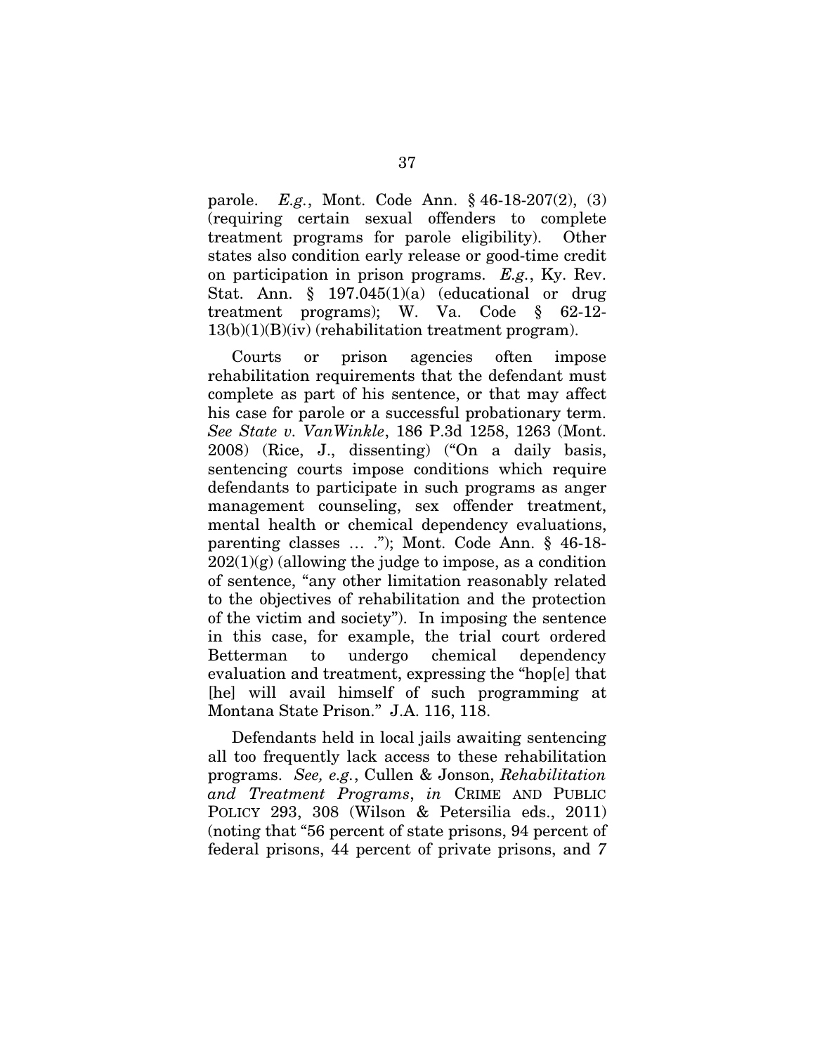parole. *E.g.*, Mont. Code Ann. § 46-18-207(2), (3) (requiring certain sexual offenders to complete treatment programs for parole eligibility). Other states also condition early release or good-time credit on participation in prison programs. *E.g.*, Ky. Rev. Stat. Ann. § 197.045(1)(a) (educational or drug treatment programs); W. Va. Code § 62-12-13(b)(1)(B)(iv) (rehabilitation treatment program).

Courts or prison agencies often impose rehabilitation requirements that the defendant must complete as part of his sentence, or that may affect his case for parole or a successful probationary term. *See State v. VanWinkle*, 186 P.3d 1258, 1263 (Mont. 2008) (Rice, J., dissenting) ("On a daily basis, sentencing courts impose conditions which require defendants to participate in such programs as anger management counseling, sex offender treatment, mental health or chemical dependency evaluations, parenting classes … ."); Mont. Code Ann. § 46-18-202(1)(g) (allowing the judge to impose, as a condition of sentence, "any other limitation reasonably related to the objectives of rehabilitation and the protection of the victim and society"). In imposing the sentence in this case, for example, the trial court ordered Betterman to undergo chemical dependency evaluation and treatment, expressing the "hop[e] that [he] will avail himself of such programming at Montana State Prison." J.A. 116, 118.

Defendants held in local jails awaiting sentencing all too frequently lack access to these rehabilitation programs. *See, e.g.*, Cullen & Jonson, *Rehabilitation and Treatment Programs*, *in* CRIME AND PUBLIC POLICY 293, 308 (Wilson & Petersilia eds., 2011) (noting that "56 percent of state prisons, 94 percent of federal prisons, 44 percent of private prisons, and 7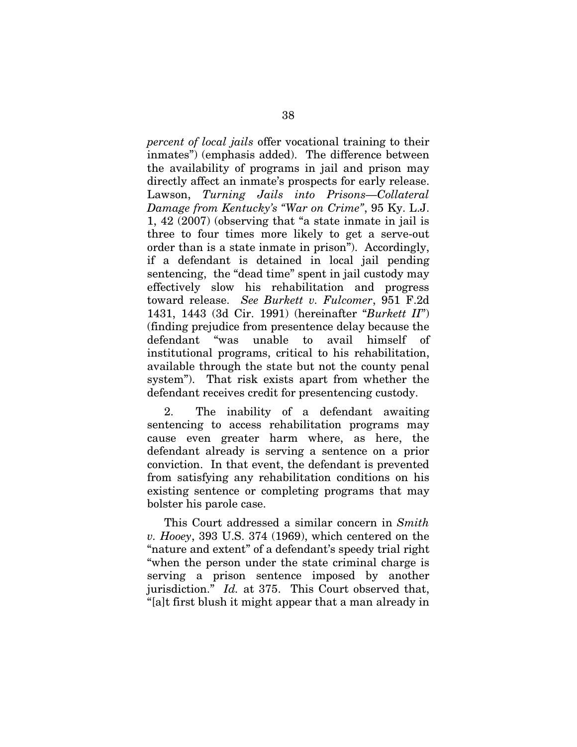*percent of local jails* offer vocational training to their inmates") (emphasis added). The difference between the availability of programs in jail and prison may directly affect an inmate's prospects for early release. Lawson, *Turning Jails into Prisons—Collateral Damage from Kentucky's "War on Crime"*, 95 Ky. L.J. 1, 42 (2007) (observing that "a state inmate in jail is three to four times more likely to get a serve-out order than is a state inmate in prison"). Accordingly, if a defendant is detained in local jail pending sentencing, the "dead time" spent in jail custody may effectively slow his rehabilitation and progress toward release. *See Burkett v. Fulcomer*, 951 F.2d 1431, 1443 (3d Cir. 1991) (hereinafter "*Burkett II*") (finding prejudice from presentence delay because the defendant "was unable to avail himself of institutional programs, critical to his rehabilitation, available through the state but not the county penal system"). That risk exists apart from whether the defendant receives credit for presentencing custody.

2. The inability of a defendant awaiting sentencing to access rehabilitation programs may cause even greater harm where, as here, the defendant already is serving a sentence on a prior conviction. In that event, the defendant is prevented from satisfying any rehabilitation conditions on his existing sentence or completing programs that may bolster his parole case.

This Court addressed a similar concern in *Smith v. Hooey*, 393 U.S. 374 (1969), which centered on the "nature and extent" of a defendant's speedy trial right "when the person under the state criminal charge is serving a prison sentence imposed by another jurisdiction." *Id.* at 375. This Court observed that, "[a]t first blush it might appear that a man already in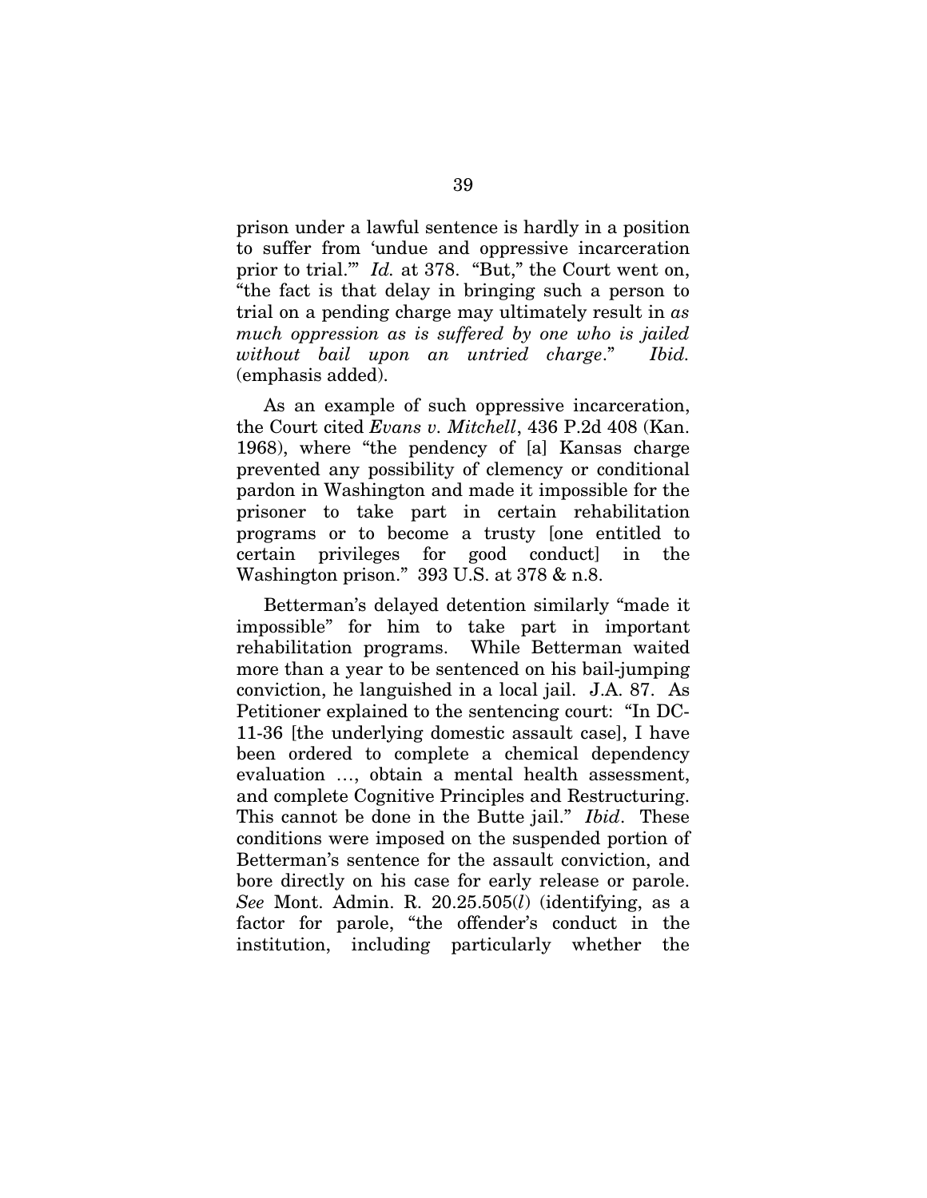prison under a lawful sentence is hardly in a position to suffer from 'undue and oppressive incarceration prior to trial.'" *Id.* at 378. "But," the Court went on, "the fact is that delay in bringing such a person to trial on a pending charge may ultimately result in *as much oppression as is suffered by one who is jailed without bail upon an untried charge*." *Ibid.* (emphasis added).

As an example of such oppressive incarceration, the Court cited *Evans v. Mitchell*, 436 P.2d 408 (Kan. 1968), where "the pendency of [a] Kansas charge prevented any possibility of clemency or conditional pardon in Washington and made it impossible for the prisoner to take part in certain rehabilitation programs or to become a trusty [one entitled to certain privileges for good conduct] in the Washington prison." 393 U.S. at 378 & n.8.

Betterman's delayed detention similarly "made it impossible" for him to take part in important rehabilitation programs. While Betterman waited more than a year to be sentenced on his bail-jumping conviction, he languished in a local jail. J.A. 87. As Petitioner explained to the sentencing court: "In DC-11-36 [the underlying domestic assault case], I have been ordered to complete a chemical dependency evaluation …, obtain a mental health assessment, and complete Cognitive Principles and Restructuring. This cannot be done in the Butte jail." *Ibid*. These conditions were imposed on the suspended portion of Betterman's sentence for the assault conviction, and bore directly on his case for early release or parole. *See* Mont. Admin. R. 20.25.505(*l*) (identifying, as a factor for parole, "the offender's conduct in the institution, including particularly whether the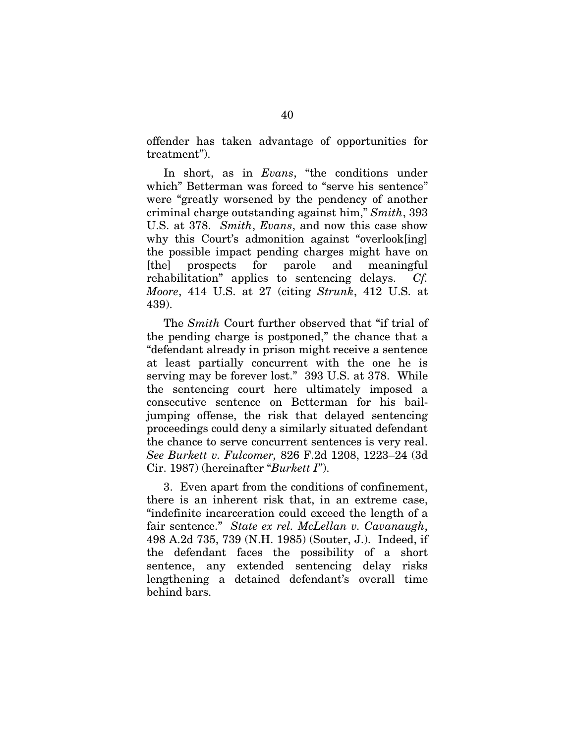offender has taken advantage of opportunities for treatment").

In short, as in *Evans*, "the conditions under which" Betterman was forced to "serve his sentence" were "greatly worsened by the pendency of another criminal charge outstanding against him," *Smith*, 393 U.S. at 378. *Smith*, *Evans*, and now this case show why this Court's admonition against "overlook[ing] the possible impact pending charges might have on [the] prospects for parole and meaningful rehabilitation" applies to sentencing delays. *Cf. Moore*, 414 U.S. at 27 (citing *Strunk*, 412 U.S. at 439).

The *Smith* Court further observed that "if trial of the pending charge is postponed," the chance that a "defendant already in prison might receive a sentence at least partially concurrent with the one he is serving may be forever lost." 393 U.S. at 378. While the sentencing court here ultimately imposed a consecutive sentence on Betterman for his bail-jumping offense, the risk that delayed sentencing proceedings could deny a similarly situated defendant the chance to serve concurrent sentences is very real. *See Burkett v. Fulcomer,* 826 F.2d 1208, 1223–24 (3d Cir. 1987) (hereinafter "*Burkett I*").

3. Even apart from the conditions of confinement, there is an inherent risk that, in an extreme case, "indefinite incarceration could exceed the length of a fair sentence." *State ex rel. McLellan v. Cavanaugh*, 498 A.2d 735, 739 (N.H. 1985) (Souter, J.). Indeed, if the defendant faces the possibility of a short sentence, any extended sentencing delay risks lengthening a detained defendant's overall time behind bars.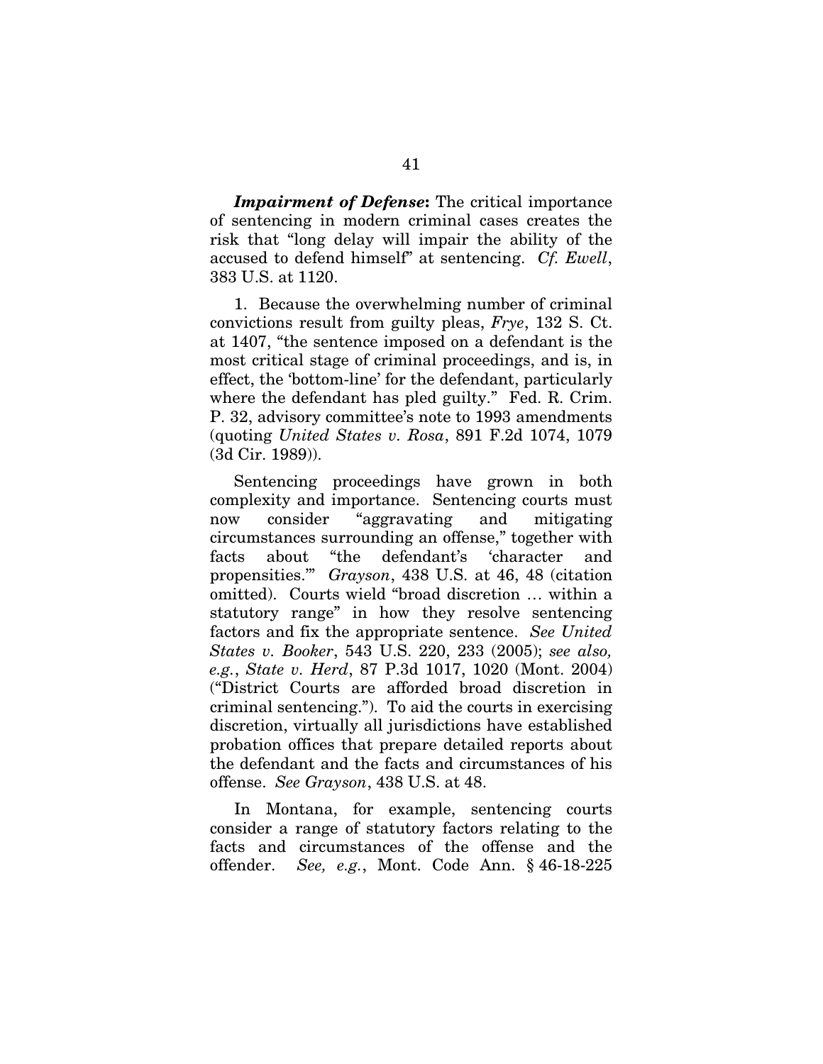***Impairment of Defense*:** The critical importance of sentencing in modern criminal cases creates the risk that "long delay will impair the ability of the accused to defend himself" at sentencing. *Cf. Ewell*, 383 U.S. at 1120.

1. Because the overwhelming number of criminal convictions result from guilty pleas, *Frye*, 132 S. Ct. at 1407, "the sentence imposed on a defendant is the most critical stage of criminal proceedings, and is, in effect, the 'bottom-line' for the defendant, particularly where the defendant has pled guilty." Fed. R. Crim. P. 32, advisory committee's note to 1993 amendments (quoting *United States v. Rosa*, 891 F.2d 1074, 1079 (3d Cir. 1989)).

Sentencing proceedings have grown in both complexity and importance. Sentencing courts must now consider "aggravating and mitigating circumstances surrounding an offense," together with facts about "the defendant's 'character and propensities.'" *Grayson*, 438 U.S. at 46, 48 (citation omitted). Courts wield "broad discretion … within a statutory range" in how they resolve sentencing factors and fix the appropriate sentence. *See United States v. Booker*, 543 U.S. 220, 233 (2005); *see also, e.g.*, *State v. Herd*, 87 P.3d 1017, 1020 (Mont. 2004) ("District Courts are afforded broad discretion in criminal sentencing."). To aid the courts in exercising discretion, virtually all jurisdictions have established probation offices that prepare detailed reports about the defendant and the facts and circumstances of his offense. *See Grayson*, 438 U.S. at 48.

In Montana, for example, sentencing courts consider a range of statutory factors relating to the facts and circumstances of the offense and the offender. *See, e.g.*, Mont. Code Ann. § 46-18-225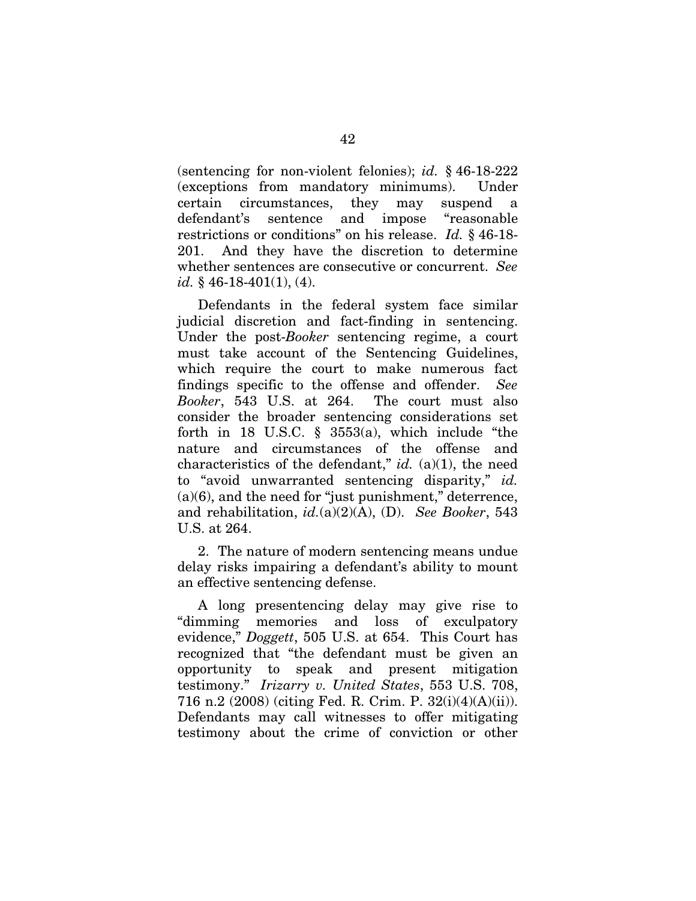(sentencing for non-violent felonies); *id.* § 46-18-222 (exceptions from mandatory minimums). Under certain circumstances, they may suspend a defendant's sentence and impose "reasonable restrictions or conditions" on his release. *Id.* § 46-18-201. And they have the discretion to determine whether sentences are consecutive or concurrent. *See id.* § 46-18-401(1), (4).

Defendants in the federal system face similar judicial discretion and fact-finding in sentencing. Under the post-*Booker* sentencing regime, a court must take account of the Sentencing Guidelines, which require the court to make numerous fact findings specific to the offense and offender. *See Booker*, 543 U.S. at 264. The court must also consider the broader sentencing considerations set forth in 18 U.S.C. § 3553(a), which include "the nature and circumstances of the offense and characteristics of the defendant," *id.* (a)(1), the need to "avoid unwarranted sentencing disparity," *id.* (a)(6), and the need for "just punishment," deterrence, and rehabilitation, *id.*(a)(2)(A), (D). *See Booker*, 543 U.S. at 264.

2. The nature of modern sentencing means undue delay risks impairing a defendant's ability to mount an effective sentencing defense.

A long presentencing delay may give rise to "dimming memories and loss of exculpatory evidence," *Doggett*, 505 U.S. at 654. This Court has recognized that "the defendant must be given an opportunity to speak and present mitigation testimony." *Irizarry v. United States*, 553 U.S. 708, 716 n.2 (2008) (citing Fed. R. Crim. P. 32(i)(4)(A)(ii)). Defendants may call witnesses to offer mitigating testimony about the crime of conviction or other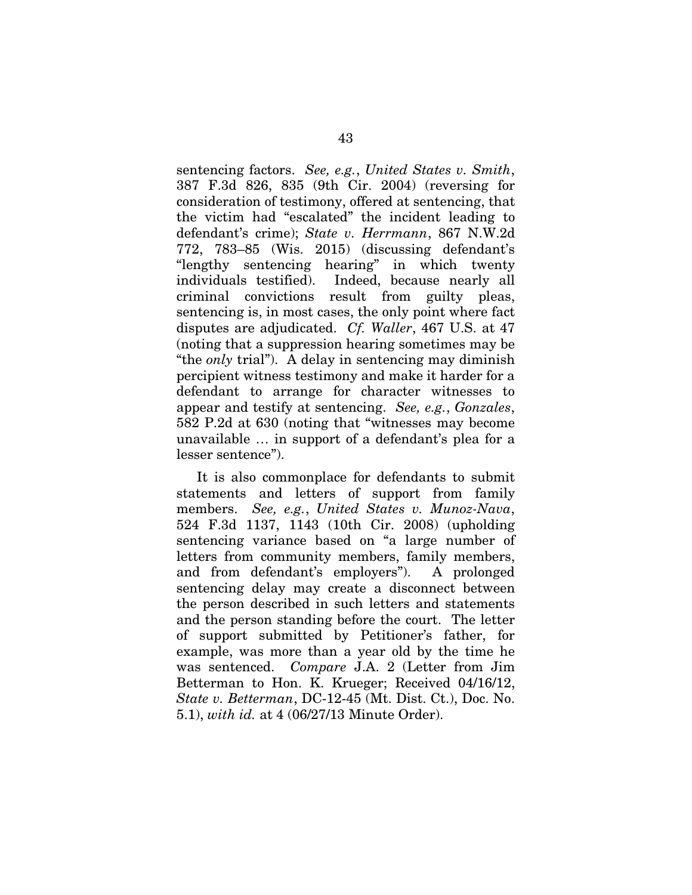sentencing factors. *See, e.g.*, *United States v. Smith*, 387 F.3d 826, 835 (9th Cir. 2004) (reversing for consideration of testimony, offered at sentencing, that the victim had "escalated" the incident leading to defendant's crime); *State v. Herrmann*, 867 N.W.2d 772, 783–85 (Wis. 2015) (discussing defendant's "lengthy sentencing hearing" in which twenty individuals testified). Indeed, because nearly all criminal convictions result from guilty pleas, sentencing is, in most cases, the only point where fact disputes are adjudicated. *Cf. Waller*, 467 U.S. at 47 (noting that a suppression hearing sometimes may be "the *only* trial"). A delay in sentencing may diminish percipient witness testimony and make it harder for a defendant to arrange for character witnesses to appear and testify at sentencing. *See, e.g.*, *Gonzales*, 582 P.2d at 630 (noting that "witnesses may become unavailable … in support of a defendant's plea for a lesser sentence").

It is also commonplace for defendants to submit statements and letters of support from family members. *See, e.g.*, *United States v. Munoz-Nava*, 524 F.3d 1137, 1143 (10th Cir. 2008) (upholding sentencing variance based on "a large number of letters from community members, family members, and from defendant's employers"). A prolonged sentencing delay may create a disconnect between the person described in such letters and statements and the person standing before the court. The letter of support submitted by Petitioner's father, for example, was more than a year old by the time he was sentenced. *Compare* J.A. 2 (Letter from Jim Betterman to Hon. K. Krueger; Received 04/16/12, *State v. Betterman*, DC-12-45 (Mt. Dist. Ct.), Doc. No. 5.1), *with id.* at 4 (06/27/13 Minute Order).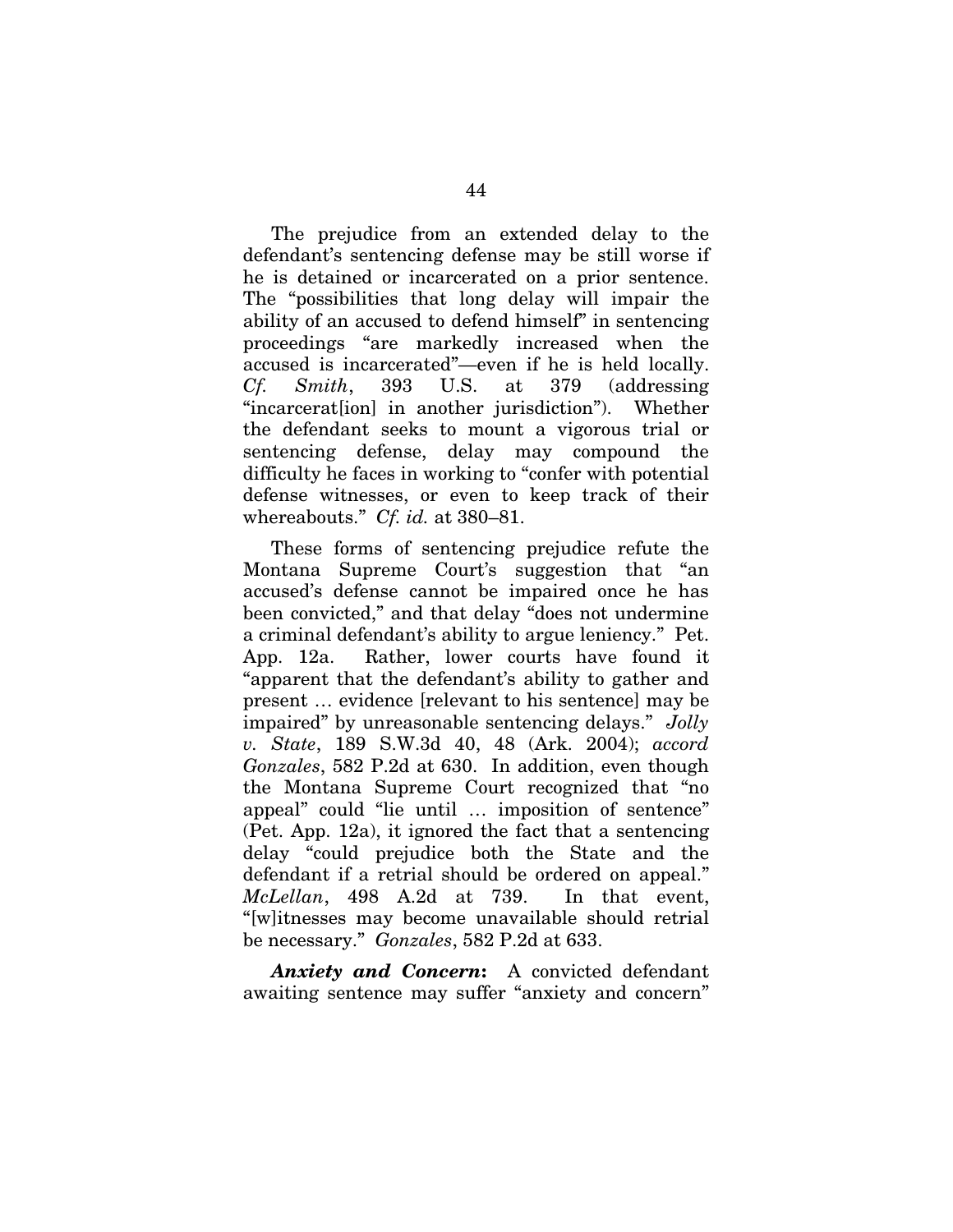The prejudice from an extended delay to the defendant's sentencing defense may be still worse if he is detained or incarcerated on a prior sentence. The "possibilities that long delay will impair the ability of an accused to defend himself" in sentencing proceedings "are markedly increased when the accused is incarcerated"—even if he is held locally. *Cf. Smith*, 393 U.S. at 379 (addressing "incarcerat[ion] in another jurisdiction"). Whether the defendant seeks to mount a vigorous trial or sentencing defense, delay may compound the difficulty he faces in working to "confer with potential defense witnesses, or even to keep track of their whereabouts." *Cf. id.* at 380–81.

These forms of sentencing prejudice refute the Montana Supreme Court's suggestion that "an accused's defense cannot be impaired once he has been convicted," and that delay "does not undermine a criminal defendant's ability to argue leniency." Pet. App. 12a. Rather, lower courts have found it "apparent that the defendant's ability to gather and present … evidence [relevant to his sentence] may be impaired" by unreasonable sentencing delays." *Jolly v. State*, 189 S.W.3d 40, 48 (Ark. 2004); *accord Gonzales*, 582 P.2d at 630. In addition, even though the Montana Supreme Court recognized that "no appeal" could "lie until … imposition of sentence" (Pet. App. 12a), it ignored the fact that a sentencing delay "could prejudice both the State and the defendant if a retrial should be ordered on appeal." *McLellan*, 498 A.2d at 739. In that event, "[w]itnesses may become unavailable should retrial be necessary." *Gonzales*, 582 P.2d at 633.

***Anxiety and Concern*:** A convicted defendant awaiting sentence may suffer "anxiety and concern"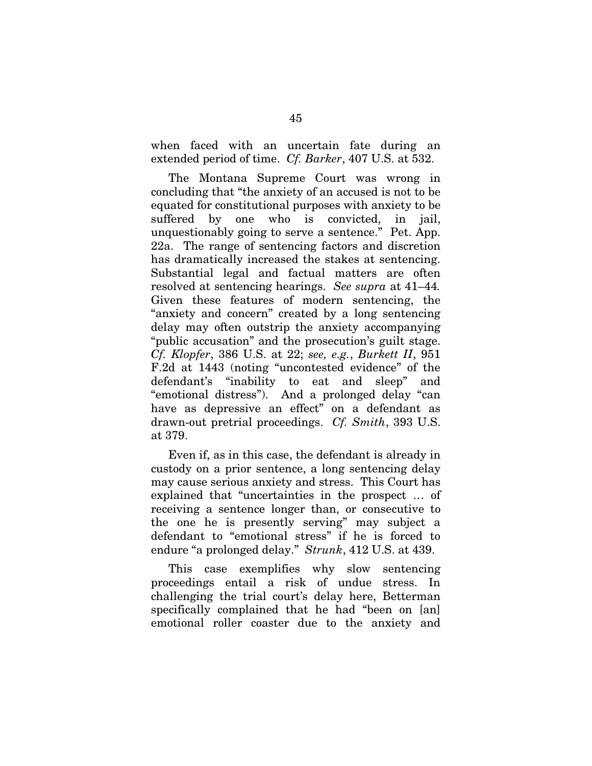when faced with an uncertain fate during an extended period of time. *Cf. Barker*, 407 U.S. at 532.

The Montana Supreme Court was wrong in concluding that "the anxiety of an accused is not to be equated for constitutional purposes with anxiety to be suffered by one who is convicted, in jail, unquestionably going to serve a sentence." Pet. App. 22a. The range of sentencing factors and discretion has dramatically increased the stakes at sentencing. Substantial legal and factual matters are often resolved at sentencing hearings. *See supra* at 41–44. Given these features of modern sentencing, the "anxiety and concern" created by a long sentencing delay may often outstrip the anxiety accompanying "public accusation" and the prosecution's guilt stage. *Cf. Klopfer*, 386 U.S. at 22; *see, e.g.*, *Burkett II*, 951 F.2d at 1443 (noting "uncontested evidence" of the defendant's "inability to eat and sleep" and "emotional distress"). And a prolonged delay "can have as depressive an effect" on a defendant as drawn-out pretrial proceedings. *Cf. Smith*, 393 U.S. at 379.

Even if, as in this case, the defendant is already in custody on a prior sentence, a long sentencing delay may cause serious anxiety and stress. This Court has explained that "uncertainties in the prospect … of receiving a sentence longer than, or consecutive to the one he is presently serving" may subject a defendant to "emotional stress" if he is forced to endure "a prolonged delay." *Strunk*, 412 U.S. at 439.

This case exemplifies why slow sentencing proceedings entail a risk of undue stress. In challenging the trial court's delay here, Betterman specifically complained that he had "been on [an] emotional roller coaster due to the anxiety and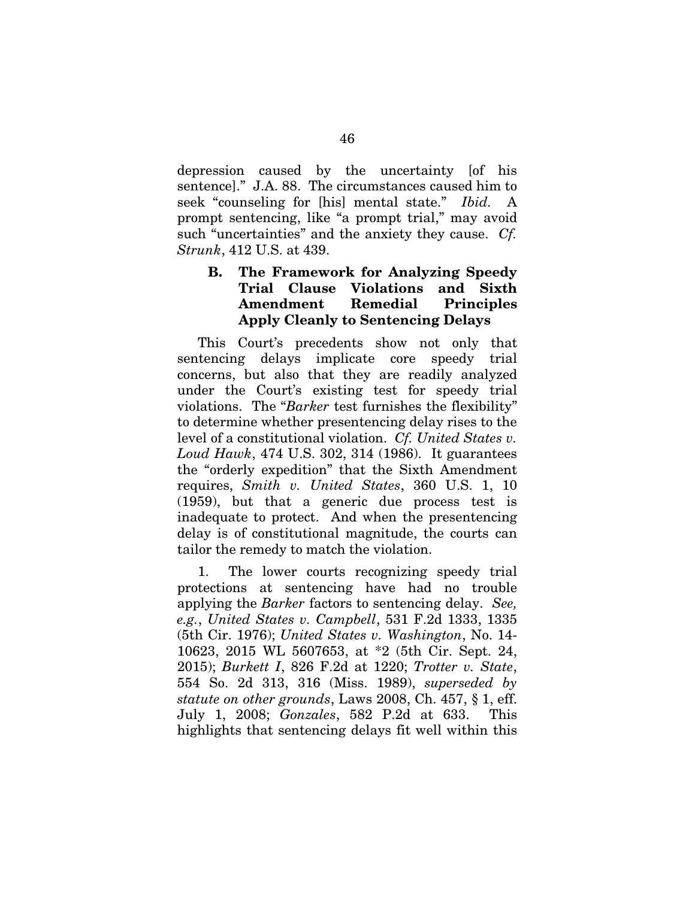depression caused by the uncertainty [of his sentence]." J.A. 88. The circumstances caused him to seek "counseling for [his] mental state." *Ibid.* A prompt sentencing, like "a prompt trial," may avoid such "uncertainties" and the anxiety they cause. *Cf. Strunk*, 412 U.S. at 439.

### B. The Framework for Analyzing Speedy Trial Clause Violations and Sixth Amendment Remedial Principles Apply Cleanly to Sentencing Delays

This Court's precedents show not only that sentencing delays implicate core speedy trial concerns, but also that they are readily analyzed under the Court's existing test for speedy trial violations. The "*Barker* test furnishes the flexibility" to determine whether presentencing delay rises to the level of a constitutional violation. *Cf. United States v. Loud Hawk*, 474 U.S. 302, 314 (1986). It guarantees the "orderly expedition" that the Sixth Amendment requires, *Smith v. United States*, 360 U.S. 1, 10 (1959), but that a generic due process test is inadequate to protect. And when the presentencing delay is of constitutional magnitude, the courts can tailor the remedy to match the violation.

1. The lower courts recognizing speedy trial protections at sentencing have had no trouble applying the *Barker* factors to sentencing delay. *See, e.g.*, *United States v. Campbell*, 531 F.2d 1333, 1335 (5th Cir. 1976); *United States v. Washington*, No. 14-10623, 2015 WL 5607653, at *2 (5th Cir. Sept. 24, 2015); *Burkett I*, 826 F.2d at 1220; *Trotter v. State*, 554 So. 2d 313, 316 (Miss. 1989), *superseded by statute on other grounds*, Laws 2008, Ch. 457, § 1, eff. July 1, 2008; *Gonzales*, 582 P.2d at 633. This highlights that sentencing delays fit well within this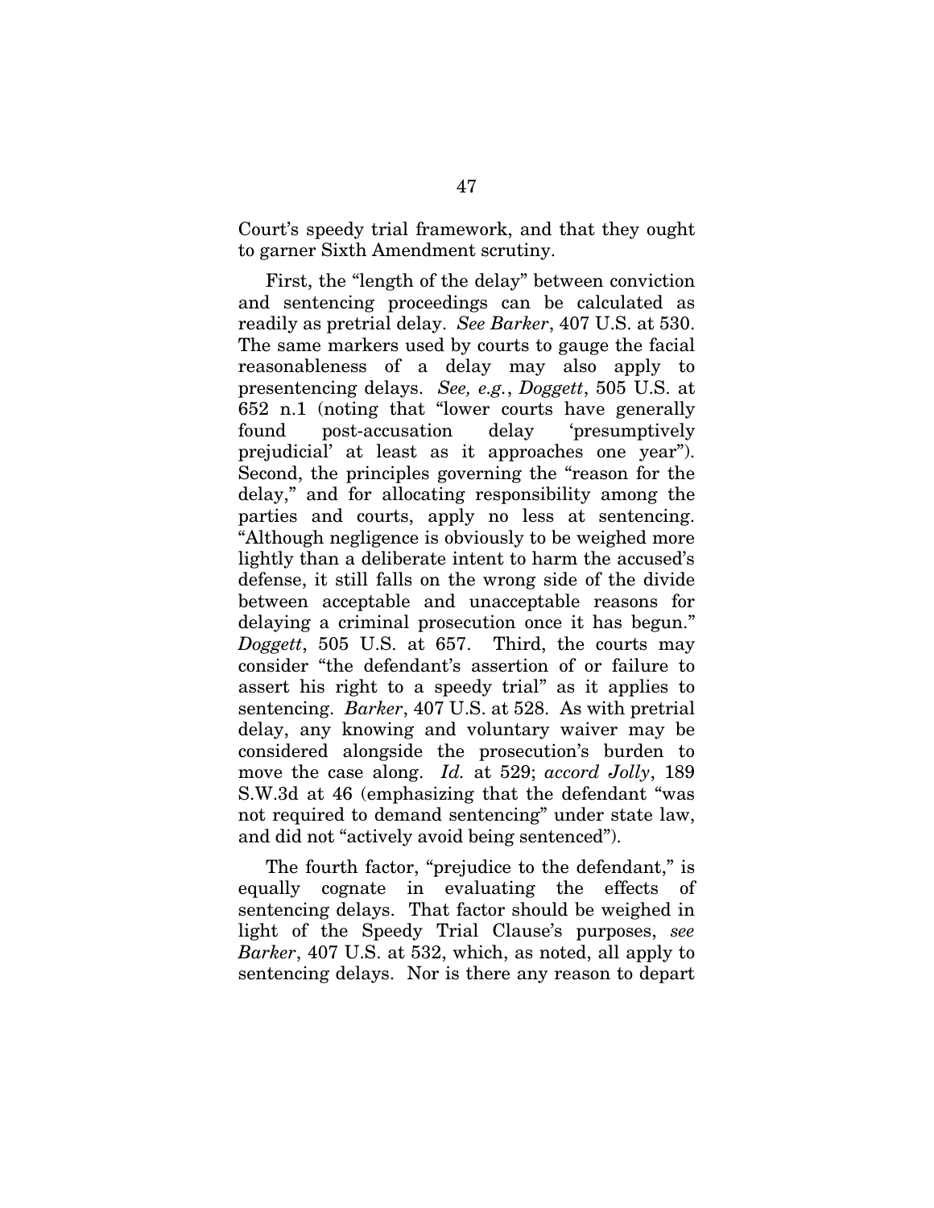Court's speedy trial framework, and that they ought to garner Sixth Amendment scrutiny.

First, the "length of the delay" between conviction and sentencing proceedings can be calculated as readily as pretrial delay. *See Barker*, 407 U.S. at 530. The same markers used by courts to gauge the facial reasonableness of a delay may also apply to presentencing delays. *See, e.g.*, *Doggett*, 505 U.S. at 652 n.1 (noting that "lower courts have generally found post-accusation delay 'presumptively prejudicial' at least as it approaches one year"). Second, the principles governing the "reason for the delay," and for allocating responsibility among the parties and courts, apply no less at sentencing. "Although negligence is obviously to be weighed more lightly than a deliberate intent to harm the accused's defense, it still falls on the wrong side of the divide between acceptable and unacceptable reasons for delaying a criminal prosecution once it has begun." *Doggett*, 505 U.S. at 657. Third, the courts may consider "the defendant's assertion of or failure to assert his right to a speedy trial" as it applies to sentencing. *Barker*, 407 U.S. at 528. As with pretrial delay, any knowing and voluntary waiver may be considered alongside the prosecution's burden to move the case along. *Id.* at 529; *accord Jolly*, 189 S.W.3d at 46 (emphasizing that the defendant "was not required to demand sentencing" under state law, and did not "actively avoid being sentenced").

The fourth factor, "prejudice to the defendant," is equally cognate in evaluating the effects of sentencing delays. That factor should be weighed in light of the Speedy Trial Clause's purposes, *see Barker*, 407 U.S. at 532, which, as noted, all apply to sentencing delays. Nor is there any reason to depart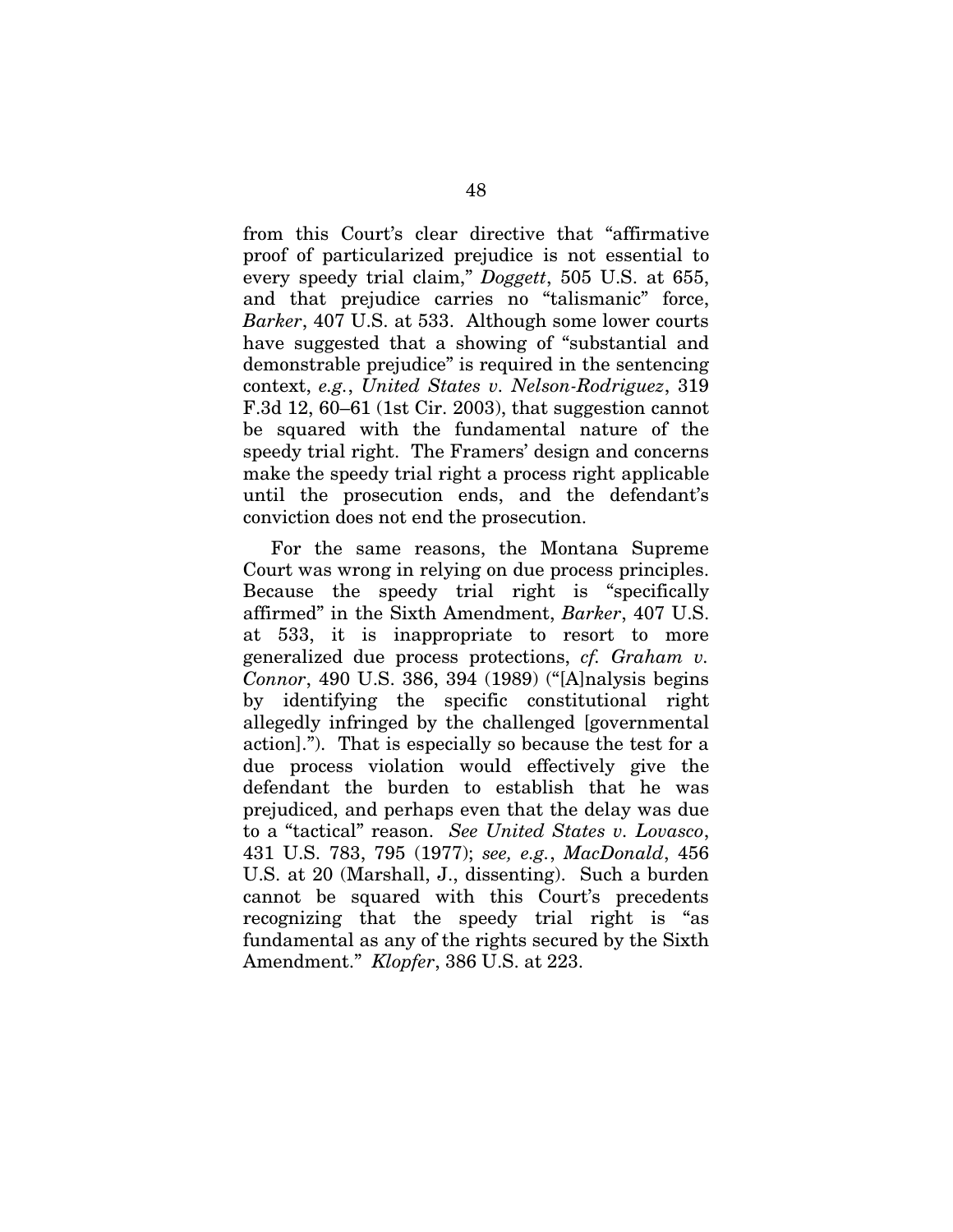from this Court's clear directive that "affirmative proof of particularized prejudice is not essential to every speedy trial claim," *Doggett*, 505 U.S. at 655, and that prejudice carries no "talismanic" force, *Barker*, 407 U.S. at 533. Although some lower courts have suggested that a showing of "substantial and demonstrable prejudice" is required in the sentencing context, *e.g.*, *United States v. Nelson-Rodriguez*, 319 F.3d 12, 60–61 (1st Cir. 2003), that suggestion cannot be squared with the fundamental nature of the speedy trial right. The Framers' design and concerns make the speedy trial right a process right applicable until the prosecution ends, and the defendant's conviction does not end the prosecution.

For the same reasons, the Montana Supreme Court was wrong in relying on due process principles. Because the speedy trial right is "specifically affirmed" in the Sixth Amendment, *Barker*, 407 U.S. at 533, it is inappropriate to resort to more generalized due process protections, *cf. Graham v. Connor*, 490 U.S. 386, 394 (1989) ("[A]nalysis begins by identifying the specific constitutional right allegedly infringed by the challenged [governmental action]."). That is especially so because the test for a due process violation would effectively give the defendant the burden to establish that he was prejudiced, and perhaps even that the delay was due to a "tactical" reason. *See United States v. Lovasco*, 431 U.S. 783, 795 (1977); *see, e.g.*, *MacDonald*, 456 U.S. at 20 (Marshall, J., dissenting). Such a burden cannot be squared with this Court's precedents recognizing that the speedy trial right is "as fundamental as any of the rights secured by the Sixth Amendment." *Klopfer*, 386 U.S. at 223.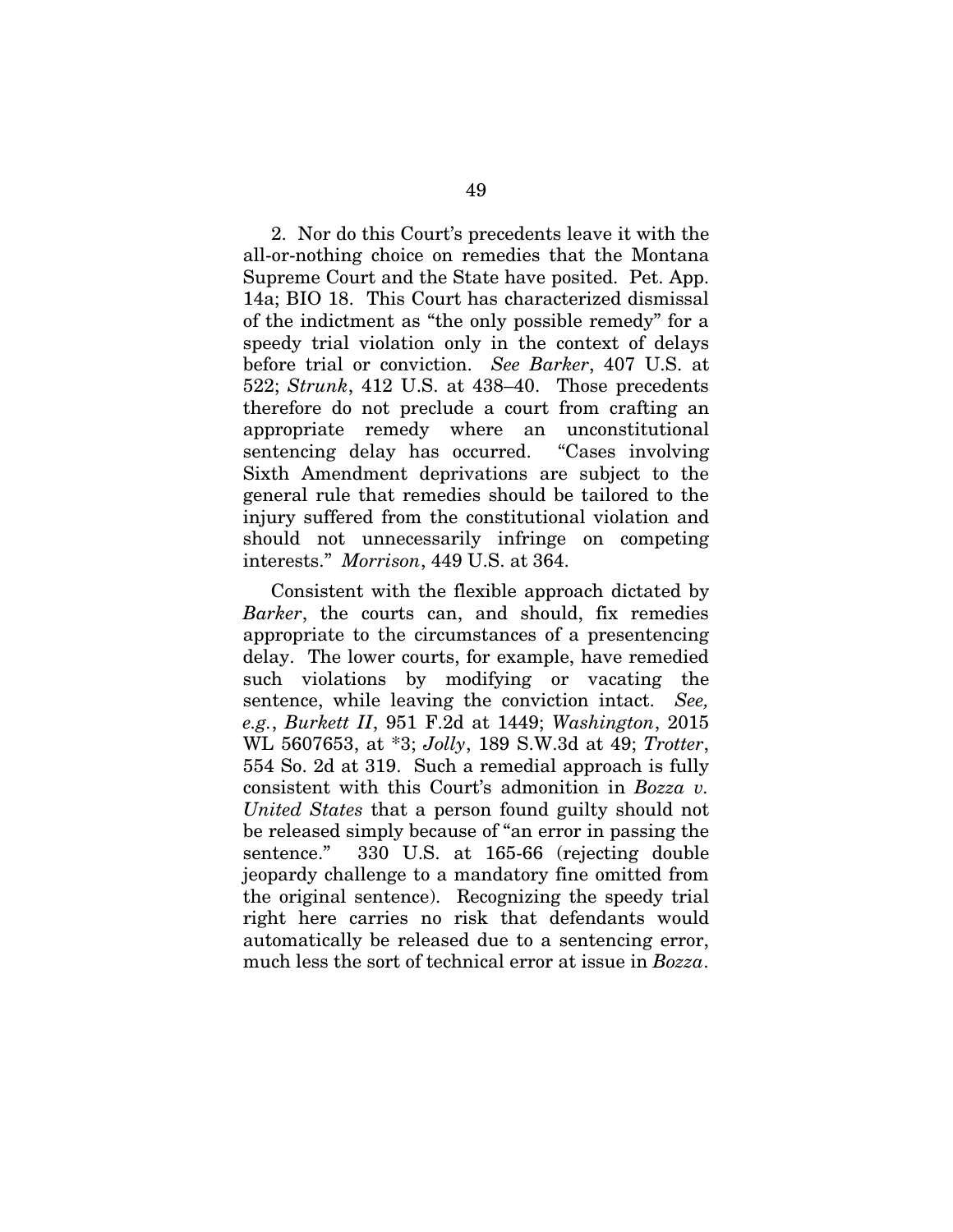2. Nor do this Court's precedents leave it with the all-or-nothing choice on remedies that the Montana Supreme Court and the State have posited. Pet. App. 14a; BIO 18. This Court has characterized dismissal of the indictment as "the only possible remedy" for a speedy trial violation only in the context of delays before trial or conviction. *See Barker*, 407 U.S. at 522; *Strunk*, 412 U.S. at 438–40. Those precedents therefore do not preclude a court from crafting an appropriate remedy where an unconstitutional sentencing delay has occurred. "Cases involving Sixth Amendment deprivations are subject to the general rule that remedies should be tailored to the injury suffered from the constitutional violation and should not unnecessarily infringe on competing interests." *Morrison*, 449 U.S. at 364.

Consistent with the flexible approach dictated by *Barker*, the courts can, and should, fix remedies appropriate to the circumstances of a presentencing delay. The lower courts, for example, have remedied such violations by modifying or vacating the sentence, while leaving the conviction intact. *See, e.g.*, *Burkett II*, 951 F.2d at 1449; *Washington*, 2015 WL 5607653, at *3; *Jolly*, 189 S.W.3d at 49; *Trotter*, 554 So. 2d at 319. Such a remedial approach is fully consistent with this Court's admonition in *Bozza v. United States* that a person found guilty should not be released simply because of "an error in passing the sentence." 330 U.S. at 165-66 (rejecting double jeopardy challenge to a mandatory fine omitted from the original sentence). Recognizing the speedy trial right here carries no risk that defendants would automatically be released due to a sentencing error, much less the sort of technical error at issue in *Bozza*.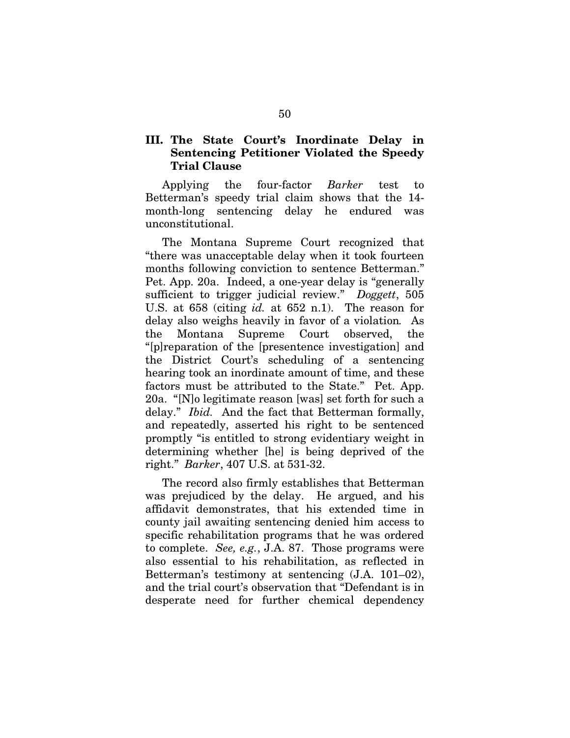## III. The State Court's Inordinate Delay in Sentencing Petitioner Violated the Speedy Trial Clause

Applying the four-factor *Barker* test to Betterman's speedy trial claim shows that the 14-month-long sentencing delay he endured was unconstitutional.

The Montana Supreme Court recognized that "there was unacceptable delay when it took fourteen months following conviction to sentence Betterman." Pet. App. 20a. Indeed, a one-year delay is "generally sufficient to trigger judicial review." *Doggett*, 505 U.S. at 658 (citing *id.* at 652 n.1). The reason for delay also weighs heavily in favor of a violation*.* As the Montana Supreme Court observed, the "[p]reparation of the [presentence investigation] and the District Court's scheduling of a sentencing hearing took an inordinate amount of time, and these factors must be attributed to the State." Pet. App. 20a. "[N]o legitimate reason [was] set forth for such a delay." *Ibid.* And the fact that Betterman formally, and repeatedly, asserted his right to be sentenced promptly "is entitled to strong evidentiary weight in determining whether [he] is being deprived of the right." *Barker*, 407 U.S. at 531-32.

The record also firmly establishes that Betterman was prejudiced by the delay. He argued, and his affidavit demonstrates, that his extended time in county jail awaiting sentencing denied him access to specific rehabilitation programs that he was ordered to complete. *See, e.g.*, J.A. 87. Those programs were also essential to his rehabilitation, as reflected in Betterman's testimony at sentencing (J.A. 101–02), and the trial court's observation that "Defendant is in desperate need for further chemical dependency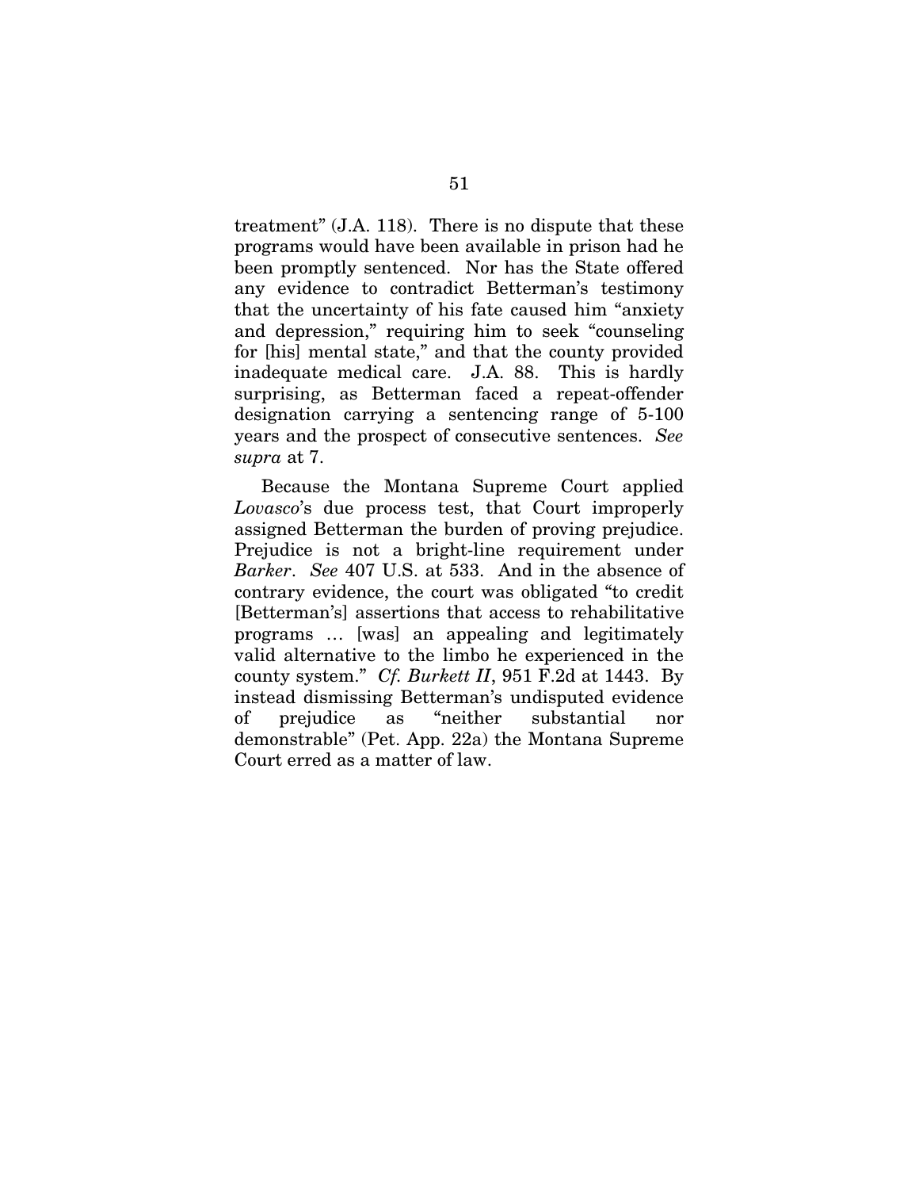treatment" (J.A. 118). There is no dispute that these programs would have been available in prison had he been promptly sentenced. Nor has the State offered any evidence to contradict Betterman's testimony that the uncertainty of his fate caused him "anxiety and depression," requiring him to seek "counseling for [his] mental state," and that the county provided inadequate medical care. J.A. 88. This is hardly surprising, as Betterman faced a repeat-offender designation carrying a sentencing range of 5-100 years and the prospect of consecutive sentences. *See supra* at 7.

Because the Montana Supreme Court applied *Lovasco*'s due process test, that Court improperly assigned Betterman the burden of proving prejudice. Prejudice is not a bright-line requirement under *Barker*. *See* 407 U.S. at 533. And in the absence of contrary evidence, the court was obligated "to credit [Betterman's] assertions that access to rehabilitative programs … [was] an appealing and legitimately valid alternative to the limbo he experienced in the county system." *Cf. Burkett II*, 951 F.2d at 1443. By instead dismissing Betterman's undisputed evidence of prejudice as "neither substantial nor demonstrable" (Pet. App. 22a) the Montana Supreme Court erred as a matter of law.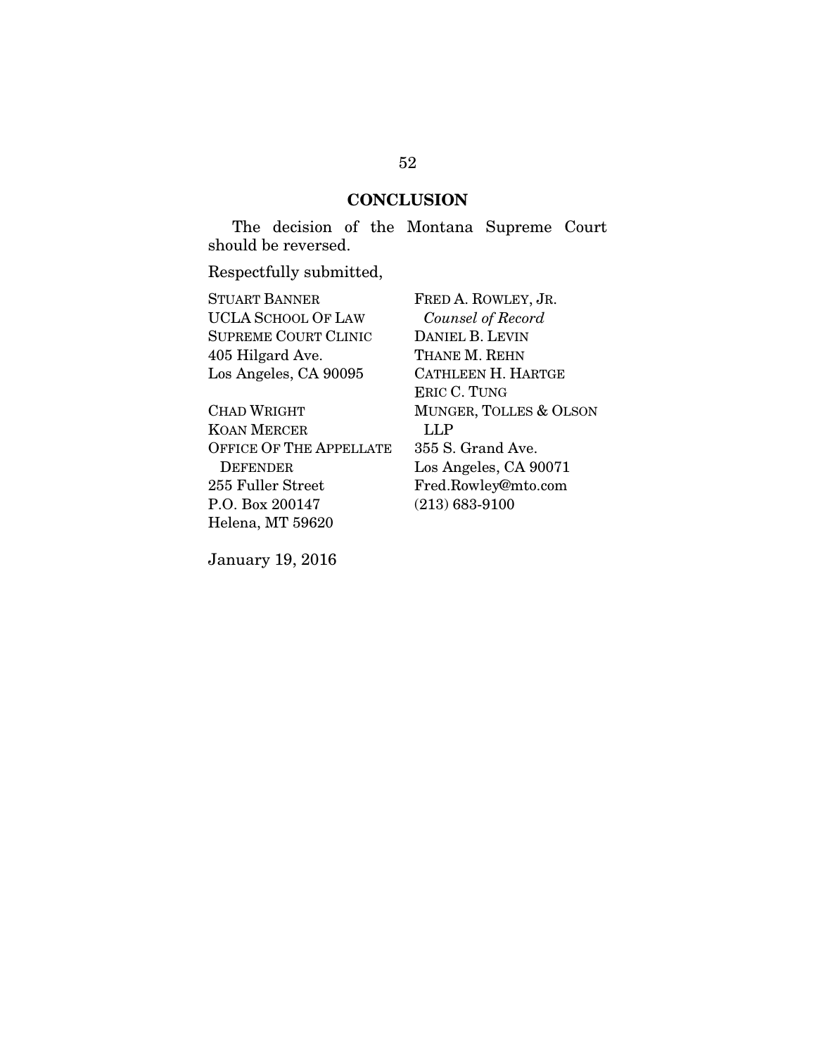## CONCLUSION

The decision of the Montana Supreme Court should be reversed.

Respectfully submitted,

STUART BANNER
UCLA SCHOOL OF LAW
SUPREME COURT CLINIC
405 Hilgard Ave.
Los Angeles, CA 90095

CHAD WRIGHT
KOAN MERCER
OFFICE OF THE APPELLATE DEFENDER
255 Fuller Street
P.O. Box 200147
Helena, MT 59620

FRED A. ROWLEY, JR.
*Counsel of Record*
DANIEL B. LEVIN
THANE M. REHN
CATHLEEN H. HARTGE
ERIC C. TUNG
MUNGER, TOLLES & OLSON LLP
355 S. Grand Ave.
Los Angeles, CA 90071
Fred.Rowley@mto.com
(213) 683-9100

January 19, 2016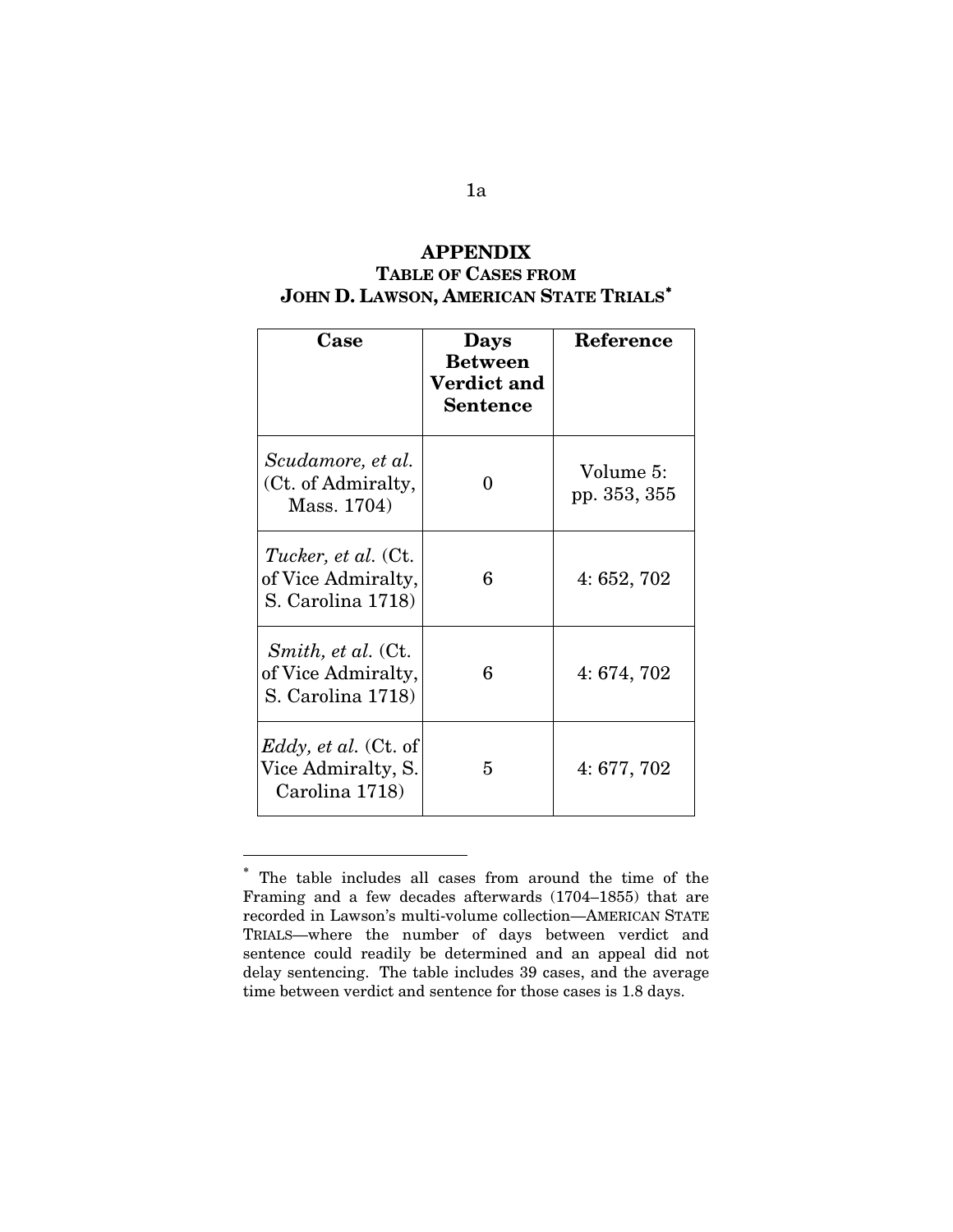# APPENDIX

## TABLE OF CASES FROM JOHN D. LAWSON, AMERICAN STATE TRIALS*

| Case | Days Between Verdict and Sentence | Reference |
|---|---|---|
| *Scudamore, et al.* (Ct. of Admiralty, Mass. 1704) | 0 | Volume 5: pp. 353, 355 |
| *Tucker, et al.* (Ct. of Vice Admiralty, S. Carolina 1718) | 6 | 4: 652, 702 |
| *Smith, et al.* (Ct. of Vice Admiralty, S. Carolina 1718) | 6 | 4: 674, 702 |
| *Eddy, et al.* (Ct. of Vice Admiralty, S. Carolina 1718) | 5 | 4: 677, 702 |

* The table includes all cases from around the time of the Framing and a few decades afterwards (1704–1855) that are recorded in Lawson's multi-volume collection—AMERICAN STATE TRIALS—where the number of days between verdict and sentence could readily be determined and an appeal did not delay sentencing. The table includes 39 cases, and the average time between verdict and sentence for those cases is 1.8 days.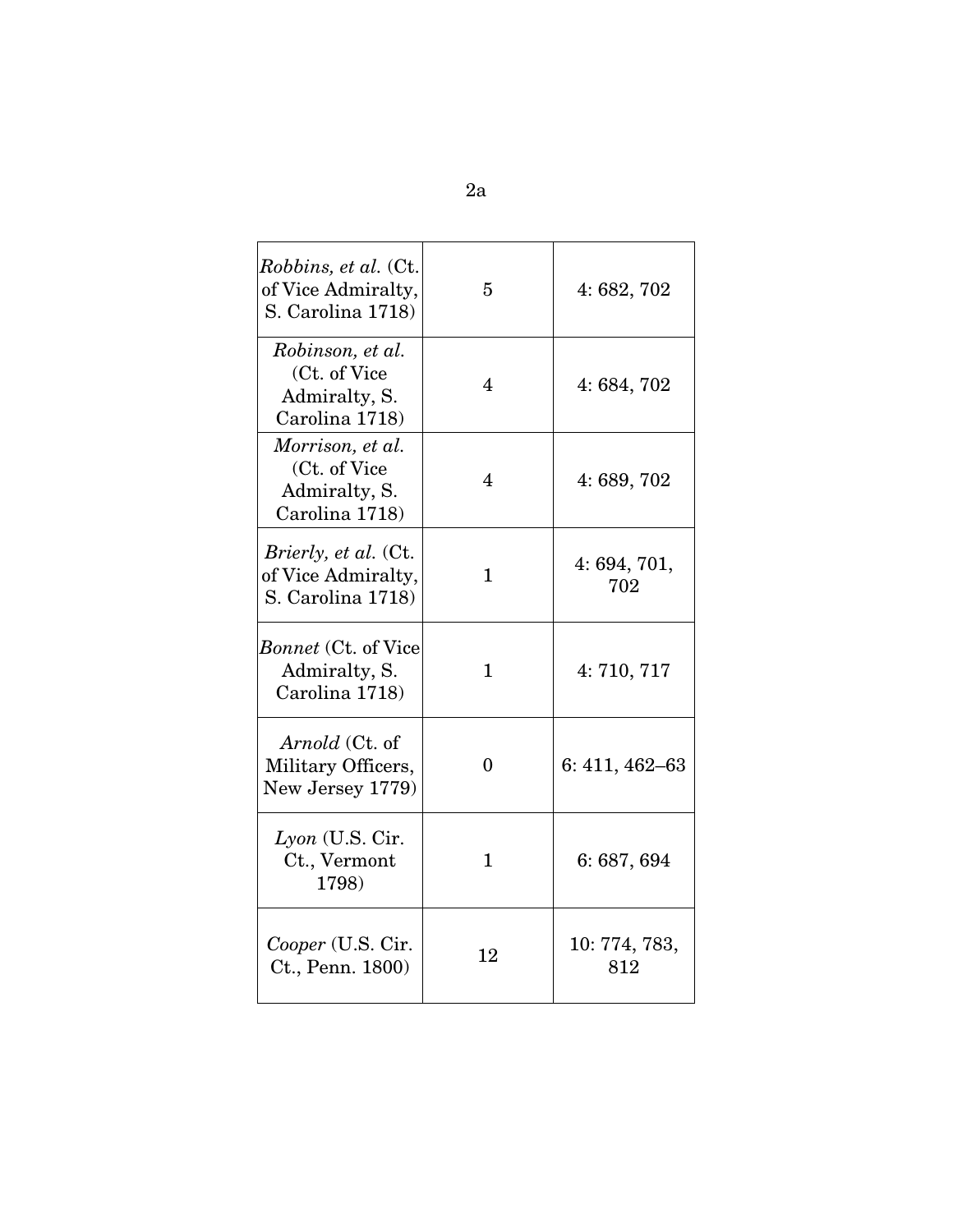| | | |
|---|---|---|
| *Robbins, et al.* (Ct. of Vice Admiralty, S. Carolina 1718) | 5 | 4: 682, 702 |
| *Robinson, et al.* (Ct. of Vice Admiralty, S. Carolina 1718) | 4 | 4: 684, 702 |
| *Morrison, et al.* (Ct. of Vice Admiralty, S. Carolina 1718) | 4 | 4: 689, 702 |
| *Brierly, et al.* (Ct. of Vice Admiralty, S. Carolina 1718) | 1 | 4: 694, 701, 702 |
| *Bonnet* (Ct. of Vice Admiralty, S. Carolina 1718) | 1 | 4: 710, 717 |
| *Arnold* (Ct. of Military Officers, New Jersey 1779) | 0 | 6: 411, 462–63 |
| *Lyon* (U.S. Cir. Ct., Vermont 1798) | 1 | 6: 687, 694 |
| *Cooper* (U.S. Cir. Ct., Penn. 1800) | 12 | 10: 774, 783, 812 |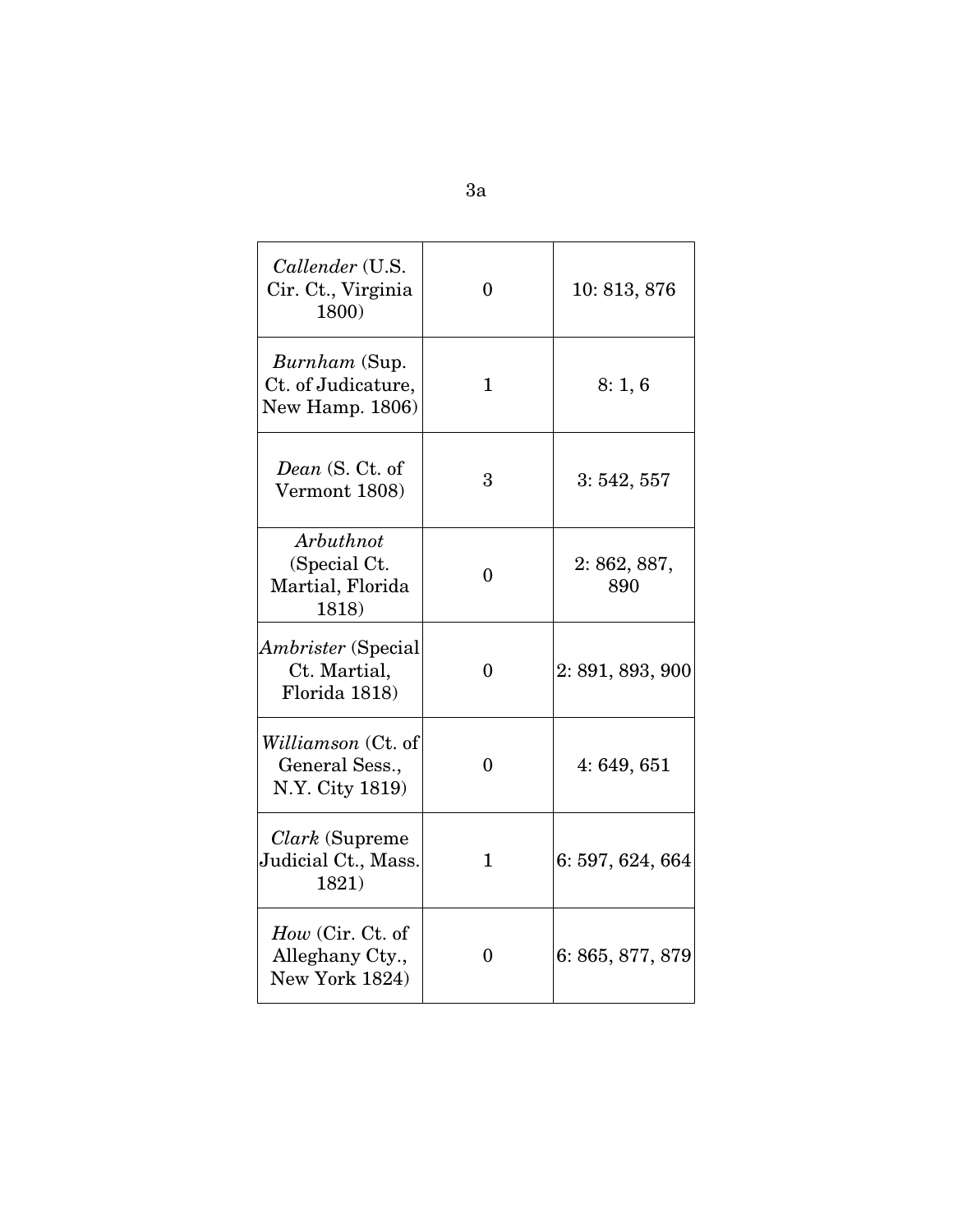| | | |
|---|---|---|
| *Callender* (U.S. Cir. Ct., Virginia 1800) | 0 | 10: 813, 876 |
| *Burnham* (Sup. Ct. of Judicature, New Hamp. 1806) | 1 | 8: 1, 6 |
| *Dean* (S. Ct. of Vermont 1808) | 3 | 3: 542, 557 |
| *Arbuthnot* (Special Ct. Martial, Florida 1818) | 0 | 2: 862, 887, 890 |
| *Ambrister* (Special Ct. Martial, Florida 1818) | 0 | 2: 891, 893, 900 |
| *Williamson* (Ct. of General Sess., N.Y. City 1819) | 0 | 4: 649, 651 |
| *Clark* (Supreme Judicial Ct., Mass. 1821) | 1 | 6: 597, 624, 664 |
| *How* (Cir. Ct. of Alleghany Cty., New York 1824) | 0 | 6: 865, 877, 879 |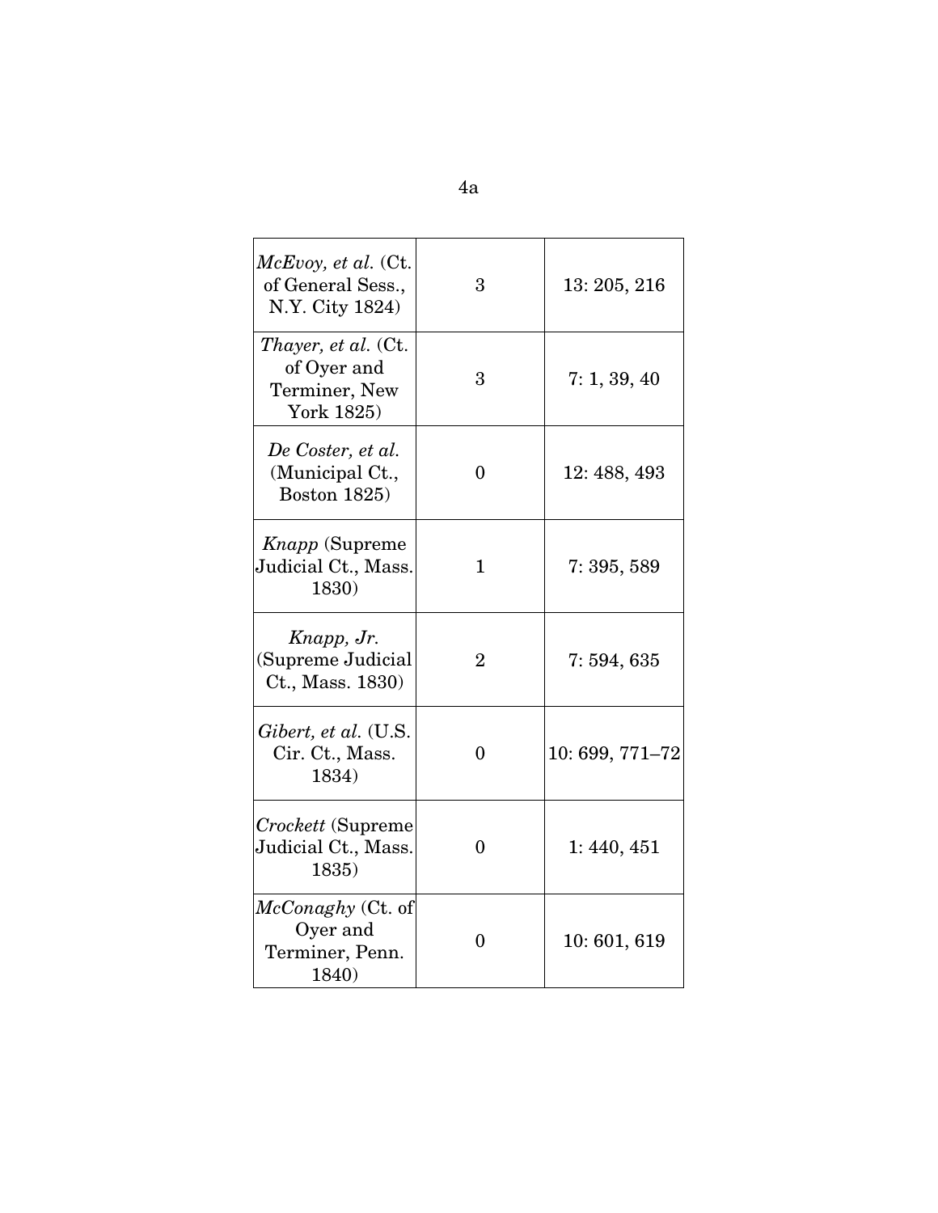| | | |
|---|---|---|
| *McEvoy, et al.* (Ct. of General Sess., N.Y. City 1824) | 3 | 13: 205, 216 |
| *Thayer, et al.* (Ct. of Oyer and Terminer, New York 1825) | 3 | 7: 1, 39, 40 |
| *De Coster, et al.* (Municipal Ct., Boston 1825) | 0 | 12: 488, 493 |
| *Knapp* (Supreme Judicial Ct., Mass. 1830) | 1 | 7: 395, 589 |
| *Knapp, Jr.* (Supreme Judicial Ct., Mass. 1830) | 2 | 7: 594, 635 |
| *Gibert, et al.* (U.S. Cir. Ct., Mass. 1834) | 0 | 10: 699, 771–72 |
| *Crockett* (Supreme Judicial Ct., Mass. 1835) | 0 | 1: 440, 451 |
| *McConaghy* (Ct. of Oyer and Terminer, Penn. 1840) | 0 | 10: 601, 619 |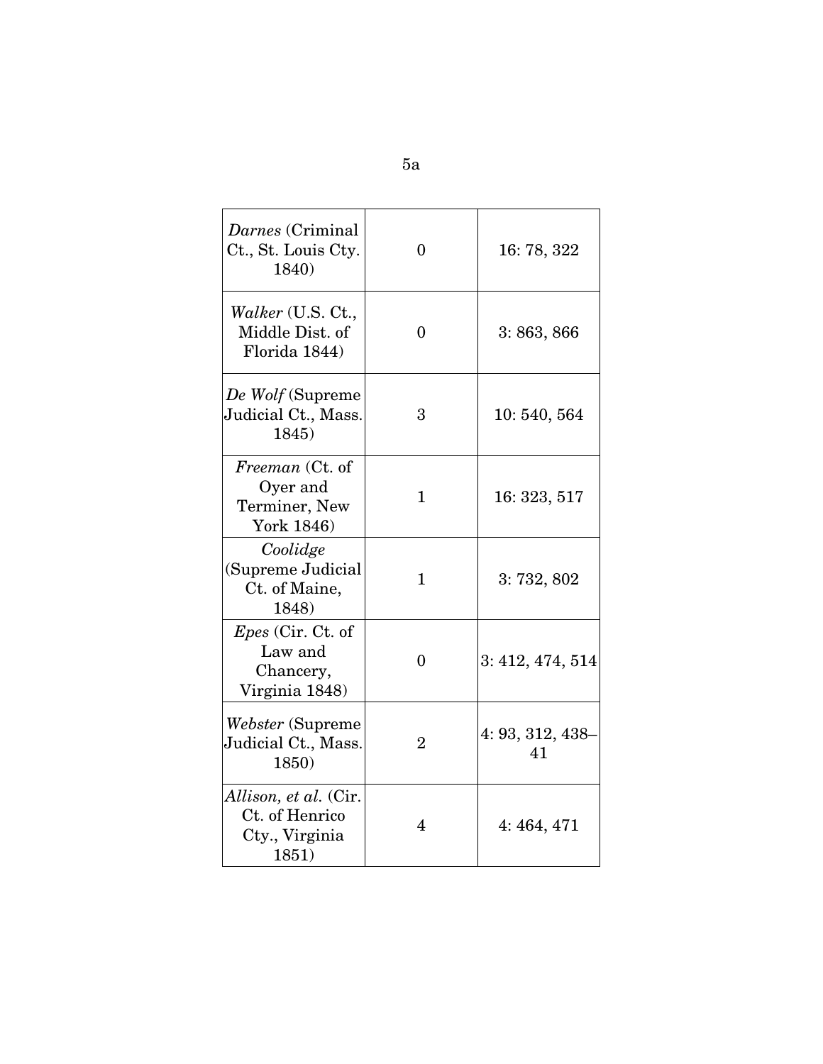| | | |
|---|---|---|
| *Darnes* (Criminal Ct., St. Louis Cty. 1840) | 0 | 16: 78, 322 |
| *Walker* (U.S. Ct., Middle Dist. of Florida 1844) | 0 | 3: 863, 866 |
| *De Wolf* (Supreme Judicial Ct., Mass. 1845) | 3 | 10: 540, 564 |
| *Freeman* (Ct. of Oyer and Terminer, New York 1846) | 1 | 16: 323, 517 |
| *Coolidge* (Supreme Judicial Ct. of Maine, 1848) | 1 | 3: 732, 802 |
| *Epes* (Cir. Ct. of Law and Chancery, Virginia 1848) | 0 | 3: 412, 474, 514 |
| *Webster* (Supreme Judicial Ct., Mass. 1850) | 2 | 4: 93, 312, 438–41 |
| *Allison, et al.* (Cir. Ct. of Henrico Cty., Virginia 1851) | 4 | 4: 464, 471 |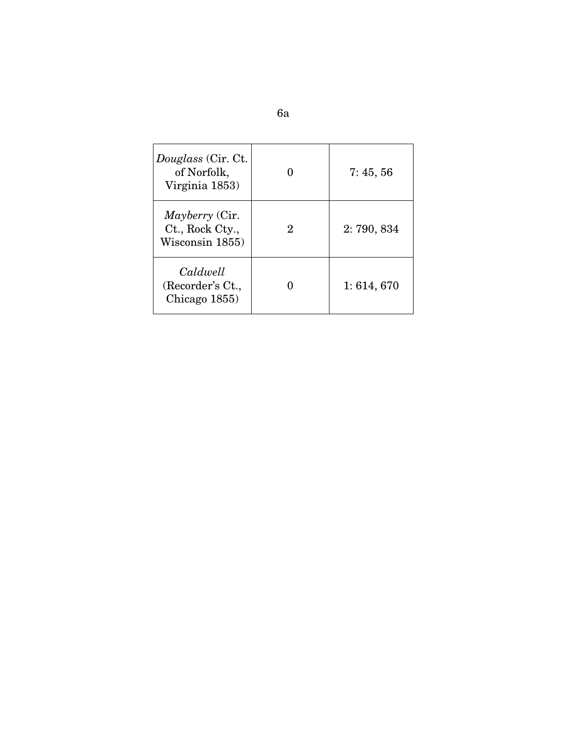| | | |
|---|---|---|
| *Douglass* (Cir. Ct. of Norfolk, Virginia 1853) | 0 | 7: 45, 56 |
| *Mayberry* (Cir. Ct., Rock Cty., Wisconsin 1855) | 2 | 2: 790, 834 |
| *Caldwell* (Recorder's Ct., Chicago 1855) | 0 | 1: 614, 670 |